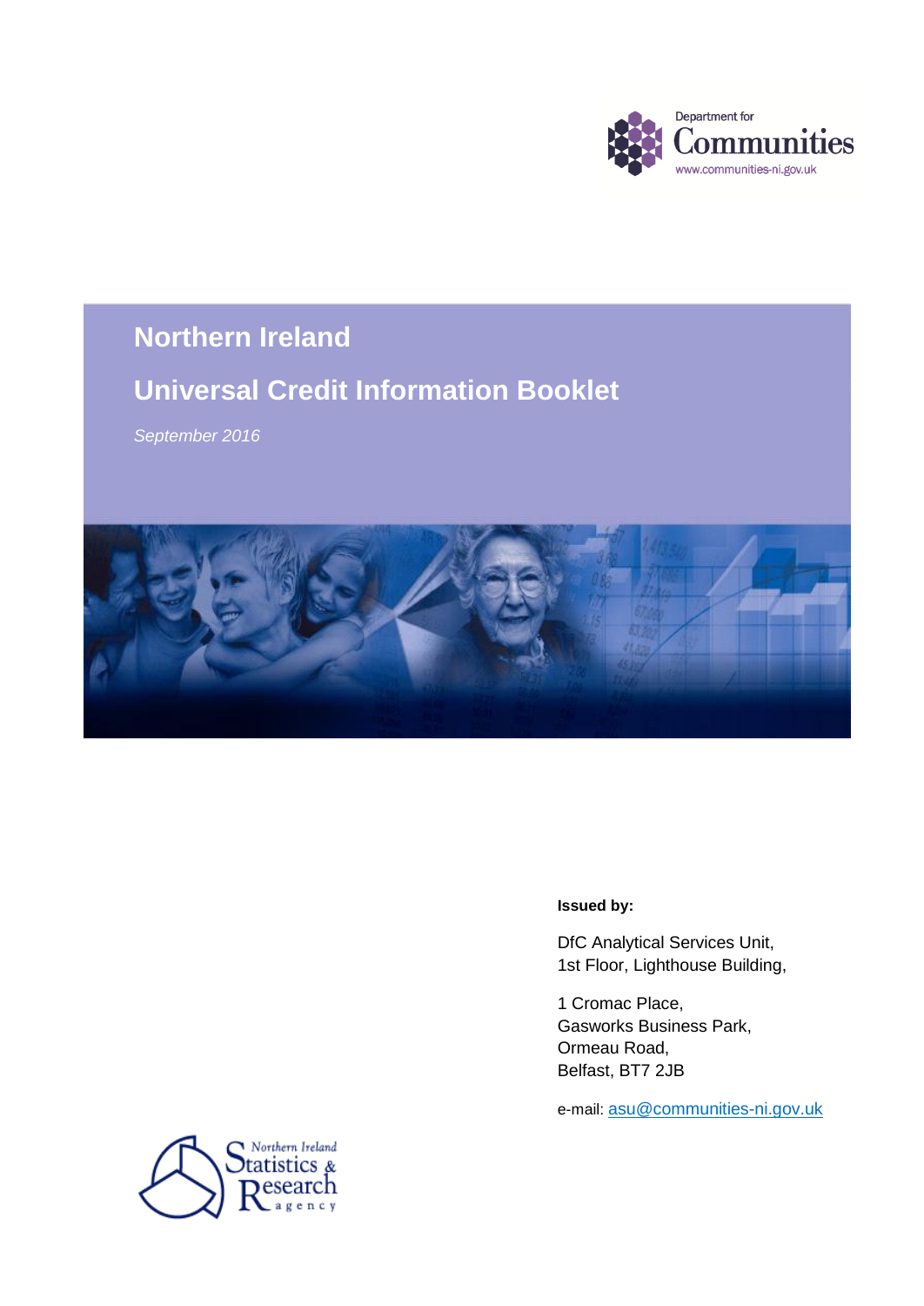Department for Communities
www.communities-ni.gov.uk

# Northern Ireland

# Universal Credit Information Booklet

*September 2016*

**Issued by:**

DfC Analytical Services Unit,
1st Floor, Lighthouse Building,

1 Cromac Place,
Gasworks Business Park,
Ormeau Road,
Belfast, BT7 2JB

e-mail: asu@communities-ni.gov.uk

Northern Ireland Statistics & Research agency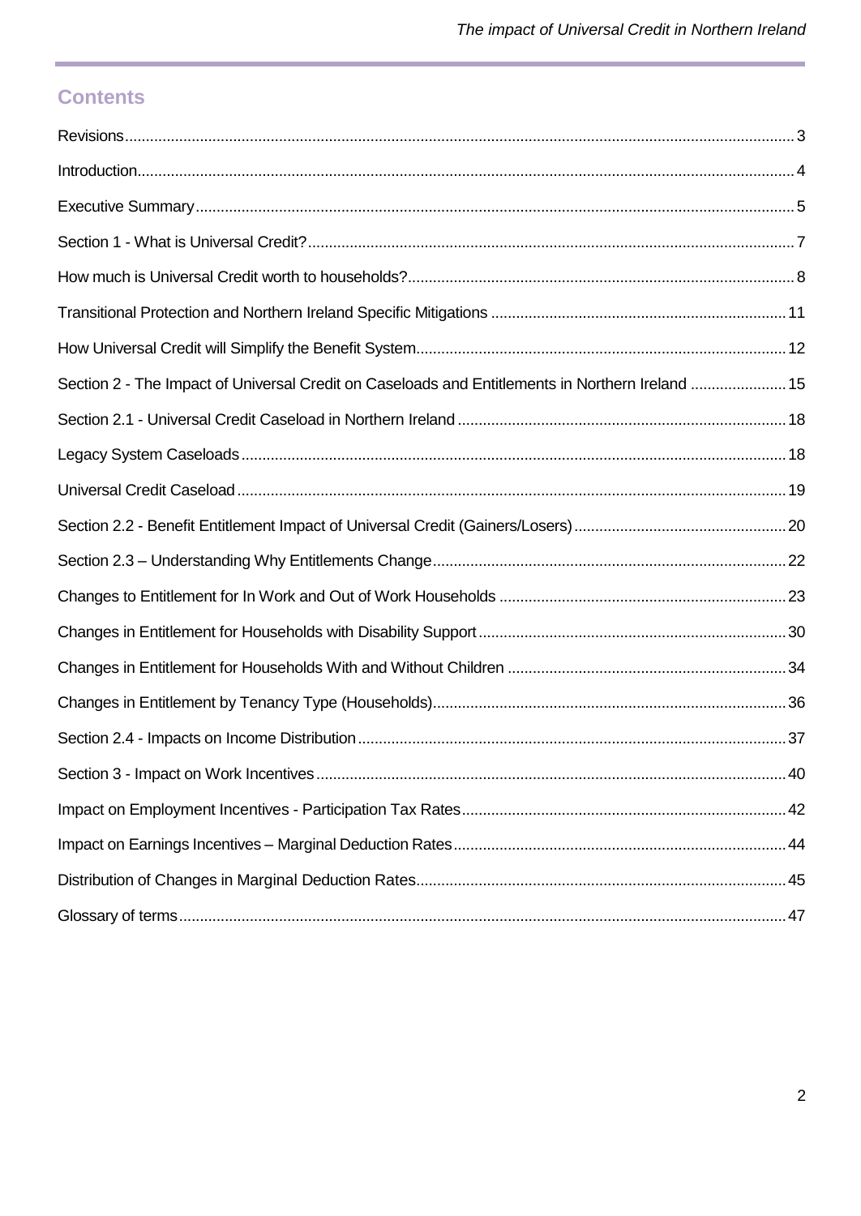## Contents

Revisions ... 3

Introduction ... 4

Executive Summary ... 5

Section 1 - What is Universal Credit? ... 7

How much is Universal Credit worth to households? ... 8

Transitional Protection and Northern Ireland Specific Mitigations ... 11

How Universal Credit will Simplify the Benefit System ... 12

Section 2 - The Impact of Universal Credit on Caseloads and Entitlements in Northern Ireland ... 15

Section 2.1 - Universal Credit Caseload in Northern Ireland ... 18

Legacy System Caseloads ... 18

Universal Credit Caseload ... 19

Section 2.2 - Benefit Entitlement Impact of Universal Credit (Gainers/Losers) ... 20

Section 2.3 – Understanding Why Entitlements Change ... 22

Changes to Entitlement for In Work and Out of Work Households ... 23

Changes in Entitlement for Households with Disability Support ... 30

Changes in Entitlement for Households With and Without Children ... 34

Changes in Entitlement by Tenancy Type (Households) ... 36

Section 2.4 - Impacts on Income Distribution ... 37

Section 3 - Impact on Work Incentives ... 40

Impact on Employment Incentives - Participation Tax Rates ... 42

Impact on Earnings Incentives – Marginal Deduction Rates ... 44

Distribution of Changes in Marginal Deduction Rates ... 45

Glossary of terms ... 47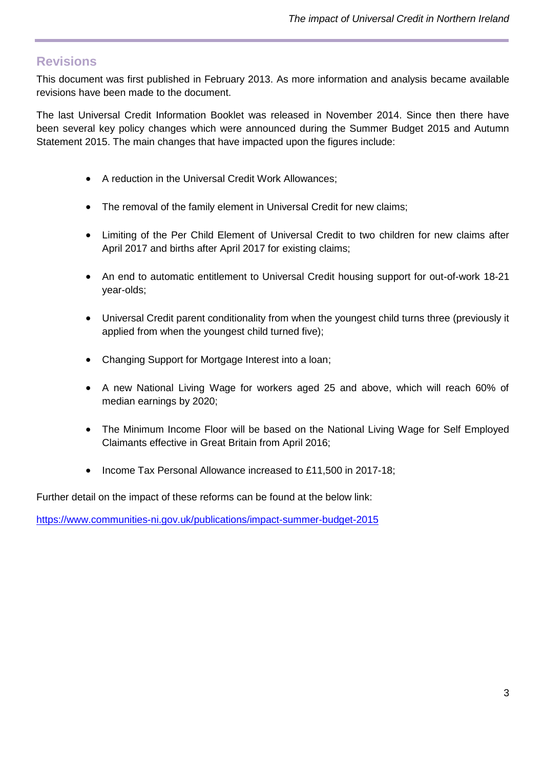## Revisions

This document was first published in February 2013. As more information and analysis became available revisions have been made to the document.

The last Universal Credit Information Booklet was released in November 2014. Since then there have been several key policy changes which were announced during the Summer Budget 2015 and Autumn Statement 2015. The main changes that have impacted upon the figures include:

- A reduction in the Universal Credit Work Allowances;
- The removal of the family element in Universal Credit for new claims;
- Limiting of the Per Child Element of Universal Credit to two children for new claims after April 2017 and births after April 2017 for existing claims;
- An end to automatic entitlement to Universal Credit housing support for out-of-work 18-21 year-olds;
- Universal Credit parent conditionality from when the youngest child turns three (previously it applied from when the youngest child turned five);
- Changing Support for Mortgage Interest into a loan;
- A new National Living Wage for workers aged 25 and above, which will reach 60% of median earnings by 2020;
- The Minimum Income Floor will be based on the National Living Wage for Self Employed Claimants effective in Great Britain from April 2016;
- Income Tax Personal Allowance increased to £11,500 in 2017-18;

Further detail on the impact of these reforms can be found at the below link:

https://www.communities-ni.gov.uk/publications/impact-summer-budget-2015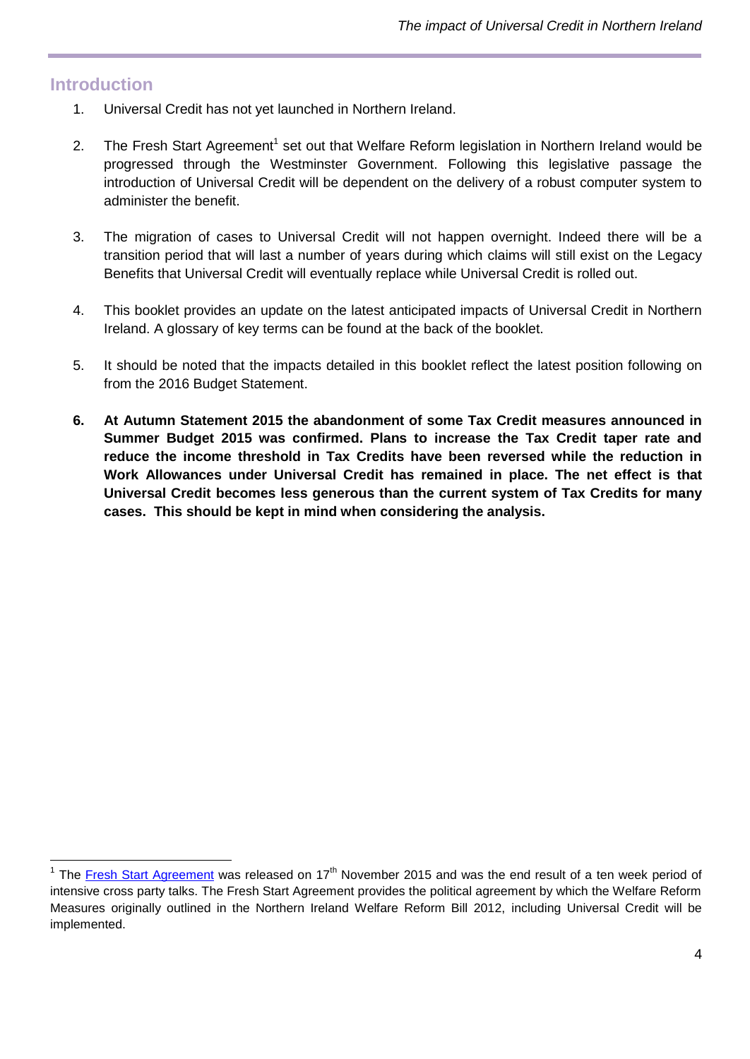## Introduction

1. Universal Credit has not yet launched in Northern Ireland.

2. The Fresh Start Agreement[1] set out that Welfare Reform legislation in Northern Ireland would be progressed through the Westminster Government. Following this legislative passage the introduction of Universal Credit will be dependent on the delivery of a robust computer system to administer the benefit.

3. The migration of cases to Universal Credit will not happen overnight. Indeed there will be a transition period that will last a number of years during which claims will still exist on the Legacy Benefits that Universal Credit will eventually replace while Universal Credit is rolled out.

4. This booklet provides an update on the latest anticipated impacts of Universal Credit in Northern Ireland. A glossary of key terms can be found at the back of the booklet.

5. It should be noted that the impacts detailed in this booklet reflect the latest position following on from the 2016 Budget Statement.

6. **At Autumn Statement 2015 the abandonment of some Tax Credit measures announced in Summer Budget 2015 was confirmed. Plans to increase the Tax Credit taper rate and reduce the income threshold in Tax Credits have been reversed while the reduction in Work Allowances under Universal Credit has remained in place. The net effect is that Universal Credit becomes less generous than the current system of Tax Credits for many cases. This should be kept in mind when considering the analysis.**

[1] The Fresh Start Agreement was released on 17th November 2015 and was the end result of a ten week period of intensive cross party talks. The Fresh Start Agreement provides the political agreement by which the Welfare Reform Measures originally outlined in the Northern Ireland Welfare Reform Bill 2012, including Universal Credit will be implemented.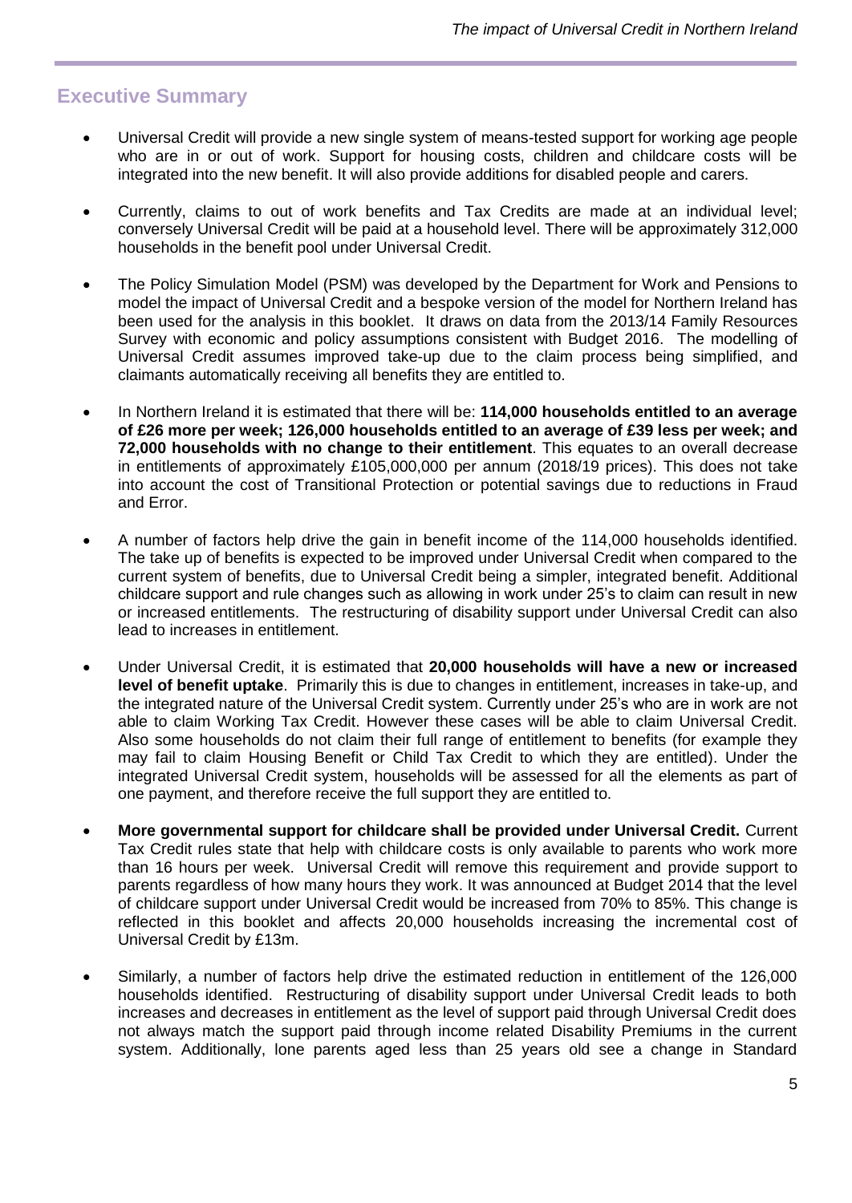## Executive Summary

- Universal Credit will provide a new single system of means-tested support for working age people who are in or out of work. Support for housing costs, children and childcare costs will be integrated into the new benefit. It will also provide additions for disabled people and carers.

- Currently, claims to out of work benefits and Tax Credits are made at an individual level; conversely Universal Credit will be paid at a household level. There will be approximately 312,000 households in the benefit pool under Universal Credit.

- The Policy Simulation Model (PSM) was developed by the Department for Work and Pensions to model the impact of Universal Credit and a bespoke version of the model for Northern Ireland has been used for the analysis in this booklet. It draws on data from the 2013/14 Family Resources Survey with economic and policy assumptions consistent with Budget 2016. The modelling of Universal Credit assumes improved take-up due to the claim process being simplified, and claimants automatically receiving all benefits they are entitled to.

- In Northern Ireland it is estimated that there will be: **114,000 households entitled to an average of £26 more per week; 126,000 households entitled to an average of £39 less per week; and 72,000 households with no change to their entitlement**. This equates to an overall decrease in entitlements of approximately £105,000,000 per annum (2018/19 prices). This does not take into account the cost of Transitional Protection or potential savings due to reductions in Fraud and Error.

- A number of factors help drive the gain in benefit income of the 114,000 households identified. The take up of benefits is expected to be improved under Universal Credit when compared to the current system of benefits, due to Universal Credit being a simpler, integrated benefit. Additional childcare support and rule changes such as allowing in work under 25's to claim can result in new or increased entitlements. The restructuring of disability support under Universal Credit can also lead to increases in entitlement.

- Under Universal Credit, it is estimated that **20,000 households will have a new or increased level of benefit uptake**. Primarily this is due to changes in entitlement, increases in take-up, and the integrated nature of the Universal Credit system. Currently under 25's who are in work are not able to claim Working Tax Credit. However these cases will be able to claim Universal Credit. Also some households do not claim their full range of entitlement to benefits (for example they may fail to claim Housing Benefit or Child Tax Credit to which they are entitled). Under the integrated Universal Credit system, households will be assessed for all the elements as part of one payment, and therefore receive the full support they are entitled to.

- **More governmental support for childcare shall be provided under Universal Credit.** Current Tax Credit rules state that help with childcare costs is only available to parents who work more than 16 hours per week. Universal Credit will remove this requirement and provide support to parents regardless of how many hours they work. It was announced at Budget 2014 that the level of childcare support under Universal Credit would be increased from 70% to 85%. This change is reflected in this booklet and affects 20,000 households increasing the incremental cost of Universal Credit by £13m.

- Similarly, a number of factors help drive the estimated reduction in entitlement of the 126,000 households identified. Restructuring of disability support under Universal Credit leads to both increases and decreases in entitlement as the level of support paid through Universal Credit does not always match the support paid through income related Disability Premiums in the current system. Additionally, lone parents aged less than 25 years old see a change in Standard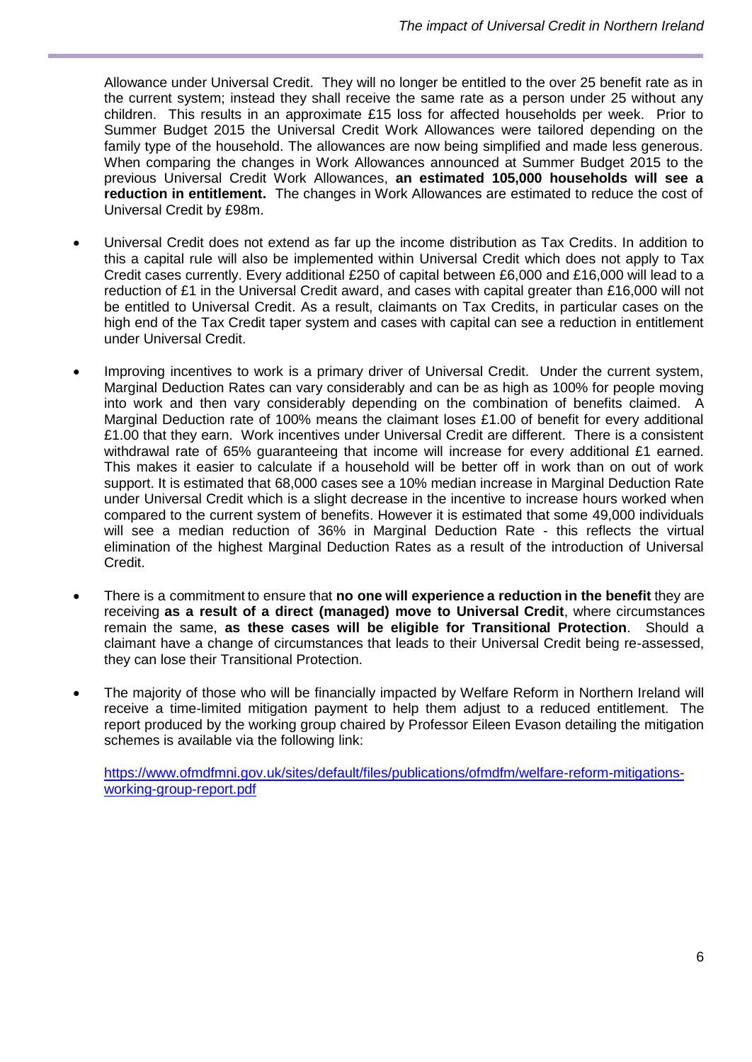Allowance under Universal Credit. They will no longer be entitled to the over 25 benefit rate as in the current system; instead they shall receive the same rate as a person under 25 without any children. This results in an approximate £15 loss for affected households per week. Prior to Summer Budget 2015 the Universal Credit Work Allowances were tailored depending on the family type of the household. The allowances are now being simplified and made less generous. When comparing the changes in Work Allowances announced at Summer Budget 2015 to the previous Universal Credit Work Allowances, **an estimated 105,000 households will see a reduction in entitlement.** The changes in Work Allowances are estimated to reduce the cost of Universal Credit by £98m.

- Universal Credit does not extend as far up the income distribution as Tax Credits. In addition to this a capital rule will also be implemented within Universal Credit which does not apply to Tax Credit cases currently. Every additional £250 of capital between £6,000 and £16,000 will lead to a reduction of £1 in the Universal Credit award, and cases with capital greater than £16,000 will not be entitled to Universal Credit. As a result, claimants on Tax Credits, in particular cases on the high end of the Tax Credit taper system and cases with capital can see a reduction in entitlement under Universal Credit.

- Improving incentives to work is a primary driver of Universal Credit. Under the current system, Marginal Deduction Rates can vary considerably and can be as high as 100% for people moving into work and then vary considerably depending on the combination of benefits claimed. A Marginal Deduction rate of 100% means the claimant loses £1.00 of benefit for every additional £1.00 that they earn. Work incentives under Universal Credit are different. There is a consistent withdrawal rate of 65% guaranteeing that income will increase for every additional £1 earned. This makes it easier to calculate if a household will be better off in work than on out of work support. It is estimated that 68,000 cases see a 10% median increase in Marginal Deduction Rate under Universal Credit which is a slight decrease in the incentive to increase hours worked when compared to the current system of benefits. However it is estimated that some 49,000 individuals will see a median reduction of 36% in Marginal Deduction Rate - this reflects the virtual elimination of the highest Marginal Deduction Rates as a result of the introduction of Universal Credit.

- There is a commitment to ensure that **no one will experience a reduction in the benefit** they are receiving **as a result of a direct (managed) move to Universal Credit**, where circumstances remain the same, **as these cases will be eligible for Transitional Protection**. Should a claimant have a change of circumstances that leads to their Universal Credit being re-assessed, they can lose their Transitional Protection.

- The majority of those who will be financially impacted by Welfare Reform in Northern Ireland will receive a time-limited mitigation payment to help them adjust to a reduced entitlement. The report produced by the working group chaired by Professor Eileen Evason detailing the mitigation schemes is available via the following link:

  https://www.ofmdfmni.gov.uk/sites/default/files/publications/ofmdfm/welfare-reform-mitigations-working-group-report.pdf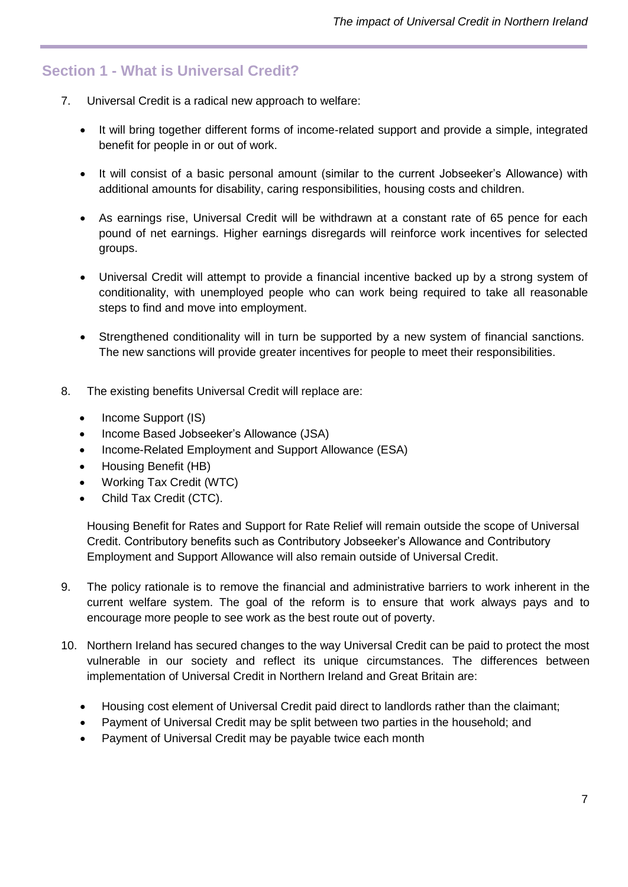## Section 1 - What is Universal Credit?

7. Universal Credit is a radical new approach to welfare:

   - It will bring together different forms of income-related support and provide a simple, integrated benefit for people in or out of work.
   - It will consist of a basic personal amount (similar to the current Jobseeker's Allowance) with additional amounts for disability, caring responsibilities, housing costs and children.
   - As earnings rise, Universal Credit will be withdrawn at a constant rate of 65 pence for each pound of net earnings. Higher earnings disregards will reinforce work incentives for selected groups.
   - Universal Credit will attempt to provide a financial incentive backed up by a strong system of conditionality, with unemployed people who can work being required to take all reasonable steps to find and move into employment.
   - Strengthened conditionality will in turn be supported by a new system of financial sanctions. The new sanctions will provide greater incentives for people to meet their responsibilities.

8. The existing benefits Universal Credit will replace are:

   - Income Support (IS)
   - Income Based Jobseeker's Allowance (JSA)
   - Income-Related Employment and Support Allowance (ESA)
   - Housing Benefit (HB)
   - Working Tax Credit (WTC)
   - Child Tax Credit (CTC).

   Housing Benefit for Rates and Support for Rate Relief will remain outside the scope of Universal Credit. Contributory benefits such as Contributory Jobseeker's Allowance and Contributory Employment and Support Allowance will also remain outside of Universal Credit.

9. The policy rationale is to remove the financial and administrative barriers to work inherent in the current welfare system. The goal of the reform is to ensure that work always pays and to encourage more people to see work as the best route out of poverty.

10. Northern Ireland has secured changes to the way Universal Credit can be paid to protect the most vulnerable in our society and reflect its unique circumstances. The differences between implementation of Universal Credit in Northern Ireland and Great Britain are:

    - Housing cost element of Universal Credit paid direct to landlords rather than the claimant;
    - Payment of Universal Credit may be split between two parties in the household; and
    - Payment of Universal Credit may be payable twice each month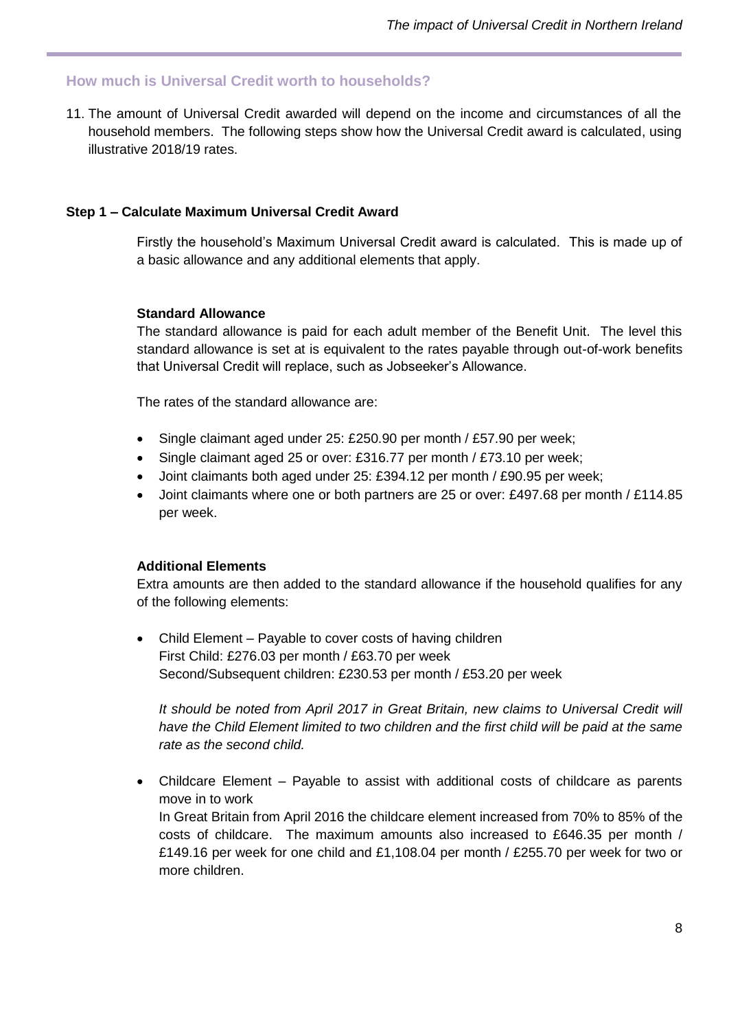## How much is Universal Credit worth to households?

11. The amount of Universal Credit awarded will depend on the income and circumstances of all the household members. The following steps show how the Universal Credit award is calculated, using illustrative 2018/19 rates.

**Step 1 – Calculate Maximum Universal Credit Award**

Firstly the household's Maximum Universal Credit award is calculated. This is made up of a basic allowance and any additional elements that apply.

**Standard Allowance**

The standard allowance is paid for each adult member of the Benefit Unit. The level this standard allowance is set at is equivalent to the rates payable through out-of-work benefits that Universal Credit will replace, such as Jobseeker's Allowance.

The rates of the standard allowance are:

- Single claimant aged under 25: £250.90 per month / £57.90 per week;
- Single claimant aged 25 or over: £316.77 per month / £73.10 per week;
- Joint claimants both aged under 25: £394.12 per month / £90.95 per week;
- Joint claimants where one or both partners are 25 or over: £497.68 per month / £114.85 per week.

**Additional Elements**

Extra amounts are then added to the standard allowance if the household qualifies for any of the following elements:

- Child Element – Payable to cover costs of having children
  First Child: £276.03 per month / £63.70 per week
  Second/Subsequent children: £230.53 per month / £53.20 per week

  *It should be noted from April 2017 in Great Britain, new claims to Universal Credit will have the Child Element limited to two children and the first child will be paid at the same rate as the second child.*

- Childcare Element – Payable to assist with additional costs of childcare as parents move in to work
  In Great Britain from April 2016 the childcare element increased from 70% to 85% of the costs of childcare. The maximum amounts also increased to £646.35 per month / £149.16 per week for one child and £1,108.04 per month / £255.70 per week for two or more children.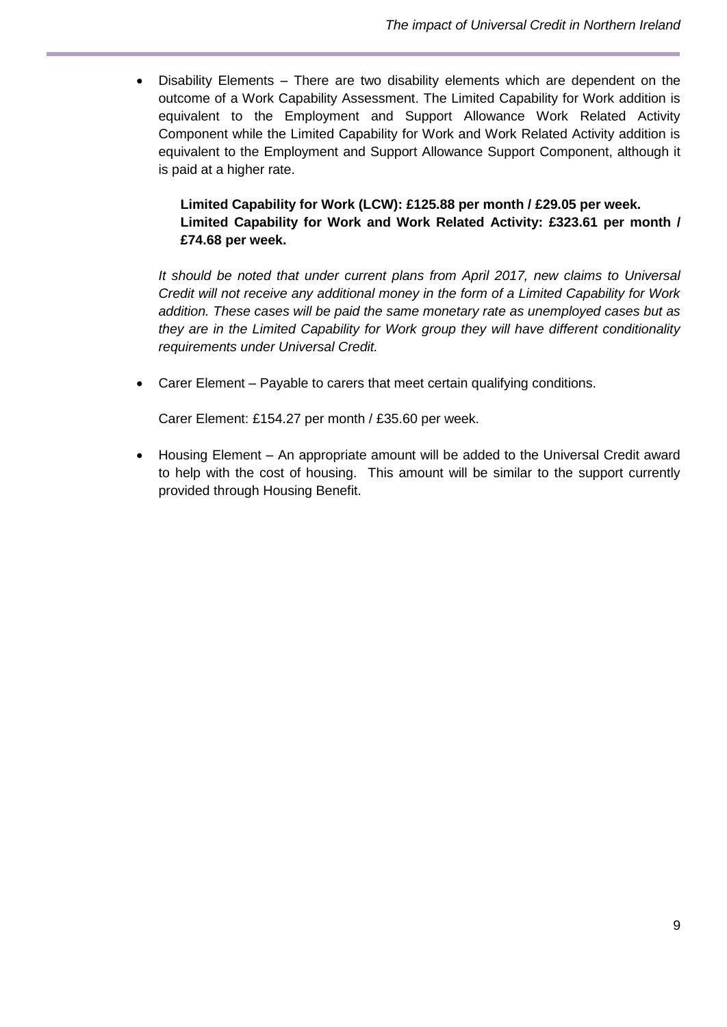- Disability Elements – There are two disability elements which are dependent on the outcome of a Work Capability Assessment. The Limited Capability for Work addition is equivalent to the Employment and Support Allowance Work Related Activity Component while the Limited Capability for Work and Work Related Activity addition is equivalent to the Employment and Support Allowance Support Component, although it is paid at a higher rate.

  **Limited Capability for Work (LCW): £125.88 per month / £29.05 per week.**
  **Limited Capability for Work and Work Related Activity: £323.61 per month / £74.68 per week.**

  *It should be noted that under current plans from April 2017, new claims to Universal Credit will not receive any additional money in the form of a Limited Capability for Work addition. These cases will be paid the same monetary rate as unemployed cases but as they are in the Limited Capability for Work group they will have different conditionality requirements under Universal Credit.*

- Carer Element – Payable to carers that meet certain qualifying conditions.

  Carer Element: £154.27 per month / £35.60 per week.

- Housing Element – An appropriate amount will be added to the Universal Credit award to help with the cost of housing. This amount will be similar to the support currently provided through Housing Benefit.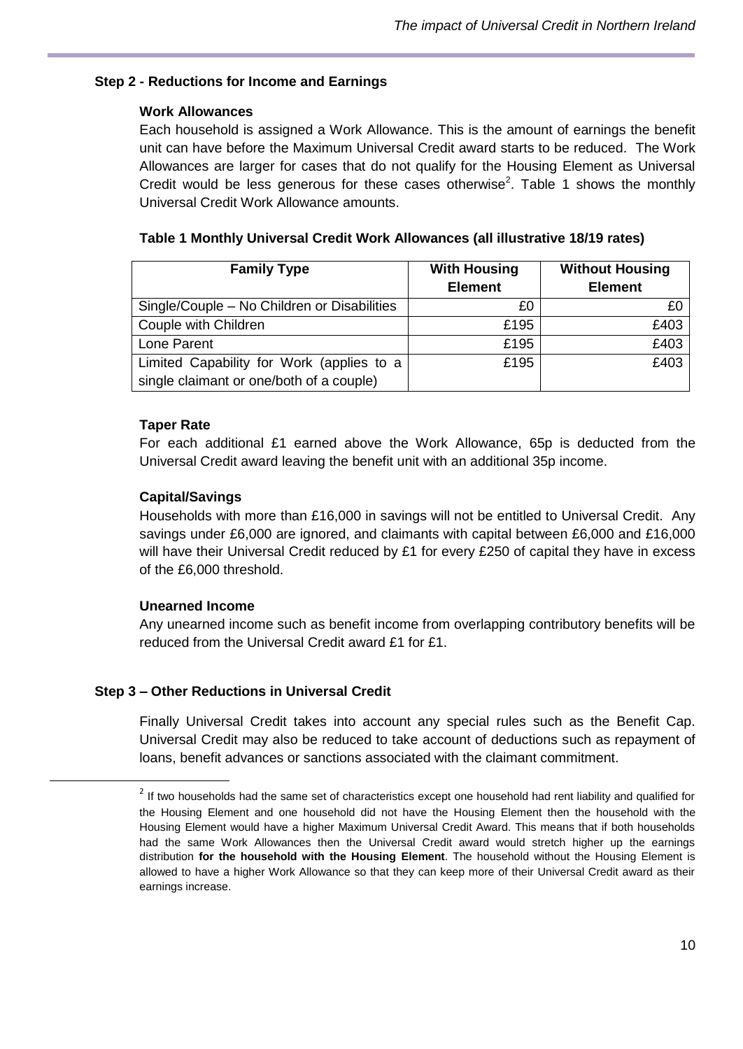### Step 2 - Reductions for Income and Earnings

**Work Allowances**

Each household is assigned a Work Allowance. This is the amount of earnings the benefit unit can have before the Maximum Universal Credit award starts to be reduced. The Work Allowances are larger for cases that do not qualify for the Housing Element as Universal Credit would be less generous for these cases otherwise[2]. Table 1 shows the monthly Universal Credit Work Allowance amounts.

**Table 1 Monthly Universal Credit Work Allowances (all illustrative 18/19 rates)**

| Family Type | With Housing Element | Without Housing Element |
|---|---:|---:|
| Single/Couple – No Children or Disabilities | £0 | £0 |
| Couple with Children | £195 | £403 |
| Lone Parent | £195 | £403 |
| Limited Capability for Work (applies to a single claimant or one/both of a couple) | £195 | £403 |

**Taper Rate**

For each additional £1 earned above the Work Allowance, 65p is deducted from the Universal Credit award leaving the benefit unit with an additional 35p income.

**Capital/Savings**

Households with more than £16,000 in savings will not be entitled to Universal Credit. Any savings under £6,000 are ignored, and claimants with capital between £6,000 and £16,000 will have their Universal Credit reduced by £1 for every £250 of capital they have in excess of the £6,000 threshold.

**Unearned Income**

Any unearned income such as benefit income from overlapping contributory benefits will be reduced from the Universal Credit award £1 for £1.

### Step 3 – Other Reductions in Universal Credit

Finally Universal Credit takes into account any special rules such as the Benefit Cap. Universal Credit may also be reduced to take account of deductions such as repayment of loans, benefit advances or sanctions associated with the claimant commitment.

[2] If two households had the same set of characteristics except one household had rent liability and qualified for the Housing Element and one household did not have the Housing Element then the household with the Housing Element would have a higher Maximum Universal Credit Award. This means that if both households had the same Work Allowances then the Universal Credit award would stretch higher up the earnings distribution **for the household with the Housing Element**. The household without the Housing Element is allowed to have a higher Work Allowance so that they can keep more of their Universal Credit award as their earnings increase.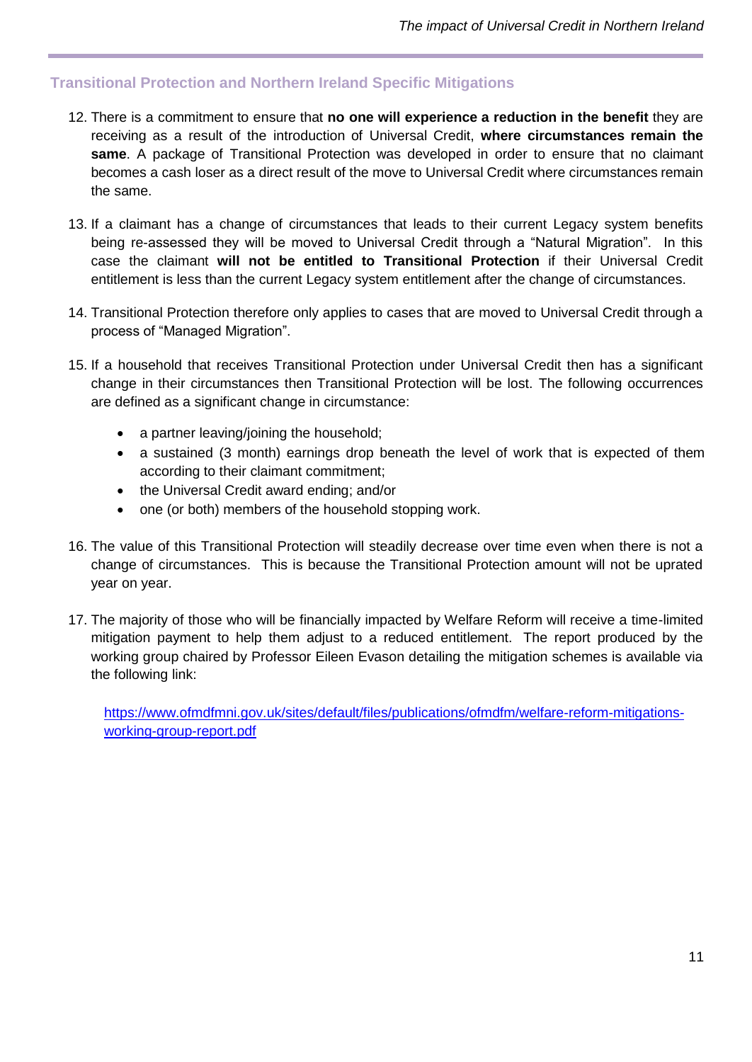## Transitional Protection and Northern Ireland Specific Mitigations

12. There is a commitment to ensure that **no one will experience a reduction in the benefit** they are receiving as a result of the introduction of Universal Credit, **where circumstances remain the same**. A package of Transitional Protection was developed in order to ensure that no claimant becomes a cash loser as a direct result of the move to Universal Credit where circumstances remain the same.

13. If a claimant has a change of circumstances that leads to their current Legacy system benefits being re-assessed they will be moved to Universal Credit through a "Natural Migration". In this case the claimant **will not be entitled to Transitional Protection** if their Universal Credit entitlement is less than the current Legacy system entitlement after the change of circumstances.

14. Transitional Protection therefore only applies to cases that are moved to Universal Credit through a process of "Managed Migration".

15. If a household that receives Transitional Protection under Universal Credit then has a significant change in their circumstances then Transitional Protection will be lost. The following occurrences are defined as a significant change in circumstance:

    - a partner leaving/joining the household;
    - a sustained (3 month) earnings drop beneath the level of work that is expected of them according to their claimant commitment;
    - the Universal Credit award ending; and/or
    - one (or both) members of the household stopping work.

16. The value of this Transitional Protection will steadily decrease over time even when there is not a change of circumstances. This is because the Transitional Protection amount will not be uprated year on year.

17. The majority of those who will be financially impacted by Welfare Reform will receive a time-limited mitigation payment to help them adjust to a reduced entitlement. The report produced by the working group chaired by Professor Eileen Evason detailing the mitigation schemes is available via the following link:

    https://www.ofmdfmni.gov.uk/sites/default/files/publications/ofmdfm/welfare-reform-mitigations-working-group-report.pdf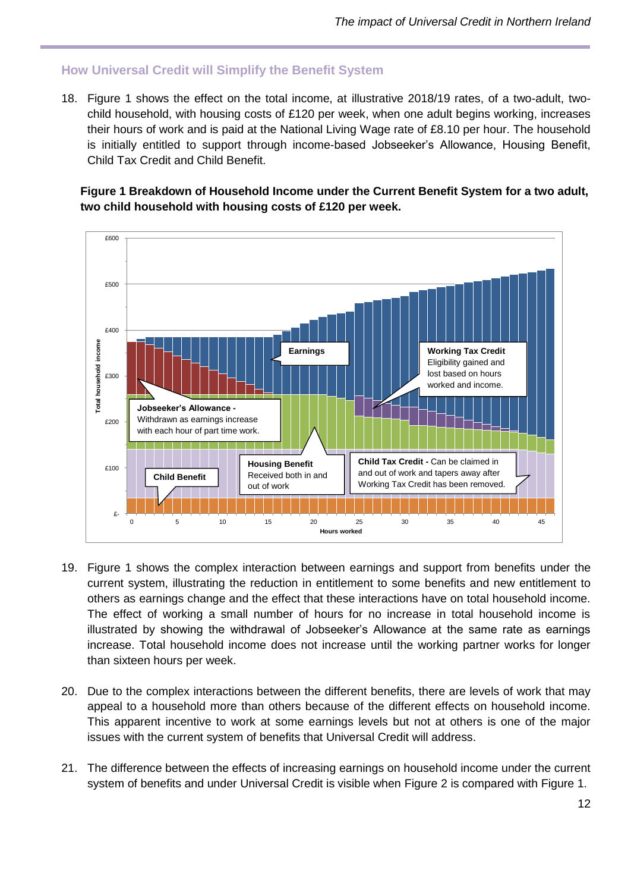## How Universal Credit will Simplify the Benefit System

18. Figure 1 shows the effect on the total income, at illustrative 2018/19 rates, of a two-adult, two-child household, with housing costs of £120 per week, when one adult begins working, increases their hours of work and is paid at the National Living Wage rate of £8.10 per hour. The household is initially entitled to support through income-based Jobseeker's Allowance, Housing Benefit, Child Tax Credit and Child Benefit.

**Figure 1 Breakdown of Household Income under the Current Benefit System for a two adult, two child household with housing costs of £120 per week.**

19. Figure 1 shows the complex interaction between earnings and support from benefits under the current system, illustrating the reduction in entitlement to some benefits and new entitlement to others as earnings change and the effect that these interactions have on total household income. The effect of working a small number of hours for no increase in total household income is illustrated by showing the withdrawal of Jobseeker's Allowance at the same rate as earnings increase. Total household income does not increase until the working partner works for longer than sixteen hours per week.

20. Due to the complex interactions between the different benefits, there are levels of work that may appeal to a household more than others because of the different effects on household income. This apparent incentive to work at some earnings levels but not at others is one of the major issues with the current system of benefits that Universal Credit will address.

21. The difference between the effects of increasing earnings on household income under the current system of benefits and under Universal Credit is visible when Figure 2 is compared with Figure 1.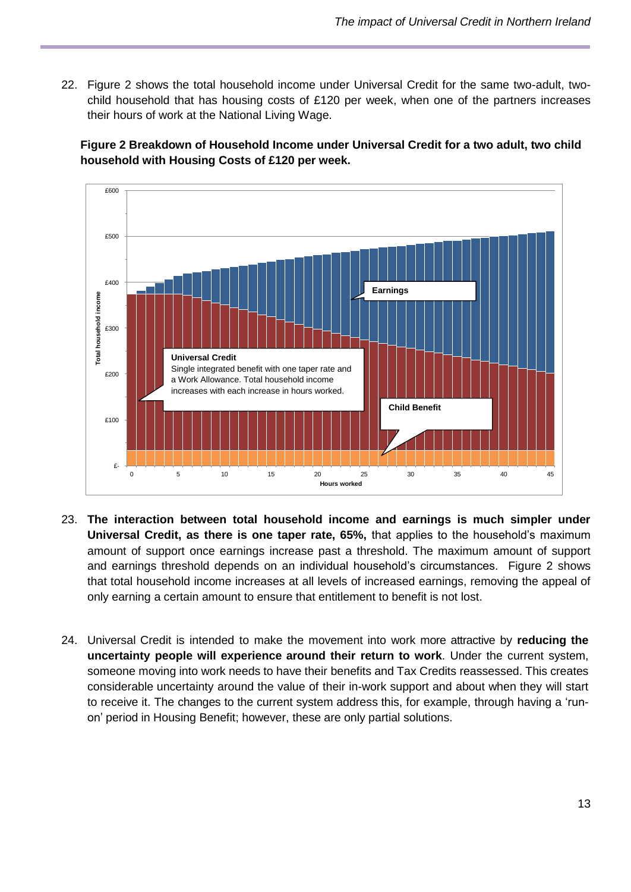22. Figure 2 shows the total household income under Universal Credit for the same two-adult, two-child household that has housing costs of £120 per week, when one of the partners increases their hours of work at the National Living Wage.

**Figure 2 Breakdown of Household Income under Universal Credit for a two adult, two child household with Housing Costs of £120 per week.**

23. **The interaction between total household income and earnings is much simpler under Universal Credit, as there is one taper rate, 65%,** that applies to the household's maximum amount of support once earnings increase past a threshold. The maximum amount of support and earnings threshold depends on an individual household's circumstances. Figure 2 shows that total household income increases at all levels of increased earnings, removing the appeal of only earning a certain amount to ensure that entitlement to benefit is not lost.

24. Universal Credit is intended to make the movement into work more attractive by **reducing the uncertainty people will experience around their return to work**. Under the current system, someone moving into work needs to have their benefits and Tax Credits reassessed. This creates considerable uncertainty around the value of their in-work support and about when they will start to receive it. The changes to the current system address this, for example, through having a 'run-on' period in Housing Benefit; however, these are only partial solutions.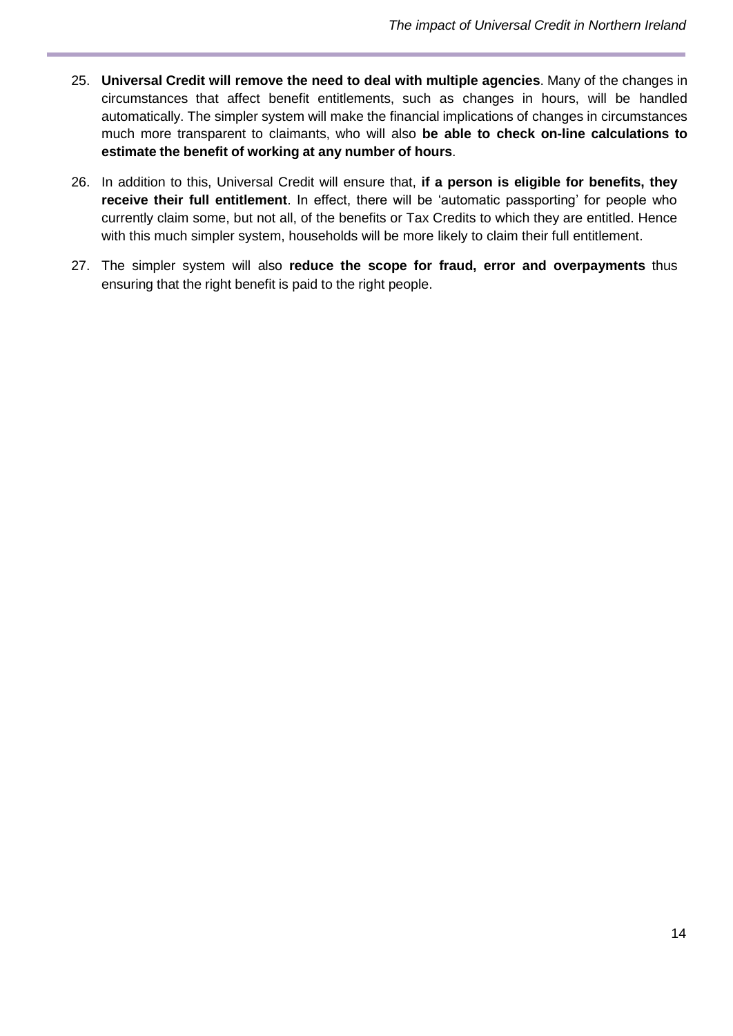25. **Universal Credit will remove the need to deal with multiple agencies**. Many of the changes in circumstances that affect benefit entitlements, such as changes in hours, will be handled automatically. The simpler system will make the financial implications of changes in circumstances much more transparent to claimants, who will also **be able to check on-line calculations to estimate the benefit of working at any number of hours**.

26. In addition to this, Universal Credit will ensure that, **if a person is eligible for benefits, they receive their full entitlement**. In effect, there will be 'automatic passporting' for people who currently claim some, but not all, of the benefits or Tax Credits to which they are entitled. Hence with this much simpler system, households will be more likely to claim their full entitlement.

27. The simpler system will also **reduce the scope for fraud, error and overpayments** thus ensuring that the right benefit is paid to the right people.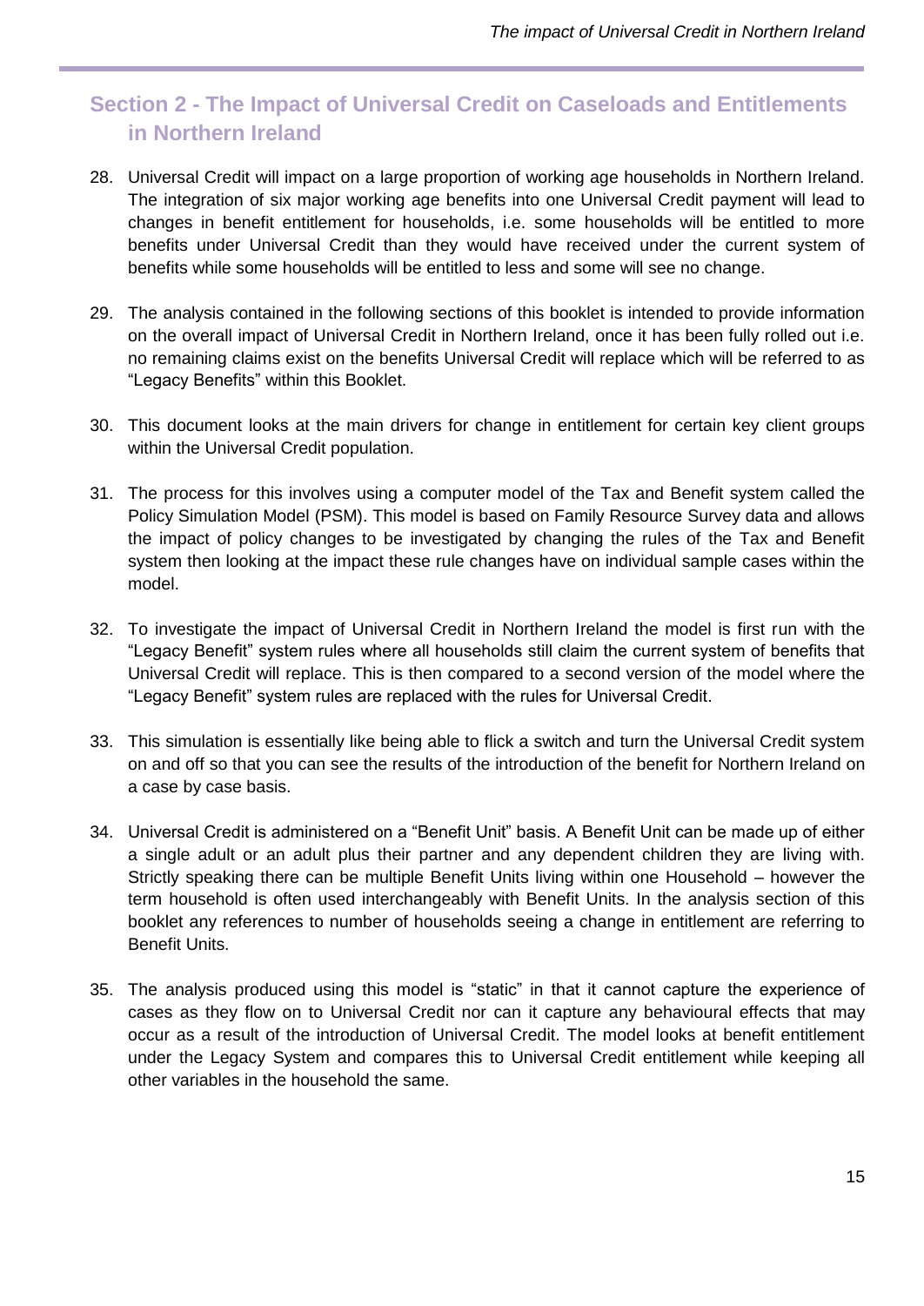## Section 2 - The Impact of Universal Credit on Caseloads and Entitlements in Northern Ireland

28. Universal Credit will impact on a large proportion of working age households in Northern Ireland. The integration of six major working age benefits into one Universal Credit payment will lead to changes in benefit entitlement for households, i.e. some households will be entitled to more benefits under Universal Credit than they would have received under the current system of benefits while some households will be entitled to less and some will see no change.

29. The analysis contained in the following sections of this booklet is intended to provide information on the overall impact of Universal Credit in Northern Ireland, once it has been fully rolled out i.e. no remaining claims exist on the benefits Universal Credit will replace which will be referred to as "Legacy Benefits" within this Booklet.

30. This document looks at the main drivers for change in entitlement for certain key client groups within the Universal Credit population.

31. The process for this involves using a computer model of the Tax and Benefit system called the Policy Simulation Model (PSM). This model is based on Family Resource Survey data and allows the impact of policy changes to be investigated by changing the rules of the Tax and Benefit system then looking at the impact these rule changes have on individual sample cases within the model.

32. To investigate the impact of Universal Credit in Northern Ireland the model is first run with the "Legacy Benefit" system rules where all households still claim the current system of benefits that Universal Credit will replace. This is then compared to a second version of the model where the "Legacy Benefit" system rules are replaced with the rules for Universal Credit.

33. This simulation is essentially like being able to flick a switch and turn the Universal Credit system on and off so that you can see the results of the introduction of the benefit for Northern Ireland on a case by case basis.

34. Universal Credit is administered on a "Benefit Unit" basis. A Benefit Unit can be made up of either a single adult or an adult plus their partner and any dependent children they are living with. Strictly speaking there can be multiple Benefit Units living within one Household – however the term household is often used interchangeably with Benefit Units. In the analysis section of this booklet any references to number of households seeing a change in entitlement are referring to Benefit Units.

35. The analysis produced using this model is "static" in that it cannot capture the experience of cases as they flow on to Universal Credit nor can it capture any behavioural effects that may occur as a result of the introduction of Universal Credit. The model looks at benefit entitlement under the Legacy System and compares this to Universal Credit entitlement while keeping all other variables in the household the same.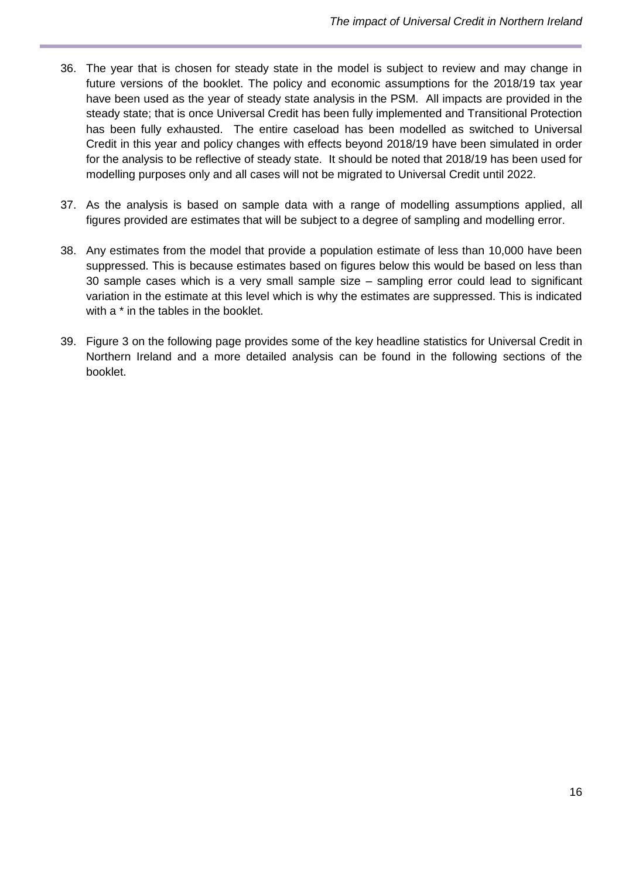36. The year that is chosen for steady state in the model is subject to review and may change in future versions of the booklet. The policy and economic assumptions for the 2018/19 tax year have been used as the year of steady state analysis in the PSM. All impacts are provided in the steady state; that is once Universal Credit has been fully implemented and Transitional Protection has been fully exhausted. The entire caseload has been modelled as switched to Universal Credit in this year and policy changes with effects beyond 2018/19 have been simulated in order for the analysis to be reflective of steady state. It should be noted that 2018/19 has been used for modelling purposes only and all cases will not be migrated to Universal Credit until 2022.

37. As the analysis is based on sample data with a range of modelling assumptions applied, all figures provided are estimates that will be subject to a degree of sampling and modelling error.

38. Any estimates from the model that provide a population estimate of less than 10,000 have been suppressed. This is because estimates based on figures below this would be based on less than 30 sample cases which is a very small sample size – sampling error could lead to significant variation in the estimate at this level which is why the estimates are suppressed. This is indicated with a * in the tables in the booklet.

39. Figure 3 on the following page provides some of the key headline statistics for Universal Credit in Northern Ireland and a more detailed analysis can be found in the following sections of the booklet.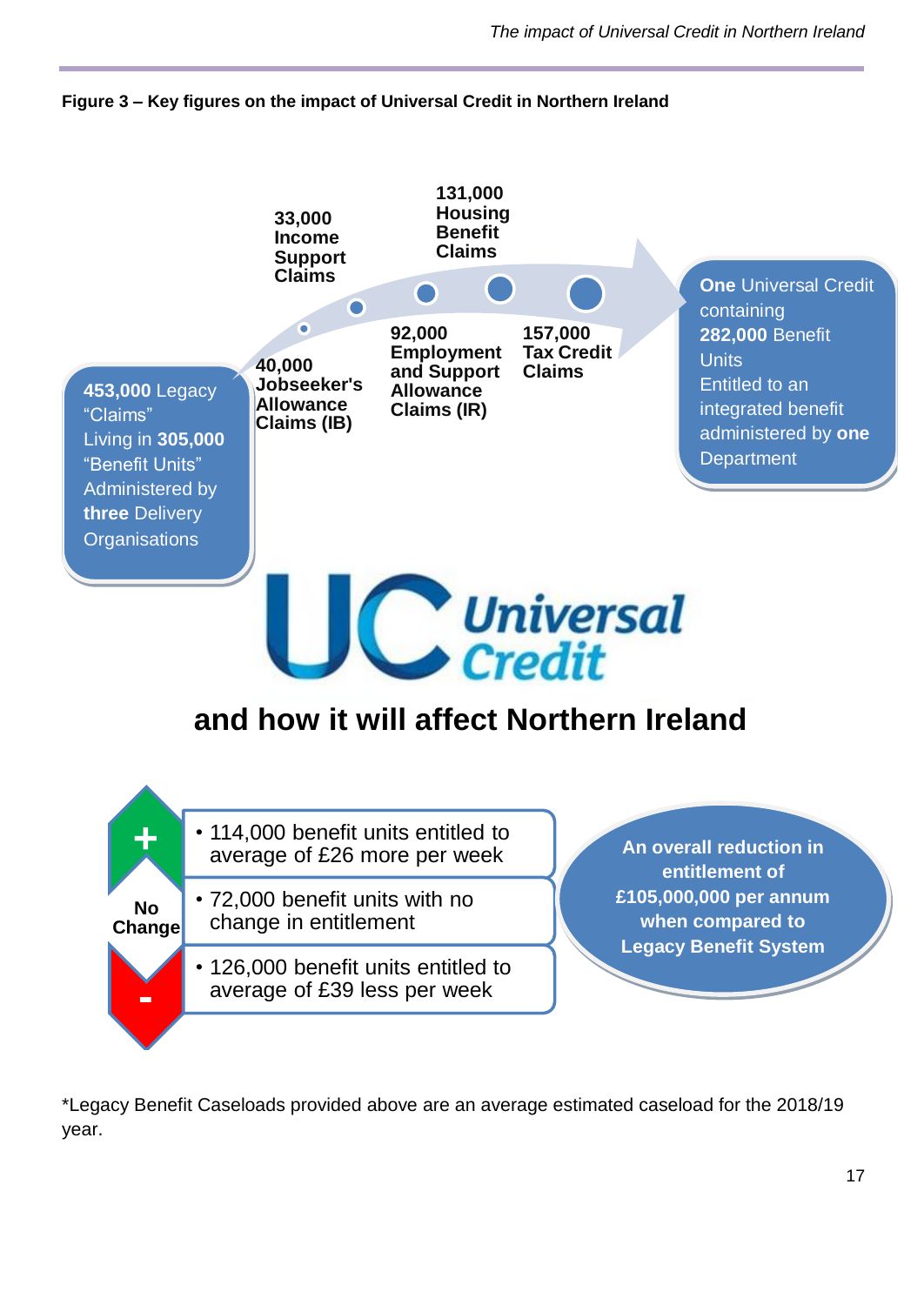**Figure 3 – Key figures on the impact of Universal Credit in Northern Ireland**

**453,000** Legacy "Claims"
Living in **305,000** "Benefit Units"
Administered by **three** Delivery Organisations

**33,000 Income Support Claims**

**40,000 Jobseeker's Allowance Claims (IB)**

**131,000 Housing Benefit Claims**

**92,000 Employment and Support Allowance Claims (IR)**

**157,000 Tax Credit Claims**

**One** Universal Credit containing **282,000** Benefit Units
Entitled to an integrated benefit administered by **one** Department

**UC Universal Credit**

## and how it will affect Northern Ireland

**+**
- 114,000 benefit units entitled to average of £26 more per week

**No Change**
- 72,000 benefit units with no change in entitlement

**-**
- 126,000 benefit units entitled to average of £39 less per week

**An overall reduction in entitlement of £105,000,000 per annum when compared to Legacy Benefit System**

*Legacy Benefit Caseloads provided above are an average estimated caseload for the 2018/19 year.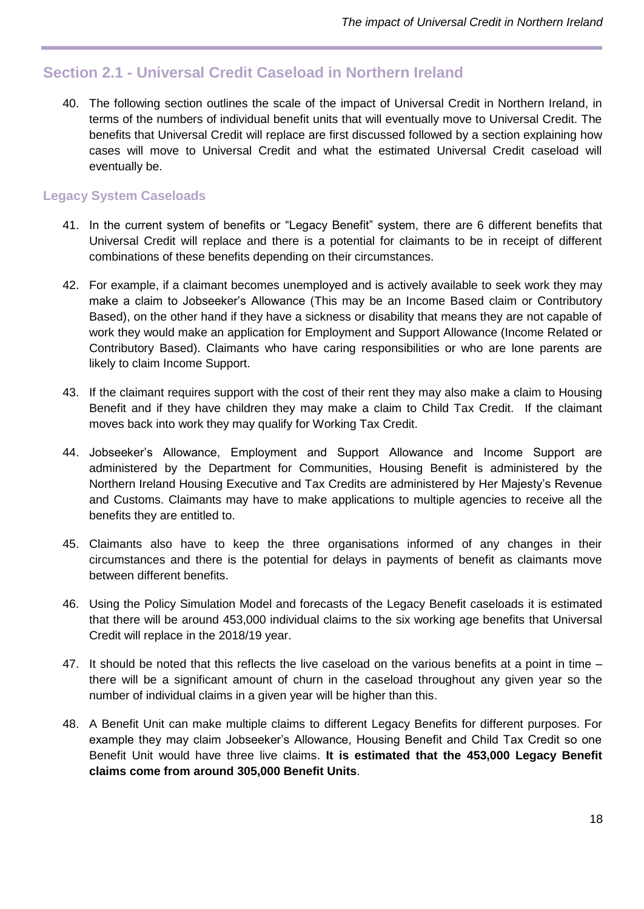## Section 2.1 - Universal Credit Caseload in Northern Ireland

40. The following section outlines the scale of the impact of Universal Credit in Northern Ireland, in terms of the numbers of individual benefit units that will eventually move to Universal Credit. The benefits that Universal Credit will replace are first discussed followed by a section explaining how cases will move to Universal Credit and what the estimated Universal Credit caseload will eventually be.

### Legacy System Caseloads

41. In the current system of benefits or "Legacy Benefit" system, there are 6 different benefits that Universal Credit will replace and there is a potential for claimants to be in receipt of different combinations of these benefits depending on their circumstances.

42. For example, if a claimant becomes unemployed and is actively available to seek work they may make a claim to Jobseeker's Allowance (This may be an Income Based claim or Contributory Based), on the other hand if they have a sickness or disability that means they are not capable of work they would make an application for Employment and Support Allowance (Income Related or Contributory Based). Claimants who have caring responsibilities or who are lone parents are likely to claim Income Support.

43. If the claimant requires support with the cost of their rent they may also make a claim to Housing Benefit and if they have children they may make a claim to Child Tax Credit. If the claimant moves back into work they may qualify for Working Tax Credit.

44. Jobseeker's Allowance, Employment and Support Allowance and Income Support are administered by the Department for Communities, Housing Benefit is administered by the Northern Ireland Housing Executive and Tax Credits are administered by Her Majesty's Revenue and Customs. Claimants may have to make applications to multiple agencies to receive all the benefits they are entitled to.

45. Claimants also have to keep the three organisations informed of any changes in their circumstances and there is the potential for delays in payments of benefit as claimants move between different benefits.

46. Using the Policy Simulation Model and forecasts of the Legacy Benefit caseloads it is estimated that there will be around 453,000 individual claims to the six working age benefits that Universal Credit will replace in the 2018/19 year.

47. It should be noted that this reflects the live caseload on the various benefits at a point in time – there will be a significant amount of churn in the caseload throughout any given year so the number of individual claims in a given year will be higher than this.

48. A Benefit Unit can make multiple claims to different Legacy Benefits for different purposes. For example they may claim Jobseeker's Allowance, Housing Benefit and Child Tax Credit so one Benefit Unit would have three live claims. **It is estimated that the 453,000 Legacy Benefit claims come from around 305,000 Benefit Units**.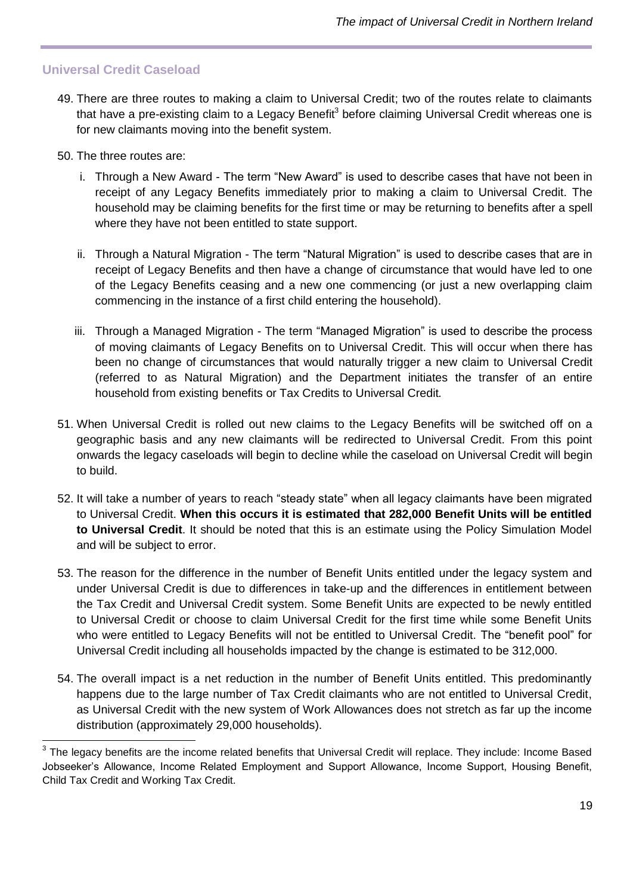## Universal Credit Caseload

49. There are three routes to making a claim to Universal Credit; two of the routes relate to claimants that have a pre-existing claim to a Legacy Benefit[3] before claiming Universal Credit whereas one is for new claimants moving into the benefit system.

50. The three routes are:

    i. Through a New Award - The term "New Award" is used to describe cases that have not been in receipt of any Legacy Benefits immediately prior to making a claim to Universal Credit. The household may be claiming benefits for the first time or may be returning to benefits after a spell where they have not been entitled to state support.

    ii. Through a Natural Migration - The term "Natural Migration" is used to describe cases that are in receipt of Legacy Benefits and then have a change of circumstance that would have led to one of the Legacy Benefits ceasing and a new one commencing (or just a new overlapping claim commencing in the instance of a first child entering the household).

    iii. Through a Managed Migration - The term "Managed Migration" is used to describe the process of moving claimants of Legacy Benefits on to Universal Credit. This will occur when there has been no change of circumstances that would naturally trigger a new claim to Universal Credit (referred to as Natural Migration) and the Department initiates the transfer of an entire household from existing benefits or Tax Credits to Universal Credit.

51. When Universal Credit is rolled out new claims to the Legacy Benefits will be switched off on a geographic basis and any new claimants will be redirected to Universal Credit. From this point onwards the legacy caseloads will begin to decline while the caseload on Universal Credit will begin to build.

52. It will take a number of years to reach "steady state" when all legacy claimants have been migrated to Universal Credit. **When this occurs it is estimated that 282,000 Benefit Units will be entitled to Universal Credit**. It should be noted that this is an estimate using the Policy Simulation Model and will be subject to error.

53. The reason for the difference in the number of Benefit Units entitled under the legacy system and under Universal Credit is due to differences in take-up and the differences in entitlement between the Tax Credit and Universal Credit system. Some Benefit Units are expected to be newly entitled to Universal Credit or choose to claim Universal Credit for the first time while some Benefit Units who were entitled to Legacy Benefits will not be entitled to Universal Credit. The "benefit pool" for Universal Credit including all households impacted by the change is estimated to be 312,000.

54. The overall impact is a net reduction in the number of Benefit Units entitled. This predominantly happens due to the large number of Tax Credit claimants who are not entitled to Universal Credit, as Universal Credit with the new system of Work Allowances does not stretch as far up the income distribution (approximately 29,000 households).

---

[3] The legacy benefits are the income related benefits that Universal Credit will replace. They include: Income Based Jobseeker's Allowance, Income Related Employment and Support Allowance, Income Support, Housing Benefit, Child Tax Credit and Working Tax Credit.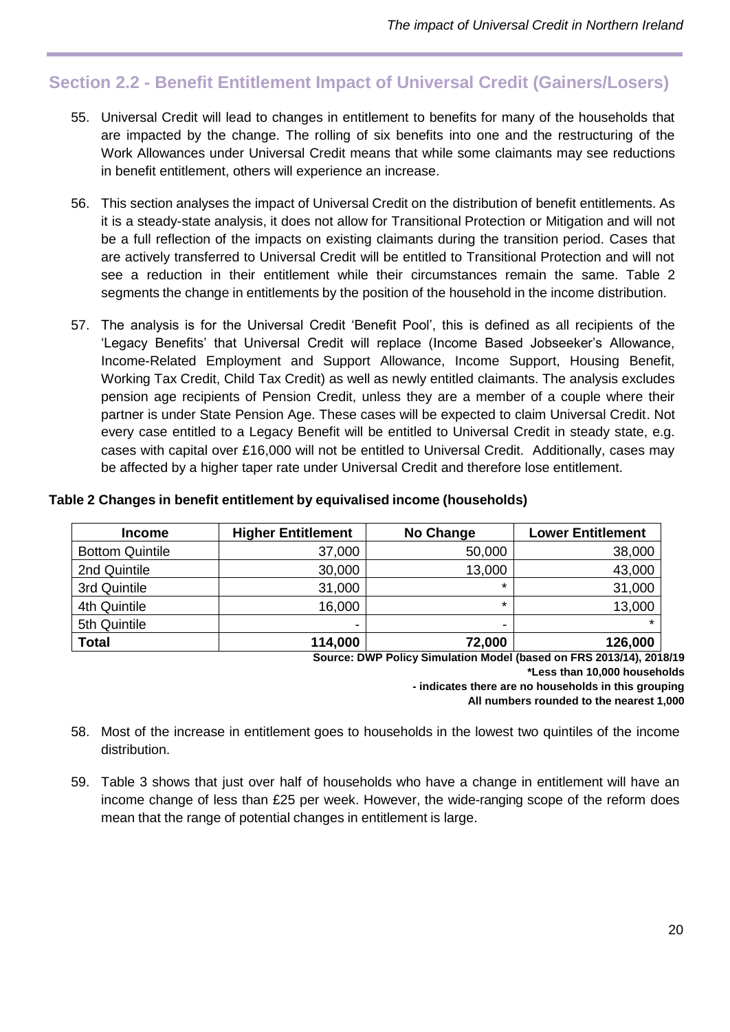## Section 2.2 - Benefit Entitlement Impact of Universal Credit (Gainers/Losers)

55. Universal Credit will lead to changes in entitlement to benefits for many of the households that are impacted by the change. The rolling of six benefits into one and the restructuring of the Work Allowances under Universal Credit means that while some claimants may see reductions in benefit entitlement, others will experience an increase.

56. This section analyses the impact of Universal Credit on the distribution of benefit entitlements. As it is a steady-state analysis, it does not allow for Transitional Protection or Mitigation and will not be a full reflection of the impacts on existing claimants during the transition period. Cases that are actively transferred to Universal Credit will be entitled to Transitional Protection and will not see a reduction in their entitlement while their circumstances remain the same. Table 2 segments the change in entitlements by the position of the household in the income distribution.

57. The analysis is for the Universal Credit 'Benefit Pool', this is defined as all recipients of the 'Legacy Benefits' that Universal Credit will replace (Income Based Jobseeker's Allowance, Income-Related Employment and Support Allowance, Income Support, Housing Benefit, Working Tax Credit, Child Tax Credit) as well as newly entitled claimants. The analysis excludes pension age recipients of Pension Credit, unless they are a member of a couple where their partner is under State Pension Age. These cases will be expected to claim Universal Credit. Not every case entitled to a Legacy Benefit will be entitled to Universal Credit in steady state, e.g. cases with capital over £16,000 will not be entitled to Universal Credit. Additionally, cases may be affected by a higher taper rate under Universal Credit and therefore lose entitlement.

**Table 2 Changes in benefit entitlement by equivalised income (households)**

| Income | Higher Entitlement | No Change | Lower Entitlement |
|---|---|---|---|
| Bottom Quintile | 37,000 | 50,000 | 38,000 |
| 2nd Quintile | 30,000 | 13,000 | 43,000 |
| 3rd Quintile | 31,000 | * | 31,000 |
| 4th Quintile | 16,000 | * | 13,000 |
| 5th Quintile | - | - | * |
| **Total** | **114,000** | **72,000** | **126,000** |

**Source: DWP Policy Simulation Model (based on FRS 2013/14), 2018/19**
**\*Less than 10,000 households**
**- indicates there are no households in this grouping**
**All numbers rounded to the nearest 1,000**

58. Most of the increase in entitlement goes to households in the lowest two quintiles of the income distribution.

59. Table 3 shows that just over half of households who have a change in entitlement will have an income change of less than £25 per week. However, the wide-ranging scope of the reform does mean that the range of potential changes in entitlement is large.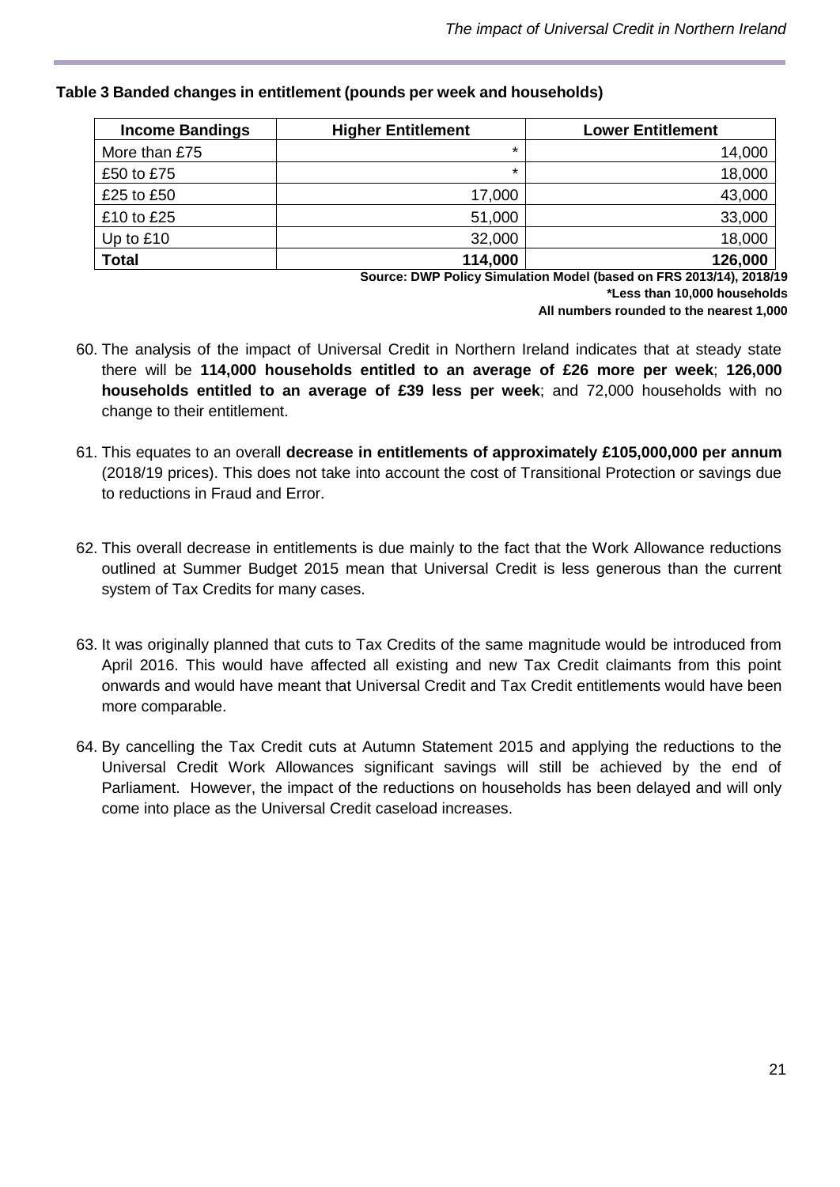**Table 3 Banded changes in entitlement (pounds per week and households)**

| Income Bandings | Higher Entitlement | Lower Entitlement |
|---|---|---|
| More than £75 | * | 14,000 |
| £50 to £75 | * | 18,000 |
| £25 to £50 | 17,000 | 43,000 |
| £10 to £25 | 51,000 | 33,000 |
| Up to £10 | 32,000 | 18,000 |
| **Total** | **114,000** | **126,000** |

**Source: DWP Policy Simulation Model (based on FRS 2013/14), 2018/19**
**\*Less than 10,000 households**
**All numbers rounded to the nearest 1,000**

60. The analysis of the impact of Universal Credit in Northern Ireland indicates that at steady state there will be **114,000 households entitled to an average of £26 more per week**; **126,000 households entitled to an average of £39 less per week**; and 72,000 households with no change to their entitlement.

61. This equates to an overall **decrease in entitlements of approximately £105,000,000 per annum** (2018/19 prices). This does not take into account the cost of Transitional Protection or savings due to reductions in Fraud and Error.

62. This overall decrease in entitlements is due mainly to the fact that the Work Allowance reductions outlined at Summer Budget 2015 mean that Universal Credit is less generous than the current system of Tax Credits for many cases.

63. It was originally planned that cuts to Tax Credits of the same magnitude would be introduced from April 2016. This would have affected all existing and new Tax Credit claimants from this point onwards and would have meant that Universal Credit and Tax Credit entitlements would have been more comparable.

64. By cancelling the Tax Credit cuts at Autumn Statement 2015 and applying the reductions to the Universal Credit Work Allowances significant savings will still be achieved by the end of Parliament. However, the impact of the reductions on households has been delayed and will only come into place as the Universal Credit caseload increases.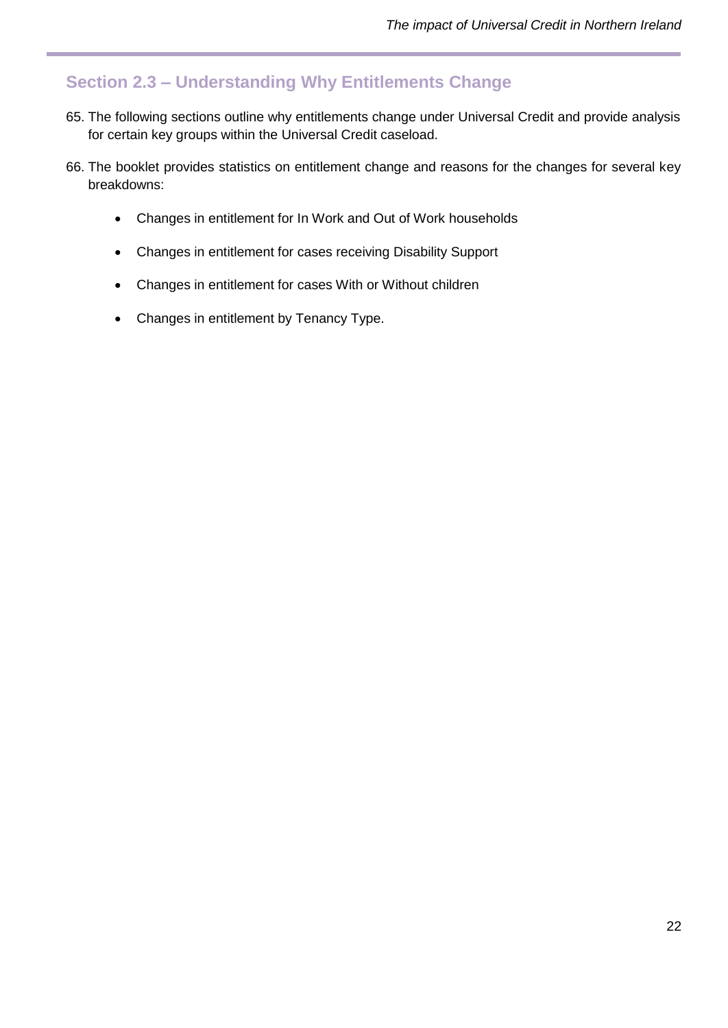## Section 2.3 – Understanding Why Entitlements Change

65. The following sections outline why entitlements change under Universal Credit and provide analysis for certain key groups within the Universal Credit caseload.

66. The booklet provides statistics on entitlement change and reasons for the changes for several key breakdowns:

    - Changes in entitlement for In Work and Out of Work households
    - Changes in entitlement for cases receiving Disability Support
    - Changes in entitlement for cases With or Without children
    - Changes in entitlement by Tenancy Type.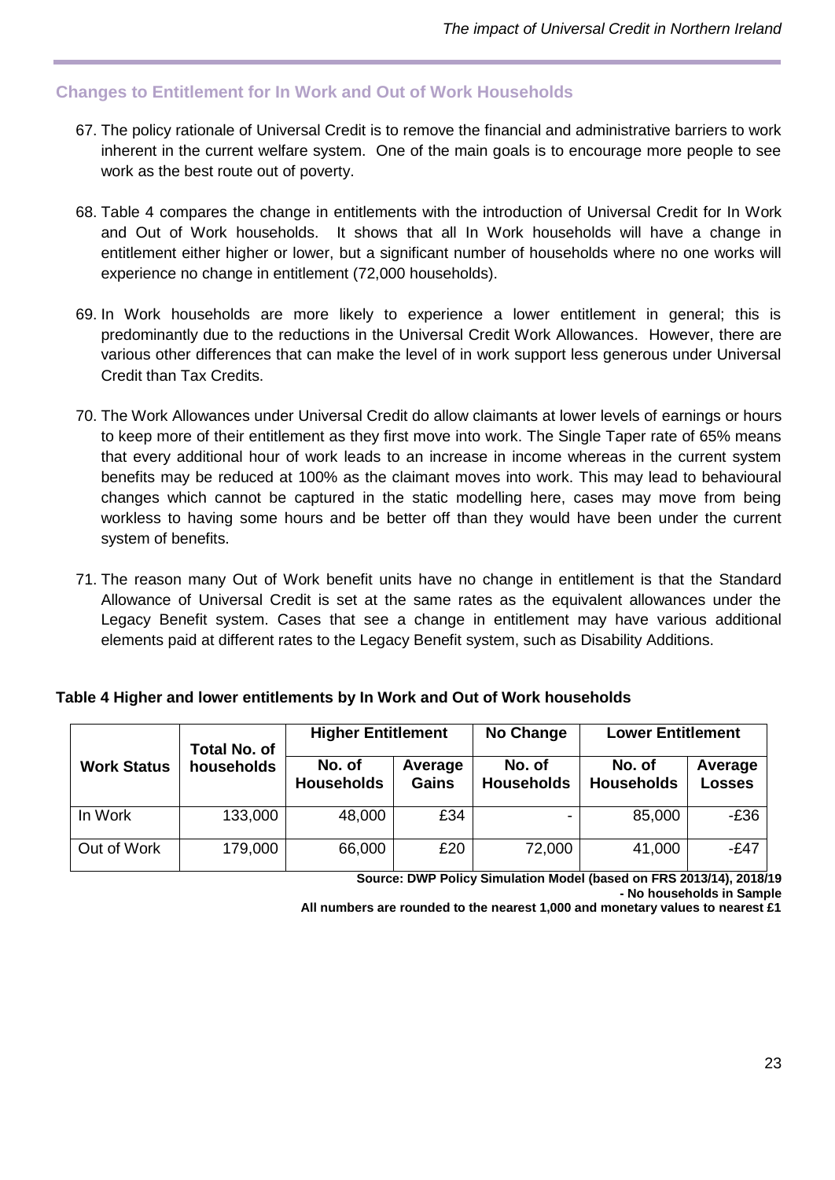## Changes to Entitlement for In Work and Out of Work Households

67. The policy rationale of Universal Credit is to remove the financial and administrative barriers to work inherent in the current welfare system. One of the main goals is to encourage more people to see work as the best route out of poverty.

68. Table 4 compares the change in entitlements with the introduction of Universal Credit for In Work and Out of Work households. It shows that all In Work households will have a change in entitlement either higher or lower, but a significant number of households where no one works will experience no change in entitlement (72,000 households).

69. In Work households are more likely to experience a lower entitlement in general; this is predominantly due to the reductions in the Universal Credit Work Allowances. However, there are various other differences that can make the level of in work support less generous under Universal Credit than Tax Credits.

70. The Work Allowances under Universal Credit do allow claimants at lower levels of earnings or hours to keep more of their entitlement as they first move into work. The Single Taper rate of 65% means that every additional hour of work leads to an increase in income whereas in the current system benefits may be reduced at 100% as the claimant moves into work. This may lead to behavioural changes which cannot be captured in the static modelling here, cases may move from being workless to having some hours and be better off than they would have been under the current system of benefits.

71. The reason many Out of Work benefit units have no change in entitlement is that the Standard Allowance of Universal Credit is set at the same rates as the equivalent allowances under the Legacy Benefit system. Cases that see a change in entitlement may have various additional elements paid at different rates to the Legacy Benefit system, such as Disability Additions.

**Table 4 Higher and lower entitlements by In Work and Out of Work households**

| Work Status | Total No. of households | Higher Entitlement | | No Change | Lower Entitlement | |
|---|---|---|---|---|---|---|
| | | No. of Households | Average Gains | No. of Households | No. of Households | Average Losses |
| In Work | 133,000 | 48,000 | £34 | - | 85,000 | -£36 |
| Out of Work | 179,000 | 66,000 | £20 | 72,000 | 41,000 | -£47 |

**Source: DWP Policy Simulation Model (based on FRS 2013/14), 2018/19**
**- No households in Sample**
**All numbers are rounded to the nearest 1,000 and monetary values to nearest £1**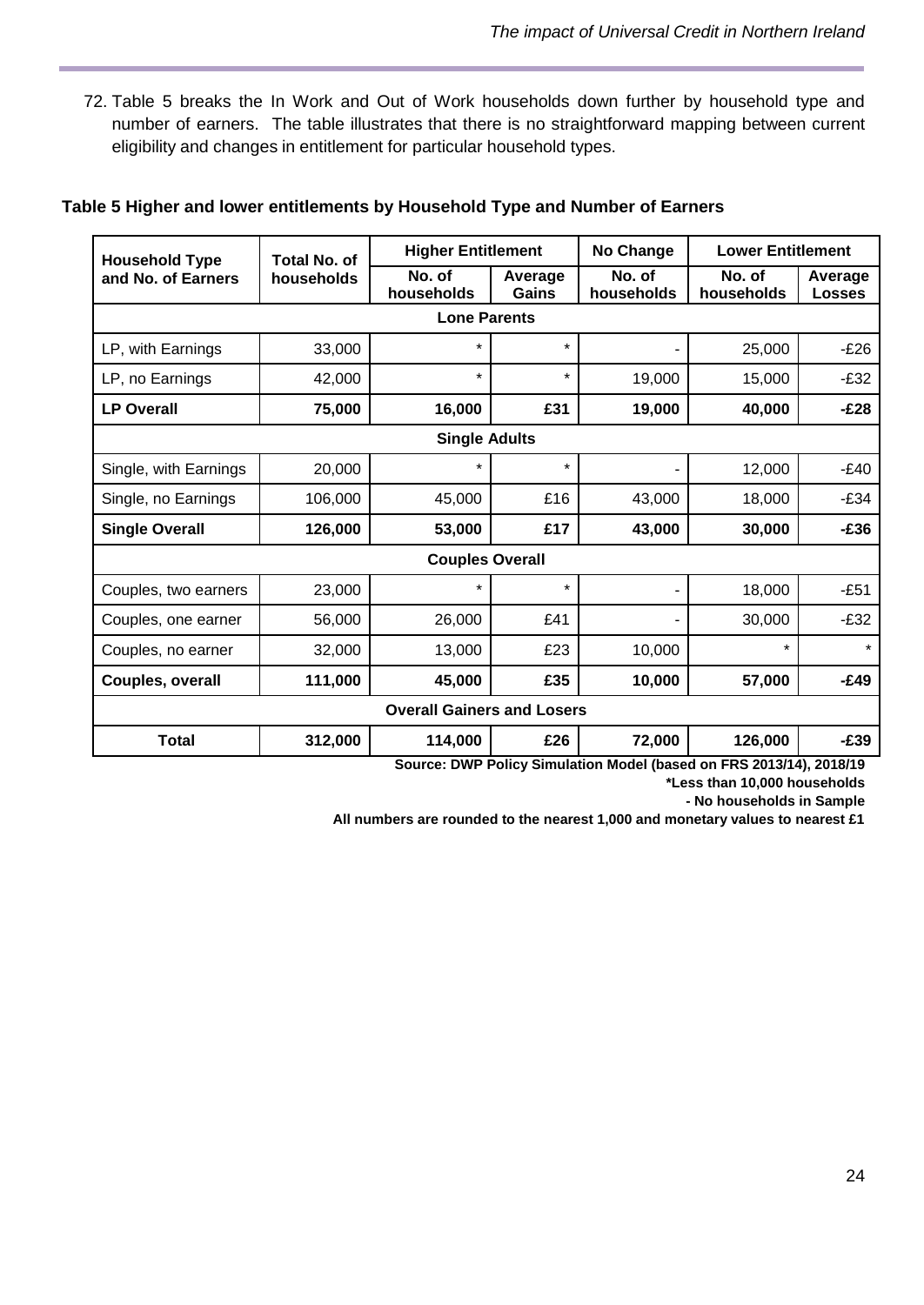72. Table 5 breaks the In Work and Out of Work households down further by household type and number of earners. The table illustrates that there is no straightforward mapping between current eligibility and changes in entitlement for particular household types.

**Table 5 Higher and lower entitlements by Household Type and Number of Earners**

| Household Type and No. of Earners | Total No. of households | Higher Entitlement | | No Change | Lower Entitlement | |
|---|---|---|---|---|---|---|
| | | No. of households | Average Gains | No. of households | No. of households | Average Losses |
| **Lone Parents** | | | | | | |
| LP, with Earnings | 33,000 | * | * | - | 25,000 | -£26 |
| LP, no Earnings | 42,000 | * | * | 19,000 | 15,000 | -£32 |
| **LP Overall** | **75,000** | **16,000** | **£31** | **19,000** | **40,000** | **-£28** |
| **Single Adults** | | | | | | |
| Single, with Earnings | 20,000 | * | * | - | 12,000 | -£40 |
| Single, no Earnings | 106,000 | 45,000 | £16 | 43,000 | 18,000 | -£34 |
| **Single Overall** | **126,000** | **53,000** | **£17** | **43,000** | **30,000** | **-£36** |
| **Couples Overall** | | | | | | |
| Couples, two earners | 23,000 | * | * | - | 18,000 | -£51 |
| Couples, one earner | 56,000 | 26,000 | £41 | - | 30,000 | -£32 |
| Couples, no earner | 32,000 | 13,000 | £23 | 10,000 | * | * |
| **Couples, overall** | **111,000** | **45,000** | **£35** | **10,000** | **57,000** | **-£49** |
| **Overall Gainers and Losers** | | | | | | |
| **Total** | **312,000** | **114,000** | **£26** | **72,000** | **126,000** | **-£39** |

**Source: DWP Policy Simulation Model (based on FRS 2013/14), 2018/19**

**\*Less than 10,000 households**

**- No households in Sample**

**All numbers are rounded to the nearest 1,000 and monetary values to nearest £1**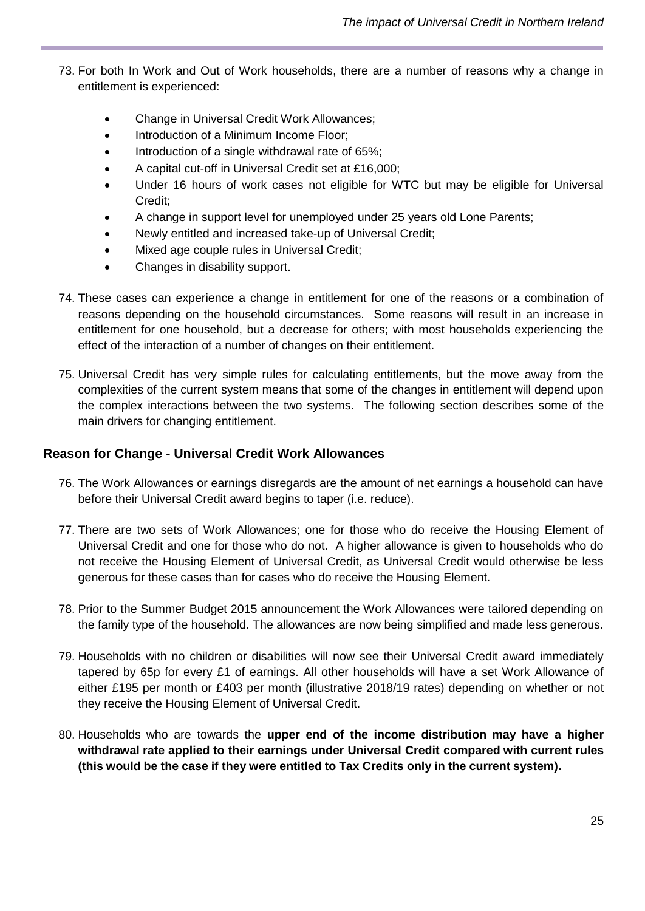73. For both In Work and Out of Work households, there are a number of reasons why a change in entitlement is experienced:

    - Change in Universal Credit Work Allowances;
    - Introduction of a Minimum Income Floor;
    - Introduction of a single withdrawal rate of 65%;
    - A capital cut-off in Universal Credit set at £16,000;
    - Under 16 hours of work cases not eligible for WTC but may be eligible for Universal Credit;
    - A change in support level for unemployed under 25 years old Lone Parents;
    - Newly entitled and increased take-up of Universal Credit;
    - Mixed age couple rules in Universal Credit;
    - Changes in disability support.

74. These cases can experience a change in entitlement for one of the reasons or a combination of reasons depending on the household circumstances. Some reasons will result in an increase in entitlement for one household, but a decrease for others; with most households experiencing the effect of the interaction of a number of changes on their entitlement.

75. Universal Credit has very simple rules for calculating entitlements, but the move away from the complexities of the current system means that some of the changes in entitlement will depend upon the complex interactions between the two systems. The following section describes some of the main drivers for changing entitlement.

### Reason for Change - Universal Credit Work Allowances

76. The Work Allowances or earnings disregards are the amount of net earnings a household can have before their Universal Credit award begins to taper (i.e. reduce).

77. There are two sets of Work Allowances; one for those who do receive the Housing Element of Universal Credit and one for those who do not. A higher allowance is given to households who do not receive the Housing Element of Universal Credit, as Universal Credit would otherwise be less generous for these cases than for cases who do receive the Housing Element.

78. Prior to the Summer Budget 2015 announcement the Work Allowances were tailored depending on the family type of the household. The allowances are now being simplified and made less generous.

79. Households with no children or disabilities will now see their Universal Credit award immediately tapered by 65p for every £1 of earnings. All other households will have a set Work Allowance of either £195 per month or £403 per month (illustrative 2018/19 rates) depending on whether or not they receive the Housing Element of Universal Credit.

80. Households who are towards the **upper end of the income distribution may have a higher withdrawal rate applied to their earnings under Universal Credit compared with current rules (this would be the case if they were entitled to Tax Credits only in the current system).**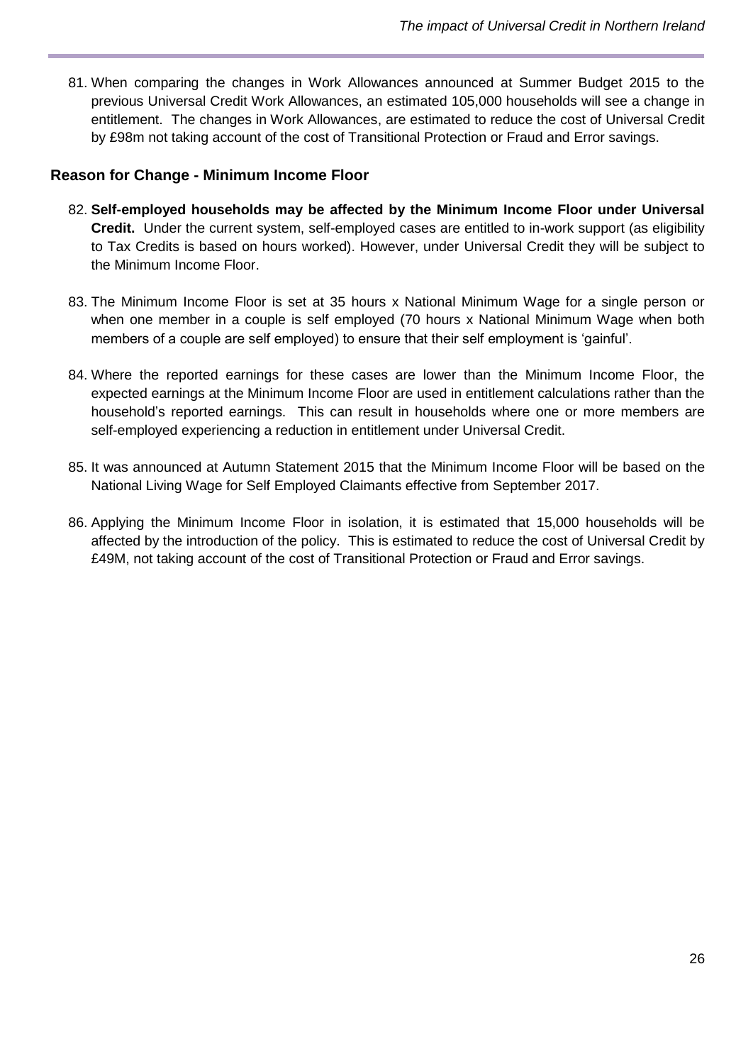81. When comparing the changes in Work Allowances announced at Summer Budget 2015 to the previous Universal Credit Work Allowances, an estimated 105,000 households will see a change in entitlement. The changes in Work Allowances, are estimated to reduce the cost of Universal Credit by £98m not taking account of the cost of Transitional Protection or Fraud and Error savings.

### Reason for Change - Minimum Income Floor

82. **Self-employed households may be affected by the Minimum Income Floor under Universal Credit.** Under the current system, self-employed cases are entitled to in-work support (as eligibility to Tax Credits is based on hours worked). However, under Universal Credit they will be subject to the Minimum Income Floor.

83. The Minimum Income Floor is set at 35 hours x National Minimum Wage for a single person or when one member in a couple is self employed (70 hours x National Minimum Wage when both members of a couple are self employed) to ensure that their self employment is 'gainful'.

84. Where the reported earnings for these cases are lower than the Minimum Income Floor, the expected earnings at the Minimum Income Floor are used in entitlement calculations rather than the household's reported earnings. This can result in households where one or more members are self-employed experiencing a reduction in entitlement under Universal Credit.

85. It was announced at Autumn Statement 2015 that the Minimum Income Floor will be based on the National Living Wage for Self Employed Claimants effective from September 2017.

86. Applying the Minimum Income Floor in isolation, it is estimated that 15,000 households will be affected by the introduction of the policy. This is estimated to reduce the cost of Universal Credit by £49M, not taking account of the cost of Transitional Protection or Fraud and Error savings.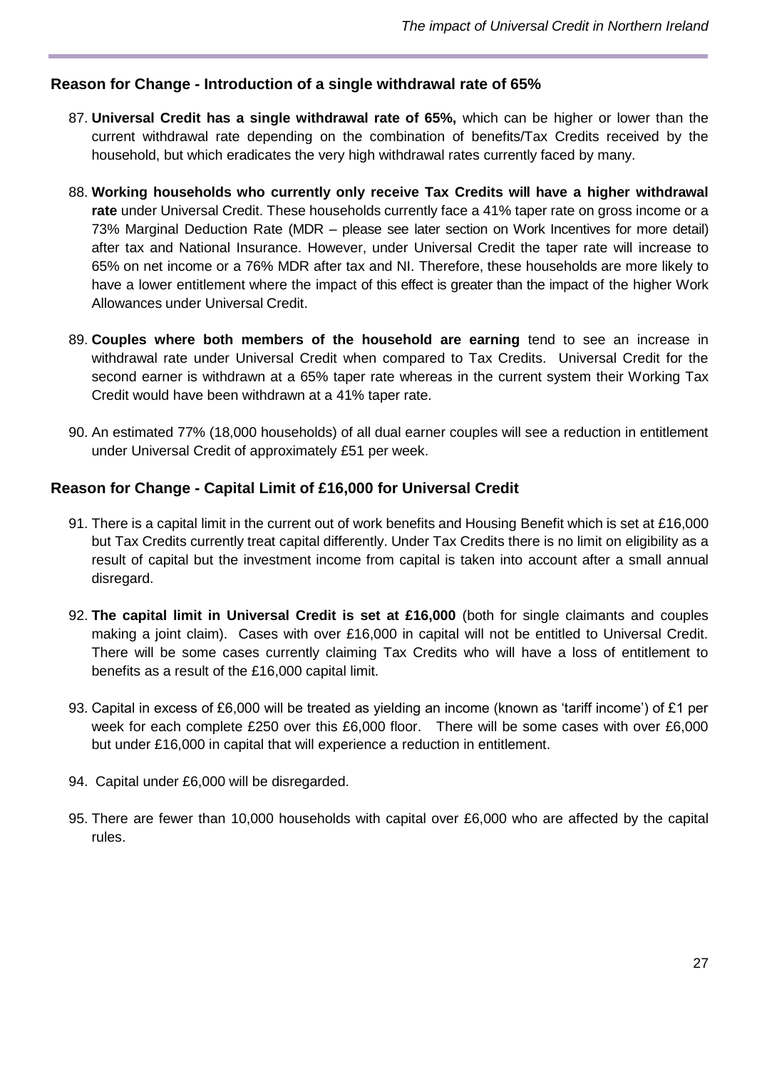## Reason for Change - Introduction of a single withdrawal rate of 65%

87. **Universal Credit has a single withdrawal rate of 65%,** which can be higher or lower than the current withdrawal rate depending on the combination of benefits/Tax Credits received by the household, but which eradicates the very high withdrawal rates currently faced by many.

88. **Working households who currently only receive Tax Credits will have a higher withdrawal rate** under Universal Credit. These households currently face a 41% taper rate on gross income or a 73% Marginal Deduction Rate (MDR – please see later section on Work Incentives for more detail) after tax and National Insurance. However, under Universal Credit the taper rate will increase to 65% on net income or a 76% MDR after tax and NI. Therefore, these households are more likely to have a lower entitlement where the impact of this effect is greater than the impact of the higher Work Allowances under Universal Credit.

89. **Couples where both members of the household are earning** tend to see an increase in withdrawal rate under Universal Credit when compared to Tax Credits. Universal Credit for the second earner is withdrawn at a 65% taper rate whereas in the current system their Working Tax Credit would have been withdrawn at a 41% taper rate.

90. An estimated 77% (18,000 households) of all dual earner couples will see a reduction in entitlement under Universal Credit of approximately £51 per week.

## Reason for Change - Capital Limit of £16,000 for Universal Credit

91. There is a capital limit in the current out of work benefits and Housing Benefit which is set at £16,000 but Tax Credits currently treat capital differently. Under Tax Credits there is no limit on eligibility as a result of capital but the investment income from capital is taken into account after a small annual disregard.

92. **The capital limit in Universal Credit is set at £16,000** (both for single claimants and couples making a joint claim). Cases with over £16,000 in capital will not be entitled to Universal Credit. There will be some cases currently claiming Tax Credits who will have a loss of entitlement to benefits as a result of the £16,000 capital limit.

93. Capital in excess of £6,000 will be treated as yielding an income (known as 'tariff income') of £1 per week for each complete £250 over this £6,000 floor. There will be some cases with over £6,000 but under £16,000 in capital that will experience a reduction in entitlement.

94. Capital under £6,000 will be disregarded.

95. There are fewer than 10,000 households with capital over £6,000 who are affected by the capital rules.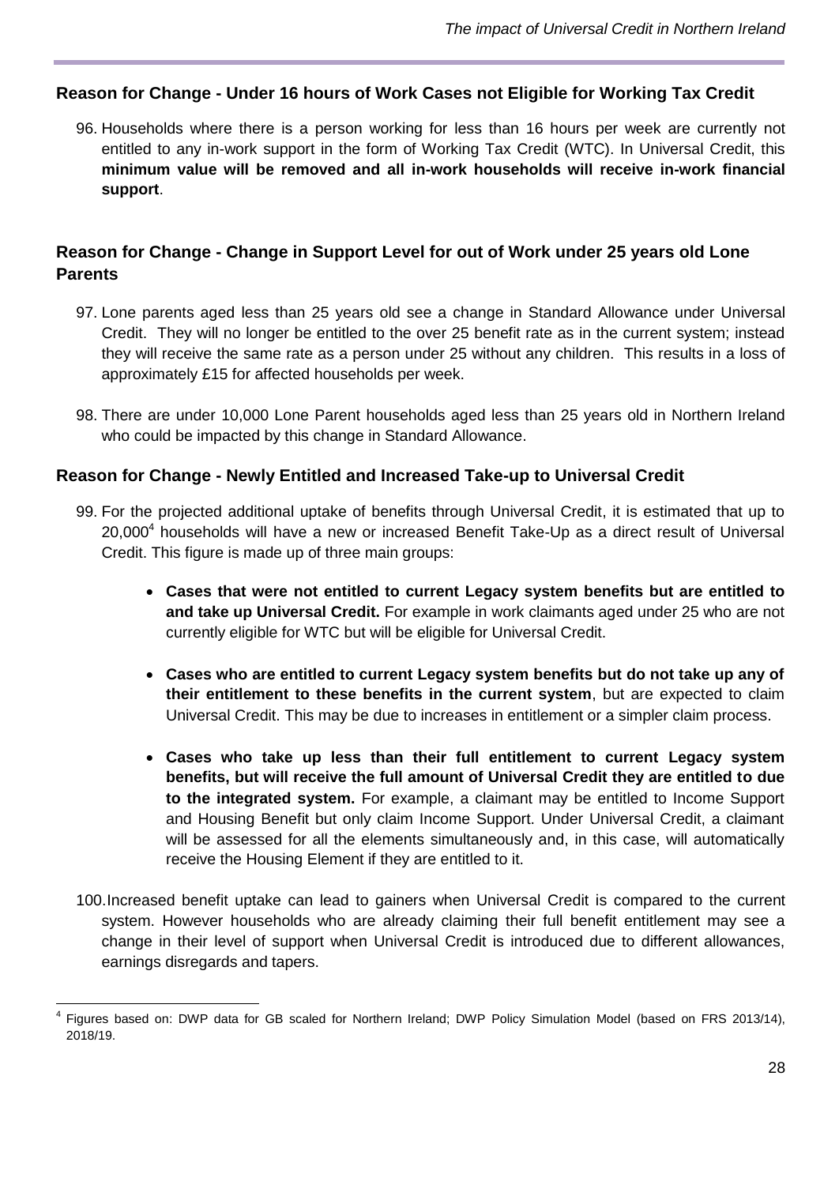### Reason for Change - Under 16 hours of Work Cases not Eligible for Working Tax Credit

96. Households where there is a person working for less than 16 hours per week are currently not entitled to any in-work support in the form of Working Tax Credit (WTC). In Universal Credit, this **minimum value will be removed and all in-work households will receive in-work financial support**.

### Reason for Change - Change in Support Level for out of Work under 25 years old Lone Parents

97. Lone parents aged less than 25 years old see a change in Standard Allowance under Universal Credit. They will no longer be entitled to the over 25 benefit rate as in the current system; instead they will receive the same rate as a person under 25 without any children. This results in a loss of approximately £15 for affected households per week.

98. There are under 10,000 Lone Parent households aged less than 25 years old in Northern Ireland who could be impacted by this change in Standard Allowance.

### Reason for Change - Newly Entitled and Increased Take-up to Universal Credit

99. For the projected additional uptake of benefits through Universal Credit, it is estimated that up to 20,000[4] households will have a new or increased Benefit Take-Up as a direct result of Universal Credit. This figure is made up of three main groups:

    - **Cases that were not entitled to current Legacy system benefits but are entitled to and take up Universal Credit.** For example in work claimants aged under 25 who are not currently eligible for WTC but will be eligible for Universal Credit.

    - **Cases who are entitled to current Legacy system benefits but do not take up any of their entitlement to these benefits in the current system**, but are expected to claim Universal Credit. This may be due to increases in entitlement or a simpler claim process.

    - **Cases who take up less than their full entitlement to current Legacy system benefits, but will receive the full amount of Universal Credit they are entitled to due to the integrated system.** For example, a claimant may be entitled to Income Support and Housing Benefit but only claim Income Support. Under Universal Credit, a claimant will be assessed for all the elements simultaneously and, in this case, will automatically receive the Housing Element if they are entitled to it.

100. Increased benefit uptake can lead to gainers when Universal Credit is compared to the current system. However households who are already claiming their full benefit entitlement may see a change in their level of support when Universal Credit is introduced due to different allowances, earnings disregards and tapers.

---

[4] Figures based on: DWP data for GB scaled for Northern Ireland; DWP Policy Simulation Model (based on FRS 2013/14), 2018/19.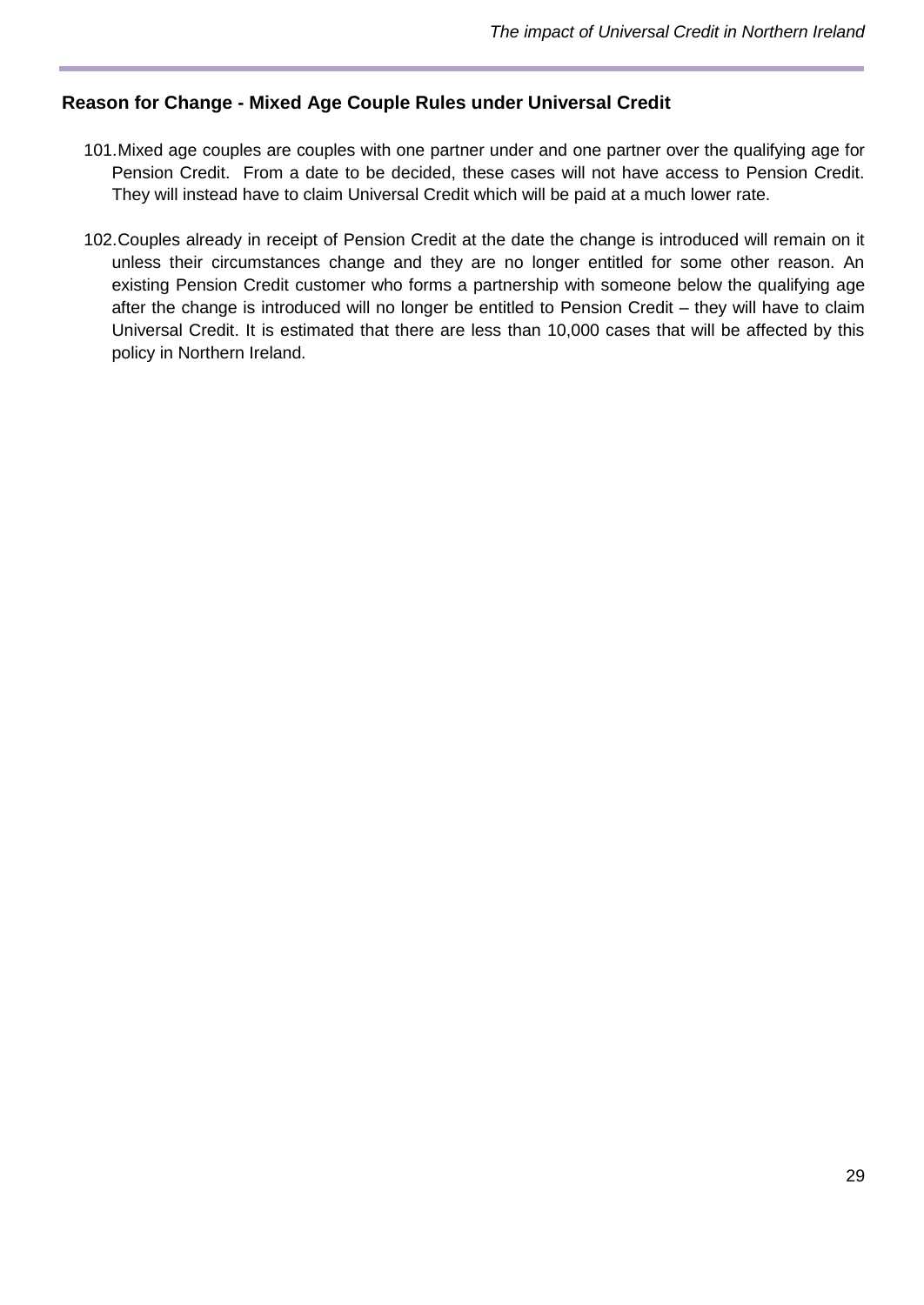## Reason for Change - Mixed Age Couple Rules under Universal Credit

101. Mixed age couples are couples with one partner under and one partner over the qualifying age for Pension Credit. From a date to be decided, these cases will not have access to Pension Credit. They will instead have to claim Universal Credit which will be paid at a much lower rate.

102. Couples already in receipt of Pension Credit at the date the change is introduced will remain on it unless their circumstances change and they are no longer entitled for some other reason. An existing Pension Credit customer who forms a partnership with someone below the qualifying age after the change is introduced will no longer be entitled to Pension Credit – they will have to claim Universal Credit. It is estimated that there are less than 10,000 cases that will be affected by this policy in Northern Ireland.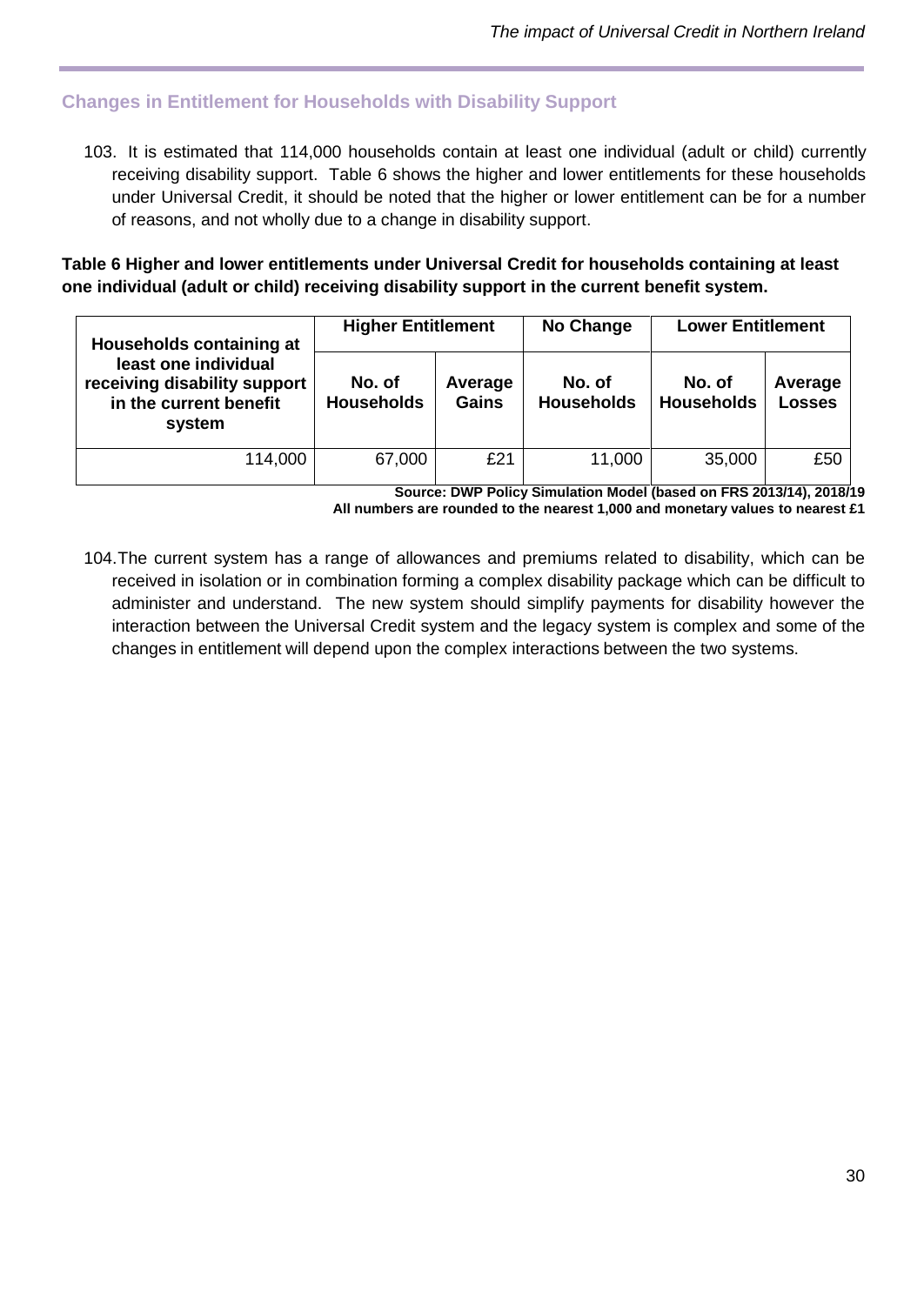## Changes in Entitlement for Households with Disability Support

103. It is estimated that 114,000 households contain at least one individual (adult or child) currently receiving disability support. Table 6 shows the higher and lower entitlements for these households under Universal Credit, it should be noted that the higher or lower entitlement can be for a number of reasons, and not wholly due to a change in disability support.

**Table 6 Higher and lower entitlements under Universal Credit for households containing at least one individual (adult or child) receiving disability support in the current benefit system.**

| Households containing at least one individual receiving disability support in the current benefit system | Higher Entitlement | | No Change | Lower Entitlement | |
|---|---|---|---|---|---|
| | No. of Households | Average Gains | No. of Households | No. of Households | Average Losses |
| 114,000 | 67,000 | £21 | 11,000 | 35,000 | £50 |

**Source: DWP Policy Simulation Model (based on FRS 2013/14), 2018/19**
**All numbers are rounded to the nearest 1,000 and monetary values to nearest £1**

104. The current system has a range of allowances and premiums related to disability, which can be received in isolation or in combination forming a complex disability package which can be difficult to administer and understand. The new system should simplify payments for disability however the interaction between the Universal Credit system and the legacy system is complex and some of the changes in entitlement will depend upon the complex interactions between the two systems.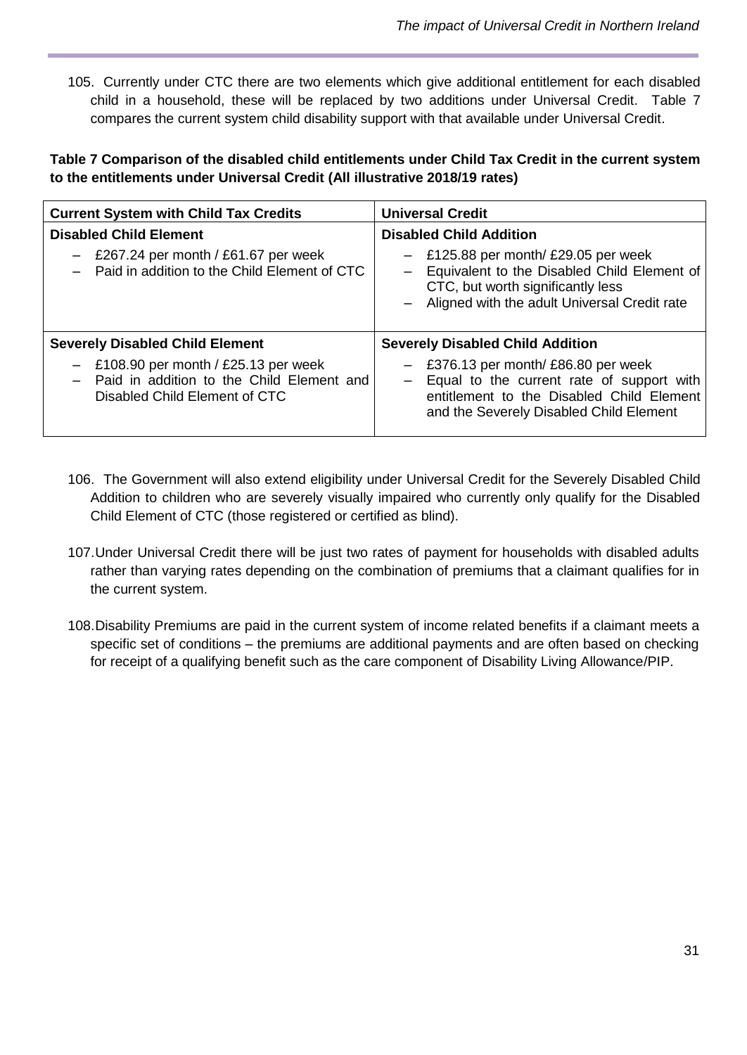105. Currently under CTC there are two elements which give additional entitlement for each disabled child in a household, these will be replaced by two additions under Universal Credit. Table 7 compares the current system child disability support with that available under Universal Credit.

**Table 7 Comparison of the disabled child entitlements under Child Tax Credit in the current system to the entitlements under Universal Credit (All illustrative 2018/19 rates)**

| Current System with Child Tax Credits | Universal Credit |
|---|---|
| **Disabled Child Element**<br>– £267.24 per month / £61.67 per week<br>– Paid in addition to the Child Element of CTC | **Disabled Child Addition**<br>– £125.88 per month/ £29.05 per week<br>– Equivalent to the Disabled Child Element of CTC, but worth significantly less<br>– Aligned with the adult Universal Credit rate |
| **Severely Disabled Child Element**<br>– £108.90 per month / £25.13 per week<br>– Paid in addition to the Child Element and Disabled Child Element of CTC | **Severely Disabled Child Addition**<br>– £376.13 per month/ £86.80 per week<br>– Equal to the current rate of support with entitlement to the Disabled Child Element and the Severely Disabled Child Element |

106. The Government will also extend eligibility under Universal Credit for the Severely Disabled Child Addition to children who are severely visually impaired who currently only qualify for the Disabled Child Element of CTC (those registered or certified as blind).

107. Under Universal Credit there will be just two rates of payment for households with disabled adults rather than varying rates depending on the combination of premiums that a claimant qualifies for in the current system.

108. Disability Premiums are paid in the current system of income related benefits if a claimant meets a specific set of conditions – the premiums are additional payments and are often based on checking for receipt of a qualifying benefit such as the care component of Disability Living Allowance/PIP.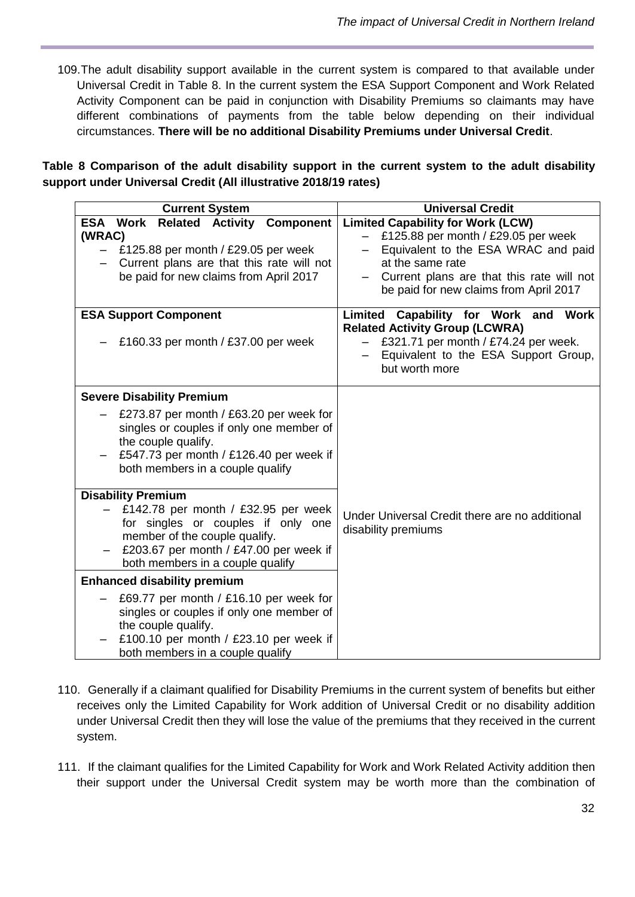109. The adult disability support available in the current system is compared to that available under Universal Credit in Table 8. In the current system the ESA Support Component and Work Related Activity Component can be paid in conjunction with Disability Premiums so claimants may have different combinations of payments from the table below depending on their individual circumstances. **There will be no additional Disability Premiums under Universal Credit**.

**Table 8 Comparison of the adult disability support in the current system to the adult disability support under Universal Credit (All illustrative 2018/19 rates)**

| Current System | Universal Credit |
|---|---|
| **ESA Work Related Activity Component (WRAC)**<br>– £125.88 per month / £29.05 per week<br>– Current plans are that this rate will not be paid for new claims from April 2017 | **Limited Capability for Work (LCW)**<br>– £125.88 per month / £29.05 per week<br>– Equivalent to the ESA WRAC and paid at the same rate<br>– Current plans are that this rate will not be paid for new claims from April 2017 |
| **ESA Support Component**<br>– £160.33 per month / £37.00 per week | **Limited Capability for Work and Work Related Activity Group (LCWRA)**<br>– £321.71 per month / £74.24 per week.<br>– Equivalent to the ESA Support Group, but worth more |
| **Severe Disability Premium**<br>– £273.87 per month / £63.20 per week for singles or couples if only one member of the couple qualify.<br>– £547.73 per month / £126.40 per week if both members in a couple qualify | Under Universal Credit there are no additional disability premiums |
| **Disability Premium**<br>– £142.78 per month / £32.95 per week for singles or couples if only one member of the couple qualify.<br>– £203.67 per month / £47.00 per week if both members in a couple qualify | |
| **Enhanced disability premium**<br>– £69.77 per month / £16.10 per week for singles or couples if only one member of the couple qualify.<br>– £100.10 per month / £23.10 per week if both members in a couple qualify | |

110. Generally if a claimant qualified for Disability Premiums in the current system of benefits but either receives only the Limited Capability for Work addition of Universal Credit or no disability addition under Universal Credit then they will lose the value of the premiums that they received in the current system.

111. If the claimant qualifies for the Limited Capability for Work and Work Related Activity addition then their support under the Universal Credit system may be worth more than the combination of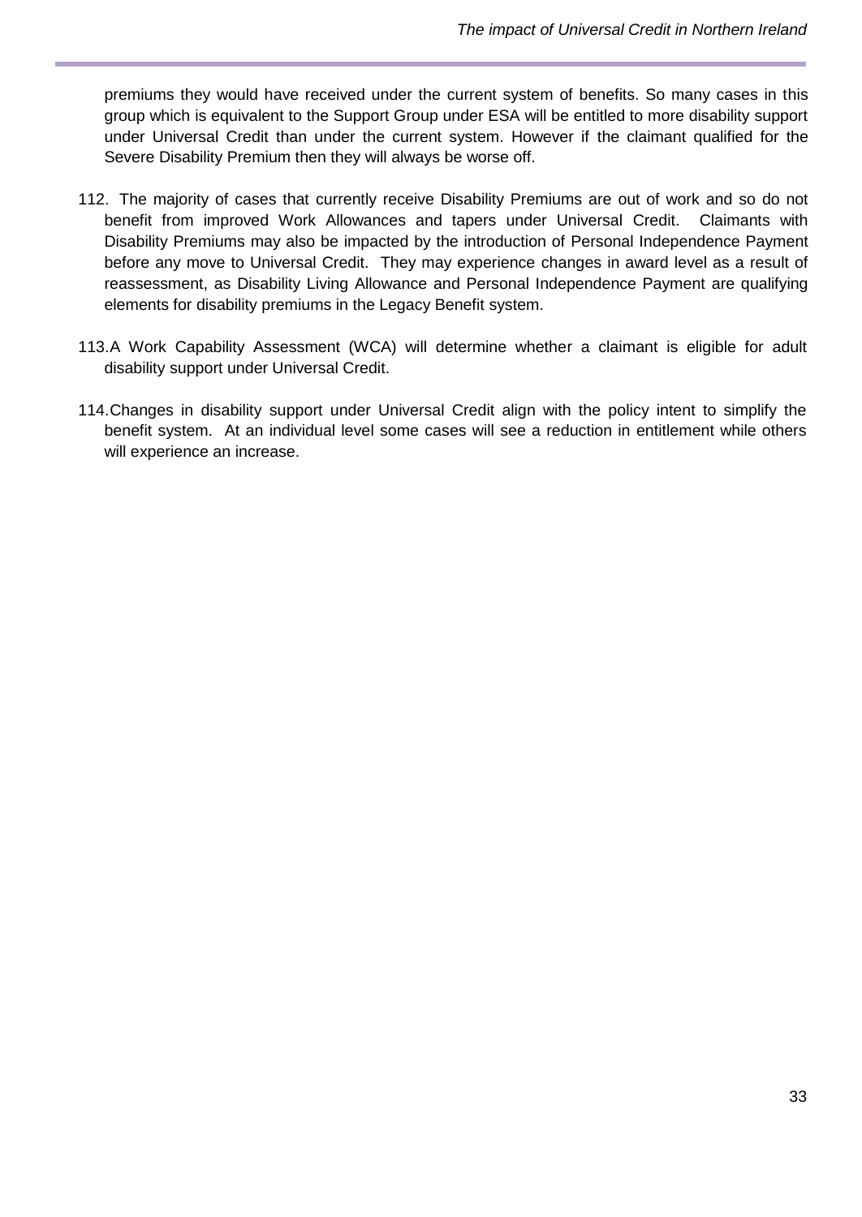premiums they would have received under the current system of benefits. So many cases in this group which is equivalent to the Support Group under ESA will be entitled to more disability support under Universal Credit than under the current system. However if the claimant qualified for the Severe Disability Premium then they will always be worse off.

112. The majority of cases that currently receive Disability Premiums are out of work and so do not benefit from improved Work Allowances and tapers under Universal Credit. Claimants with Disability Premiums may also be impacted by the introduction of Personal Independence Payment before any move to Universal Credit. They may experience changes in award level as a result of reassessment, as Disability Living Allowance and Personal Independence Payment are qualifying elements for disability premiums in the Legacy Benefit system.

113. A Work Capability Assessment (WCA) will determine whether a claimant is eligible for adult disability support under Universal Credit.

114. Changes in disability support under Universal Credit align with the policy intent to simplify the benefit system. At an individual level some cases will see a reduction in entitlement while others will experience an increase.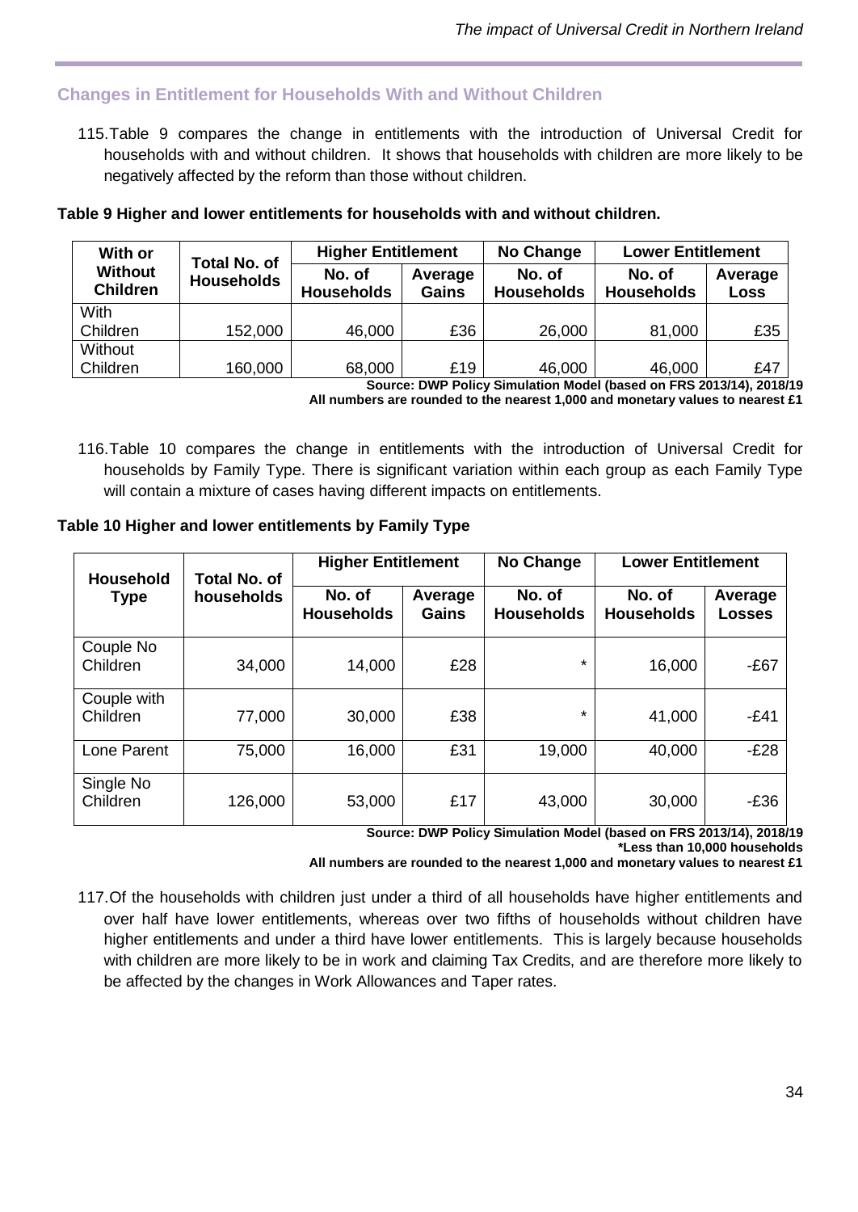## Changes in Entitlement for Households With and Without Children

115. Table 9 compares the change in entitlements with the introduction of Universal Credit for households with and without children. It shows that households with children are more likely to be negatively affected by the reform than those without children.

**Table 9 Higher and lower entitlements for households with and without children.**

| With or Without Children | Total No. of Households | Higher Entitlement | | No Change | Lower Entitlement | |
|---|---|---|---|---|---|---|
| | | No. of Households | Average Gains | No. of Households | No. of Households | Average Loss |
| With Children | 152,000 | 46,000 | £36 | 26,000 | 81,000 | £35 |
| Without Children | 160,000 | 68,000 | £19 | 46,000 | 46,000 | £47 |

**Source: DWP Policy Simulation Model (based on FRS 2013/14), 2018/19**
**All numbers are rounded to the nearest 1,000 and monetary values to nearest £1**

116. Table 10 compares the change in entitlements with the introduction of Universal Credit for households by Family Type. There is significant variation within each group as each Family Type will contain a mixture of cases having different impacts on entitlements.

**Table 10 Higher and lower entitlements by Family Type**

| Household Type | Total No. of households | Higher Entitlement | | No Change | Lower Entitlement | |
|---|---|---|---|---|---|---|
| | | No. of Households | Average Gains | No. of Households | No. of Households | Average Losses |
| Couple No Children | 34,000 | 14,000 | £28 | * | 16,000 | -£67 |
| Couple with Children | 77,000 | 30,000 | £38 | * | 41,000 | -£41 |
| Lone Parent | 75,000 | 16,000 | £31 | 19,000 | 40,000 | -£28 |
| Single No Children | 126,000 | 53,000 | £17 | 43,000 | 30,000 | -£36 |

**Source: DWP Policy Simulation Model (based on FRS 2013/14), 2018/19**
***Less than 10,000 households**
**All numbers are rounded to the nearest 1,000 and monetary values to nearest £1**

117. Of the households with children just under a third of all households have higher entitlements and over half have lower entitlements, whereas over two fifths of households without children have higher entitlements and under a third have lower entitlements. This is largely because households with children are more likely to be in work and claiming Tax Credits, and are therefore more likely to be affected by the changes in Work Allowances and Taper rates.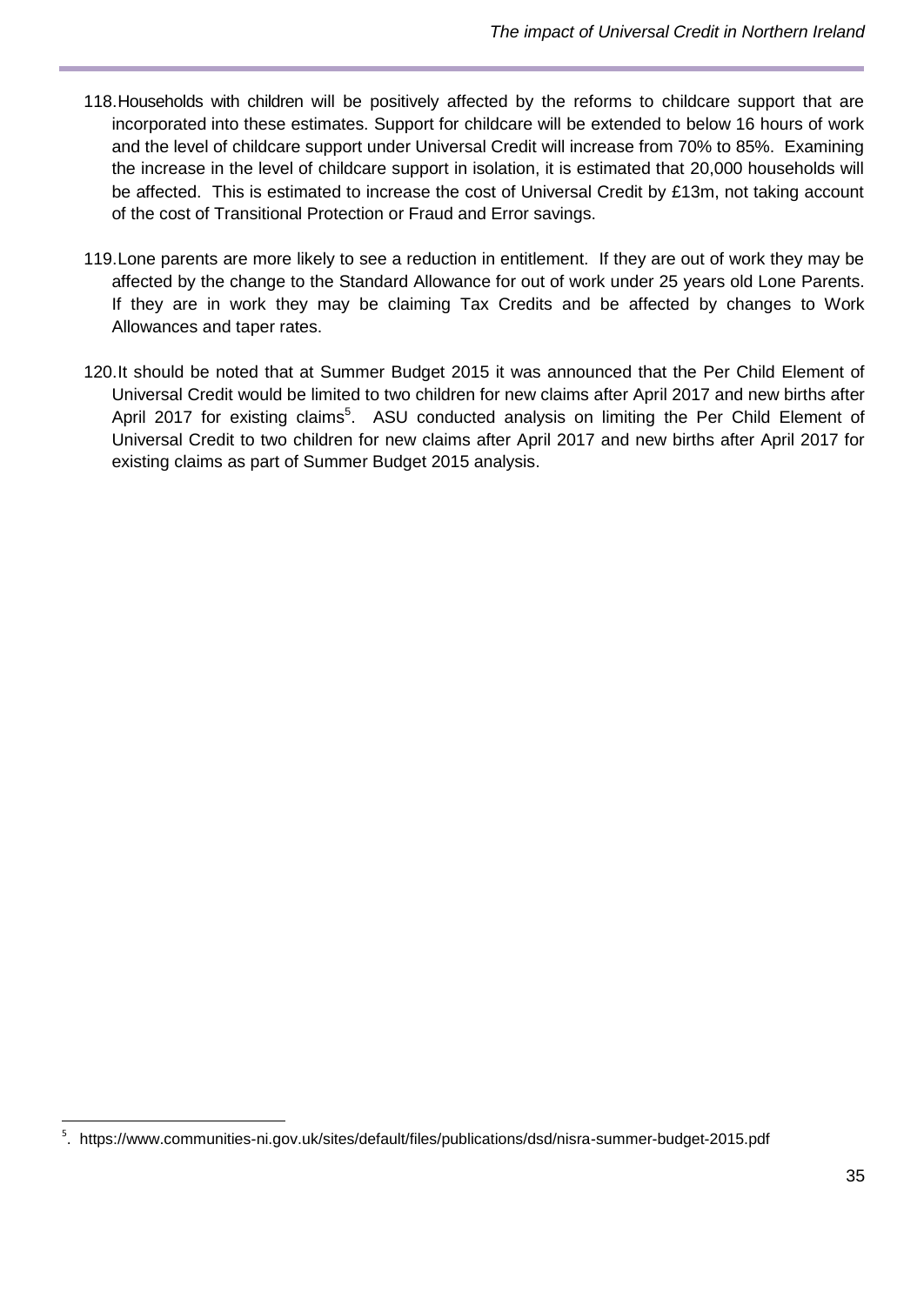118. Households with children will be positively affected by the reforms to childcare support that are incorporated into these estimates. Support for childcare will be extended to below 16 hours of work and the level of childcare support under Universal Credit will increase from 70% to 85%. Examining the increase in the level of childcare support in isolation, it is estimated that 20,000 households will be affected. This is estimated to increase the cost of Universal Credit by £13m, not taking account of the cost of Transitional Protection or Fraud and Error savings.

119. Lone parents are more likely to see a reduction in entitlement. If they are out of work they may be affected by the change to the Standard Allowance for out of work under 25 years old Lone Parents. If they are in work they may be claiming Tax Credits and be affected by changes to Work Allowances and taper rates.

120. It should be noted that at Summer Budget 2015 it was announced that the Per Child Element of Universal Credit would be limited to two children for new claims after April 2017 and new births after April 2017 for existing claims[5]. ASU conducted analysis on limiting the Per Child Element of Universal Credit to two children for new claims after April 2017 and new births after April 2017 for existing claims as part of Summer Budget 2015 analysis.

---

[5]. https://www.communities-ni.gov.uk/sites/default/files/publications/dsd/nisra-summer-budget-2015.pdf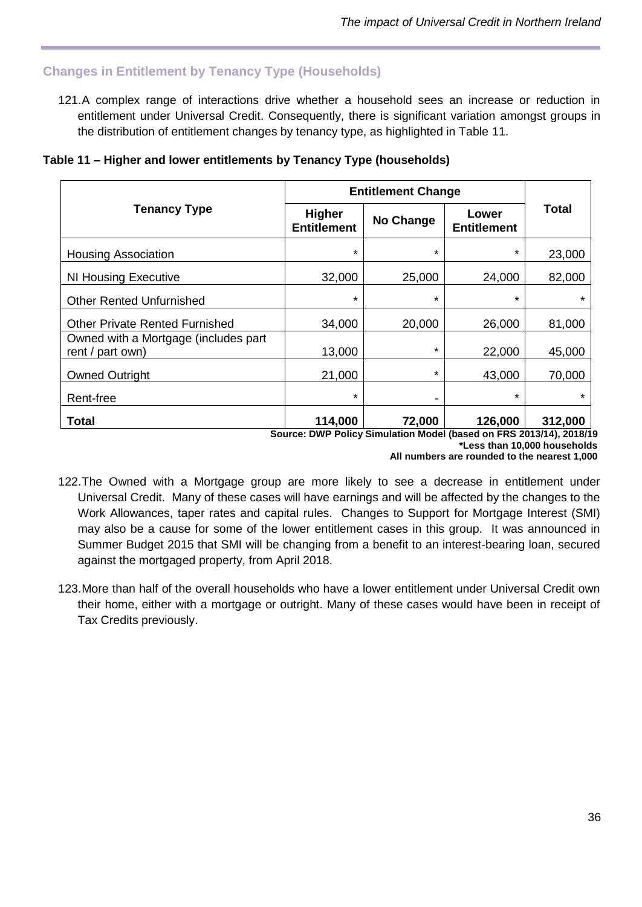## Changes in Entitlement by Tenancy Type (Households)

121. A complex range of interactions drive whether a household sees an increase or reduction in entitlement under Universal Credit. Consequently, there is significant variation amongst groups in the distribution of entitlement changes by tenancy type, as highlighted in Table 11.

**Table 11 – Higher and lower entitlements by Tenancy Type (households)**

| Tenancy Type | Entitlement Change | | | Total |
|---|---|---|---|---|
| | Higher Entitlement | No Change | Lower Entitlement | |
| Housing Association | * | * | * | 23,000 |
| NI Housing Executive | 32,000 | 25,000 | 24,000 | 82,000 |
| Other Rented Unfurnished | * | * | * | * |
| Other Private Rented Furnished | 34,000 | 20,000 | 26,000 | 81,000 |
| Owned with a Mortgage (includes part rent / part own) | 13,000 | * | 22,000 | 45,000 |
| Owned Outright | 21,000 | * | 43,000 | 70,000 |
| Rent-free | * | - | * | * |
| **Total** | **114,000** | **72,000** | **126,000** | **312,000** |

**Source: DWP Policy Simulation Model (based on FRS 2013/14), 2018/19**
**\*Less than 10,000 households**
**All numbers are rounded to the nearest 1,000**

122. The Owned with a Mortgage group are more likely to see a decrease in entitlement under Universal Credit. Many of these cases will have earnings and will be affected by the changes to the Work Allowances, taper rates and capital rules. Changes to Support for Mortgage Interest (SMI) may also be a cause for some of the lower entitlement cases in this group. It was announced in Summer Budget 2015 that SMI will be changing from a benefit to an interest-bearing loan, secured against the mortgaged property, from April 2018.

123. More than half of the overall households who have a lower entitlement under Universal Credit own their home, either with a mortgage or outright. Many of these cases would have been in receipt of Tax Credits previously.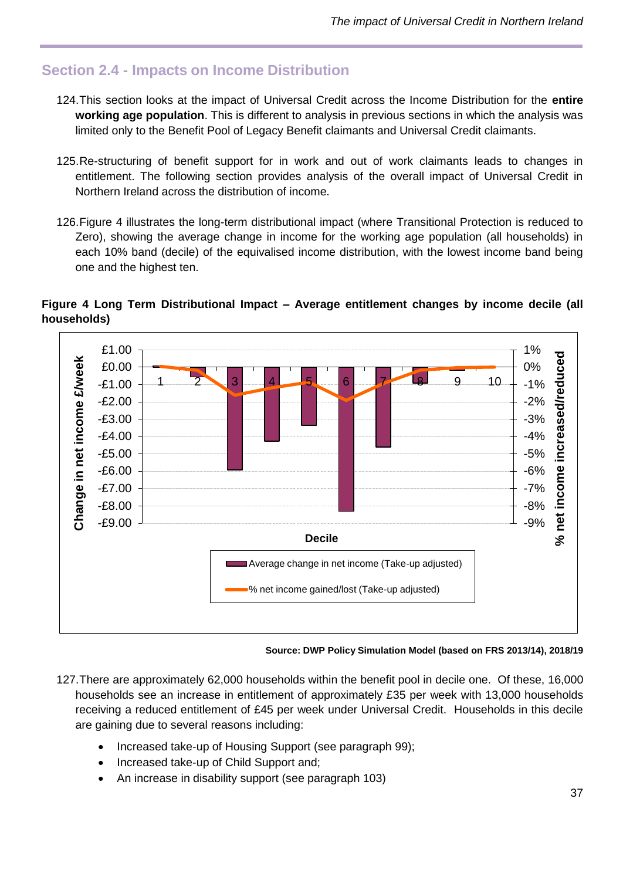## Section 2.4 - Impacts on Income Distribution

124. This section looks at the impact of Universal Credit across the Income Distribution for the **entire working age population**. This is different to analysis in previous sections in which the analysis was limited only to the Benefit Pool of Legacy Benefit claimants and Universal Credit claimants.

125. Re-structuring of benefit support for in work and out of work claimants leads to changes in entitlement. The following section provides analysis of the overall impact of Universal Credit in Northern Ireland across the distribution of income.

126. Figure 4 illustrates the long-term distributional impact (where Transitional Protection is reduced to Zero), showing the average change in income for the working age population (all households) in each 10% band (decile) of the equivalised income distribution, with the lowest income band being one and the highest ten.

**Figure 4 Long Term Distributional Impact – Average entitlement changes by income decile (all households)**

**Source: DWP Policy Simulation Model (based on FRS 2013/14), 2018/19**

127. There are approximately 62,000 households within the benefit pool in decile one. Of these, 16,000 households see an increase in entitlement of approximately £35 per week with 13,000 households receiving a reduced entitlement of £45 per week under Universal Credit. Households in this decile are gaining due to several reasons including:

- Increased take-up of Housing Support (see paragraph 99);
- Increased take-up of Child Support and;
- An increase in disability support (see paragraph 103)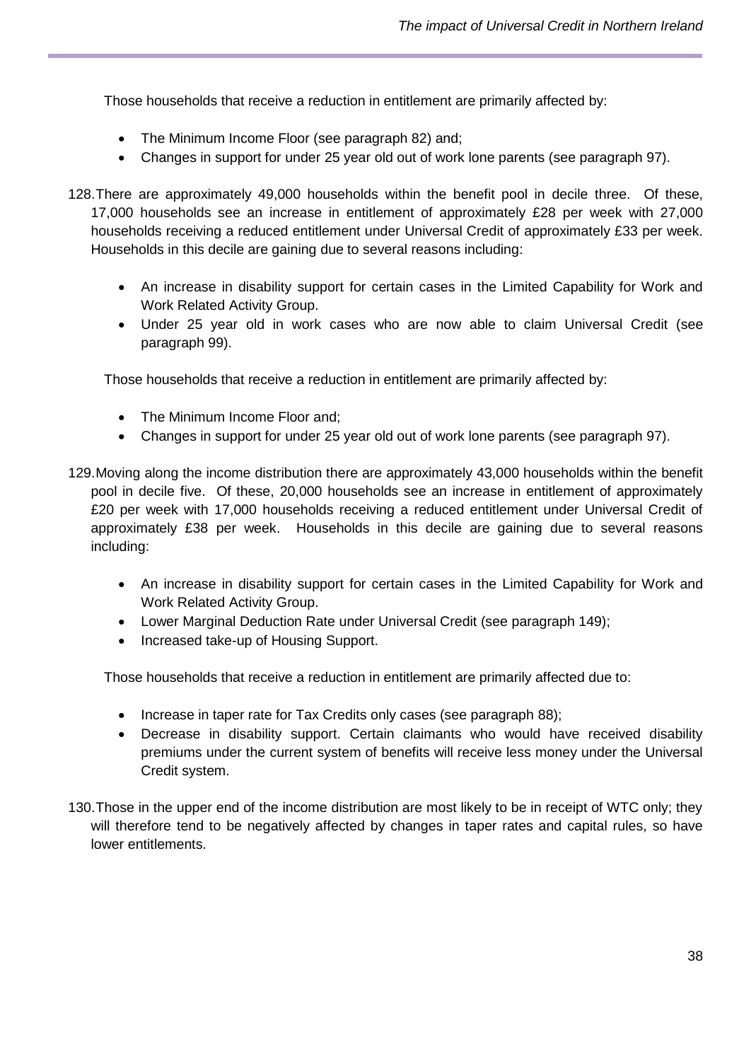Those households that receive a reduction in entitlement are primarily affected by:

- The Minimum Income Floor (see paragraph 82) and;
- Changes in support for under 25 year old out of work lone parents (see paragraph 97).

128. There are approximately 49,000 households within the benefit pool in decile three. Of these, 17,000 households see an increase in entitlement of approximately £28 per week with 27,000 households receiving a reduced entitlement under Universal Credit of approximately £33 per week. Households in this decile are gaining due to several reasons including:

- An increase in disability support for certain cases in the Limited Capability for Work and Work Related Activity Group.
- Under 25 year old in work cases who are now able to claim Universal Credit (see paragraph 99).

Those households that receive a reduction in entitlement are primarily affected by:

- The Minimum Income Floor and;
- Changes in support for under 25 year old out of work lone parents (see paragraph 97).

129. Moving along the income distribution there are approximately 43,000 households within the benefit pool in decile five. Of these, 20,000 households see an increase in entitlement of approximately £20 per week with 17,000 households receiving a reduced entitlement under Universal Credit of approximately £38 per week. Households in this decile are gaining due to several reasons including:

- An increase in disability support for certain cases in the Limited Capability for Work and Work Related Activity Group.
- Lower Marginal Deduction Rate under Universal Credit (see paragraph 149);
- Increased take-up of Housing Support.

Those households that receive a reduction in entitlement are primarily affected due to:

- Increase in taper rate for Tax Credits only cases (see paragraph 88);
- Decrease in disability support. Certain claimants who would have received disability premiums under the current system of benefits will receive less money under the Universal Credit system.

130. Those in the upper end of the income distribution are most likely to be in receipt of WTC only; they will therefore tend to be negatively affected by changes in taper rates and capital rules, so have lower entitlements.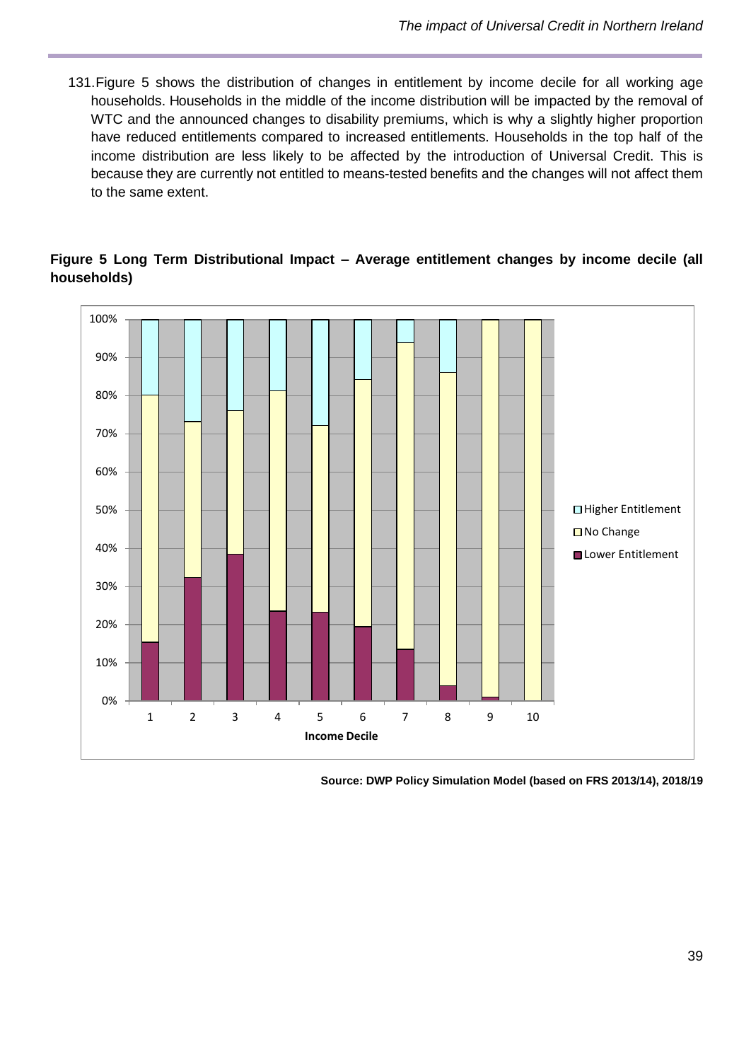131. Figure 5 shows the distribution of changes in entitlement by income decile for all working age households. Households in the middle of the income distribution will be impacted by the removal of WTC and the announced changes to disability premiums, which is why a slightly higher proportion have reduced entitlements compared to increased entitlements. Households in the top half of the income distribution are less likely to be affected by the introduction of Universal Credit. This is because they are currently not entitled to means-tested benefits and the changes will not affect them to the same extent.

**Figure 5 Long Term Distributional Impact – Average entitlement changes by income decile (all households)**

**Source: DWP Policy Simulation Model (based on FRS 2013/14), 2018/19**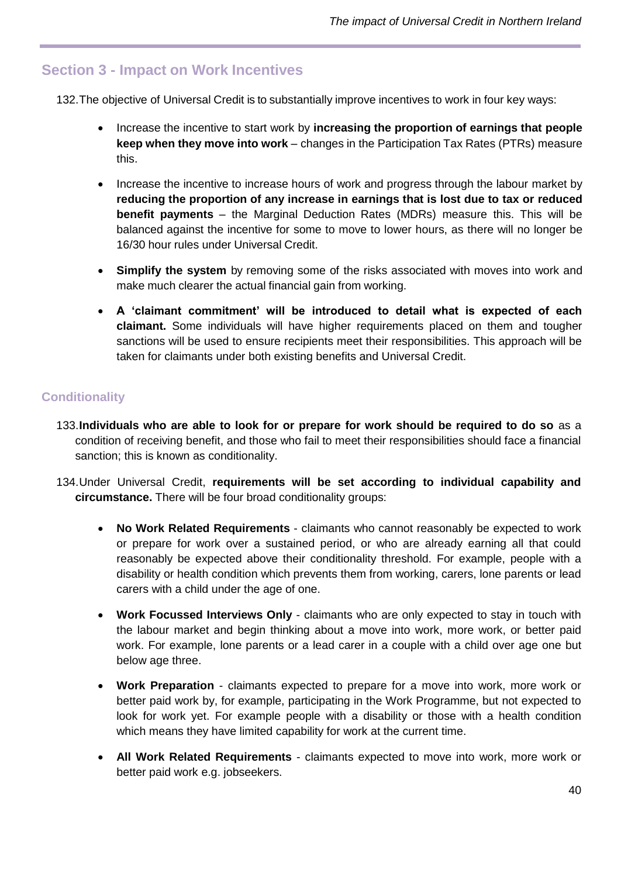## Section 3 - Impact on Work Incentives

132. The objective of Universal Credit is to substantially improve incentives to work in four key ways:

- Increase the incentive to start work by **increasing the proportion of earnings that people keep when they move into work** – changes in the Participation Tax Rates (PTRs) measure this.
- Increase the incentive to increase hours of work and progress through the labour market by **reducing the proportion of any increase in earnings that is lost due to tax or reduced benefit payments** – the Marginal Deduction Rates (MDRs) measure this. This will be balanced against the incentive for some to move to lower hours, as there will no longer be 16/30 hour rules under Universal Credit.
- **Simplify the system** by removing some of the risks associated with moves into work and make much clearer the actual financial gain from working.
- **A 'claimant commitment' will be introduced to detail what is expected of each claimant.** Some individuals will have higher requirements placed on them and tougher sanctions will be used to ensure recipients meet their responsibilities. This approach will be taken for claimants under both existing benefits and Universal Credit.

### Conditionality

133. **Individuals who are able to look for or prepare for work should be required to do so** as a condition of receiving benefit, and those who fail to meet their responsibilities should face a financial sanction; this is known as conditionality.

134. Under Universal Credit, **requirements will be set according to individual capability and circumstance.** There will be four broad conditionality groups:

- **No Work Related Requirements** - claimants who cannot reasonably be expected to work or prepare for work over a sustained period, or who are already earning all that could reasonably be expected above their conditionality threshold. For example, people with a disability or health condition which prevents them from working, carers, lone parents or lead carers with a child under the age of one.
- **Work Focussed Interviews Only** - claimants who are only expected to stay in touch with the labour market and begin thinking about a move into work, more work, or better paid work. For example, lone parents or a lead carer in a couple with a child over age one but below age three.
- **Work Preparation** - claimants expected to prepare for a move into work, more work or better paid work by, for example, participating in the Work Programme, but not expected to look for work yet. For example people with a disability or those with a health condition which means they have limited capability for work at the current time.
- **All Work Related Requirements** - claimants expected to move into work, more work or better paid work e.g. jobseekers.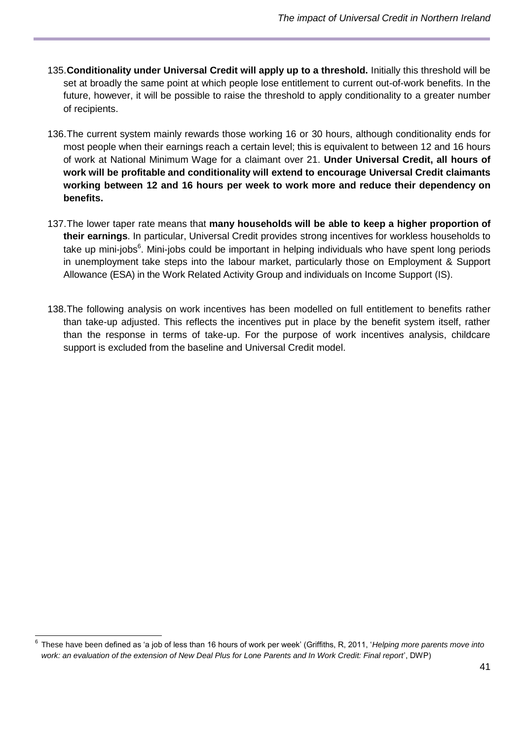135. **Conditionality under Universal Credit will apply up to a threshold.** Initially this threshold will be set at broadly the same point at which people lose entitlement to current out-of-work benefits. In the future, however, it will be possible to raise the threshold to apply conditionality to a greater number of recipients.

136. The current system mainly rewards those working 16 or 30 hours, although conditionality ends for most people when their earnings reach a certain level; this is equivalent to between 12 and 16 hours of work at National Minimum Wage for a claimant over 21. **Under Universal Credit, all hours of work will be profitable and conditionality will extend to encourage Universal Credit claimants working between 12 and 16 hours per week to work more and reduce their dependency on benefits.**

137. The lower taper rate means that **many households will be able to keep a higher proportion of their earnings**. In particular, Universal Credit provides strong incentives for workless households to take up mini-jobs[6]. Mini-jobs could be important in helping individuals who have spent long periods in unemployment take steps into the labour market, particularly those on Employment & Support Allowance (ESA) in the Work Related Activity Group and individuals on Income Support (IS).

138. The following analysis on work incentives has been modelled on full entitlement to benefits rather than take-up adjusted. This reflects the incentives put in place by the benefit system itself, rather than the response in terms of take-up. For the purpose of work incentives analysis, childcare support is excluded from the baseline and Universal Credit model.

---

[6] These have been defined as 'a job of less than 16 hours of work per week' (Griffiths, R, 2011, '*Helping more parents move into work: an evaluation of the extension of New Deal Plus for Lone Parents and In Work Credit: Final report*', DWP)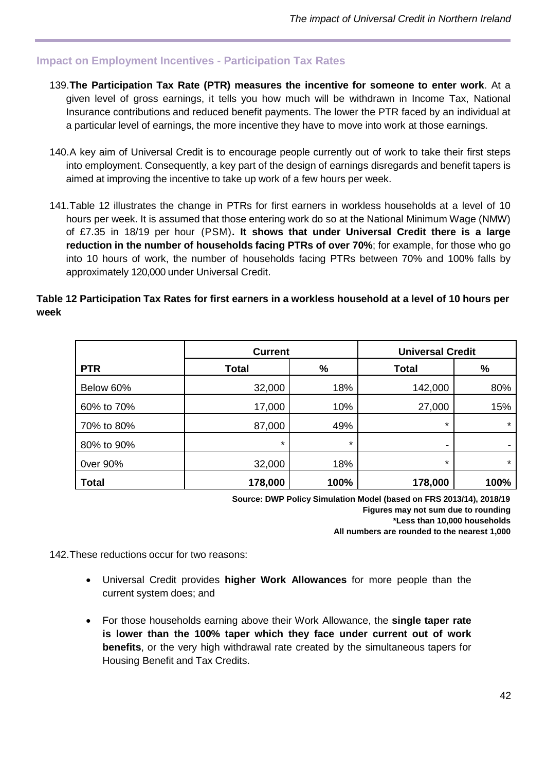## Impact on Employment Incentives - Participation Tax Rates

139. **The Participation Tax Rate (PTR) measures the incentive for someone to enter work**. At a given level of gross earnings, it tells you how much will be withdrawn in Income Tax, National Insurance contributions and reduced benefit payments. The lower the PTR faced by an individual at a particular level of earnings, the more incentive they have to move into work at those earnings.

140. A key aim of Universal Credit is to encourage people currently out of work to take their first steps into employment. Consequently, a key part of the design of earnings disregards and benefit tapers is aimed at improving the incentive to take up work of a few hours per week.

141. Table 12 illustrates the change in PTRs for first earners in workless households at a level of 10 hours per week. It is assumed that those entering work do so at the National Minimum Wage (NMW) of £7.35 in 18/19 per hour (PSM)**. It shows that under Universal Credit there is a large reduction in the number of households facing PTRs of over 70%**; for example, for those who go into 10 hours of work, the number of households facing PTRs between 70% and 100% falls by approximately 120,000 under Universal Credit.

**Table 12 Participation Tax Rates for first earners in a workless household at a level of 10 hours per week**

| | Current | | Universal Credit | |
|---|---|---|---|---|
| **PTR** | **Total** | **%** | **Total** | **%** |
| Below 60% | 32,000 | 18% | 142,000 | 80% |
| 60% to 70% | 17,000 | 10% | 27,000 | 15% |
| 70% to 80% | 87,000 | 49% | * | * |
| 80% to 90% | * | * | - | - |
| 0ver 90% | 32,000 | 18% | * | * |
| **Total** | **178,000** | **100%** | **178,000** | **100%** |

**Source: DWP Policy Simulation Model (based on FRS 2013/14), 2018/19**
**Figures may not sum due to rounding**
***Less than 10,000 households**
**All numbers are rounded to the nearest 1,000**

142. These reductions occur for two reasons:

- Universal Credit provides **higher Work Allowances** for more people than the current system does; and
- For those households earning above their Work Allowance, the **single taper rate is lower than the 100% taper which they face under current out of work benefits**, or the very high withdrawal rate created by the simultaneous tapers for Housing Benefit and Tax Credits.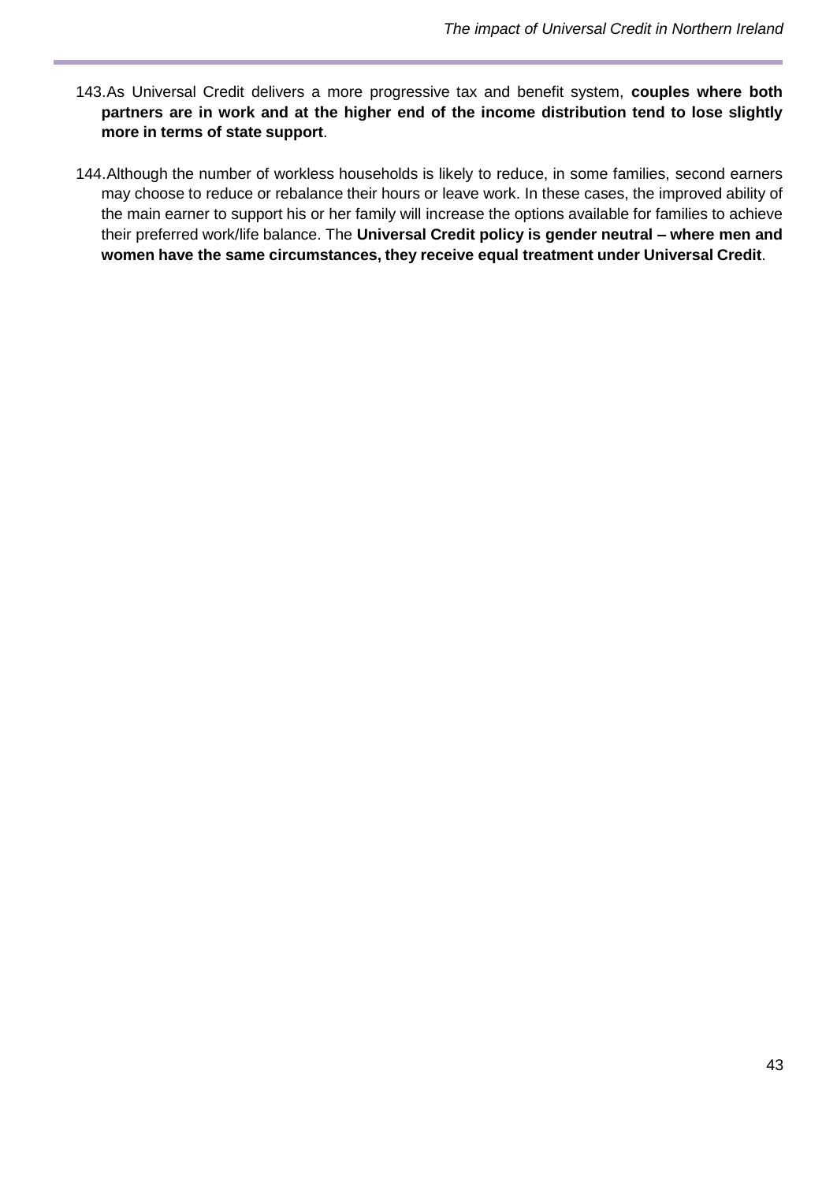143. As Universal Credit delivers a more progressive tax and benefit system, **couples where both partners are in work and at the higher end of the income distribution tend to lose slightly more in terms of state support**.

144. Although the number of workless households is likely to reduce, in some families, second earners may choose to reduce or rebalance their hours or leave work. In these cases, the improved ability of the main earner to support his or her family will increase the options available for families to achieve their preferred work/life balance. The **Universal Credit policy is gender neutral – where men and women have the same circumstances, they receive equal treatment under Universal Credit**.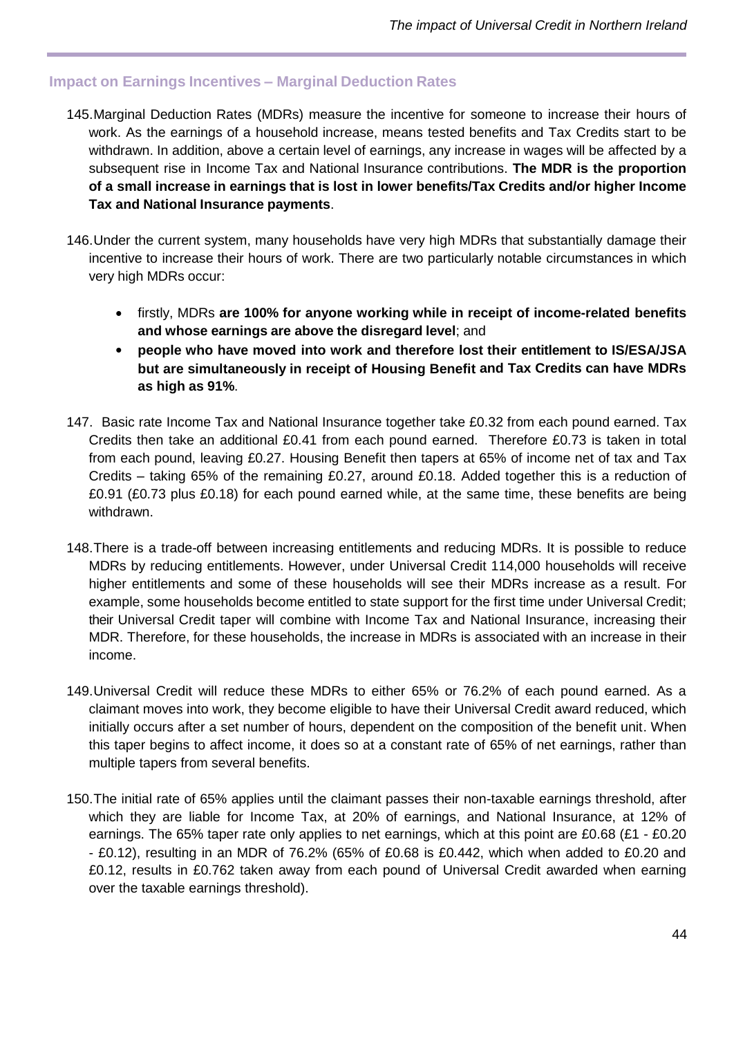## Impact on Earnings Incentives – Marginal Deduction Rates

145. Marginal Deduction Rates (MDRs) measure the incentive for someone to increase their hours of work. As the earnings of a household increase, means tested benefits and Tax Credits start to be withdrawn. In addition, above a certain level of earnings, any increase in wages will be affected by a subsequent rise in Income Tax and National Insurance contributions. **The MDR is the proportion of a small increase in earnings that is lost in lower benefits/Tax Credits and/or higher Income Tax and National Insurance payments**.

146. Under the current system, many households have very high MDRs that substantially damage their incentive to increase their hours of work. There are two particularly notable circumstances in which very high MDRs occur:

- firstly, MDRs **are 100% for anyone working while in receipt of income-related benefits and whose earnings are above the disregard level**; and
- **people who have moved into work and therefore lost their entitlement to IS/ESA/JSA but are simultaneously in receipt of Housing Benefit and Tax Credits can have MDRs as high as 91%**.

147. Basic rate Income Tax and National Insurance together take £0.32 from each pound earned. Tax Credits then take an additional £0.41 from each pound earned. Therefore £0.73 is taken in total from each pound, leaving £0.27. Housing Benefit then tapers at 65% of income net of tax and Tax Credits – taking 65% of the remaining £0.27, around £0.18. Added together this is a reduction of £0.91 (£0.73 plus £0.18) for each pound earned while, at the same time, these benefits are being withdrawn.

148. There is a trade-off between increasing entitlements and reducing MDRs. It is possible to reduce MDRs by reducing entitlements. However, under Universal Credit 114,000 households will receive higher entitlements and some of these households will see their MDRs increase as a result. For example, some households become entitled to state support for the first time under Universal Credit; their Universal Credit taper will combine with Income Tax and National Insurance, increasing their MDR. Therefore, for these households, the increase in MDRs is associated with an increase in their income.

149. Universal Credit will reduce these MDRs to either 65% or 76.2% of each pound earned. As a claimant moves into work, they become eligible to have their Universal Credit award reduced, which initially occurs after a set number of hours, dependent on the composition of the benefit unit. When this taper begins to affect income, it does so at a constant rate of 65% of net earnings, rather than multiple tapers from several benefits.

150. The initial rate of 65% applies until the claimant passes their non-taxable earnings threshold, after which they are liable for Income Tax, at 20% of earnings, and National Insurance, at 12% of earnings. The 65% taper rate only applies to net earnings, which at this point are £0.68 (£1 - £0.20 - £0.12), resulting in an MDR of 76.2% (65% of £0.68 is £0.442, which when added to £0.20 and £0.12, results in £0.762 taken away from each pound of Universal Credit awarded when earning over the taxable earnings threshold).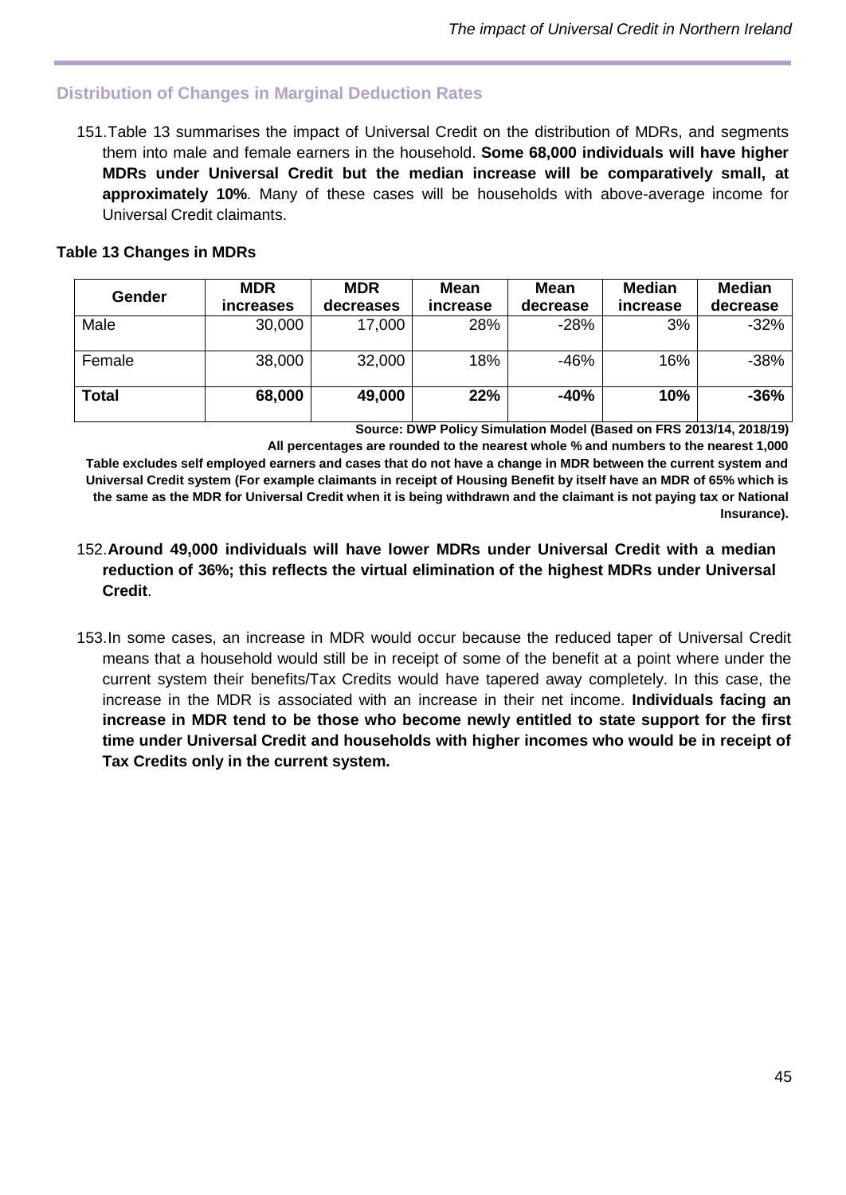## Distribution of Changes in Marginal Deduction Rates

151. Table 13 summarises the impact of Universal Credit on the distribution of MDRs, and segments them into male and female earners in the household. **Some 68,000 individuals will have higher MDRs under Universal Credit but the median increase will be comparatively small, at approximately 10%**. Many of these cases will be households with above-average income for Universal Credit claimants.

**Table 13 Changes in MDRs**

| Gender | MDR increases | MDR decreases | Mean increase | Mean decrease | Median increase | Median decrease |
|---|---|---|---|---|---|---|
| Male | 30,000 | 17,000 | 28% | -28% | 3% | -32% |
| Female | 38,000 | 32,000 | 18% | -46% | 16% | -38% |
| **Total** | **68,000** | **49,000** | **22%** | **-40%** | **10%** | **-36%** |

**Source: DWP Policy Simulation Model (Based on FRS 2013/14, 2018/19)**

**All percentages are rounded to the nearest whole % and numbers to the nearest 1,000**

**Table excludes self employed earners and cases that do not have a change in MDR between the current system and Universal Credit system (For example claimants in receipt of Housing Benefit by itself have an MDR of 65% which is the same as the MDR for Universal Credit when it is being withdrawn and the claimant is not paying tax or National Insurance).**

152. **Around 49,000 individuals will have lower MDRs under Universal Credit with a median reduction of 36%; this reflects the virtual elimination of the highest MDRs under Universal Credit**.

153. In some cases, an increase in MDR would occur because the reduced taper of Universal Credit means that a household would still be in receipt of some of the benefit at a point where under the current system their benefits/Tax Credits would have tapered away completely. In this case, the increase in the MDR is associated with an increase in their net income. **Individuals facing an increase in MDR tend to be those who become newly entitled to state support for the first time under Universal Credit and households with higher incomes who would be in receipt of Tax Credits only in the current system.**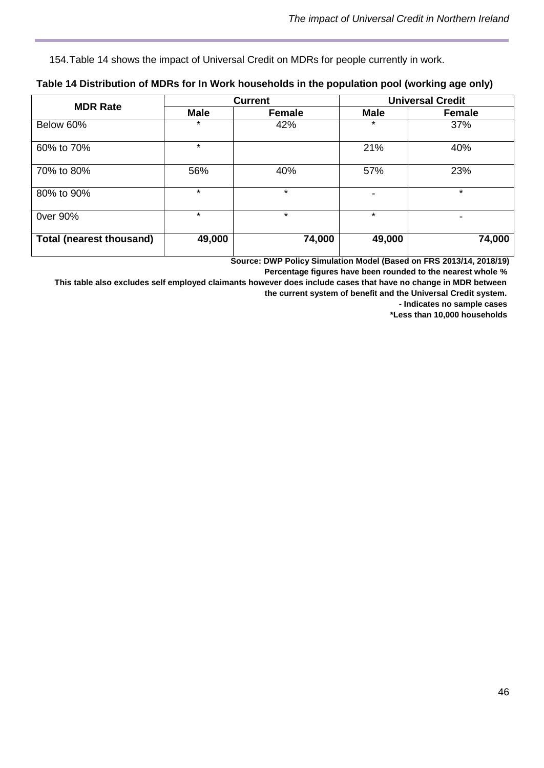154.Table 14 shows the impact of Universal Credit on MDRs for people currently in work.

**Table 14 Distribution of MDRs for In Work households in the population pool (working age only)**

| MDR Rate | Current | | Universal Credit | |
|---|---|---|---|---|
| | Male | Female | Male | Female |
| Below 60% | * | 42% | * | 37% |
| 60% to 70% | * | | 21% | 40% |
| 70% to 80% | 56% | 40% | 57% | 23% |
| 80% to 90% | * | * | - | * |
| 0ver 90% | * | * | * | - |
| **Total (nearest thousand)** | **49,000** | **74,000** | **49,000** | **74,000** |

**Source: DWP Policy Simulation Model (Based on FRS 2013/14, 2018/19)**

**Percentage figures have been rounded to the nearest whole %**

**This table also excludes self employed claimants however does include cases that have no change in MDR between the current system of benefit and the Universal Credit system.**

**- Indicates no sample cases**

**\*Less than 10,000 households**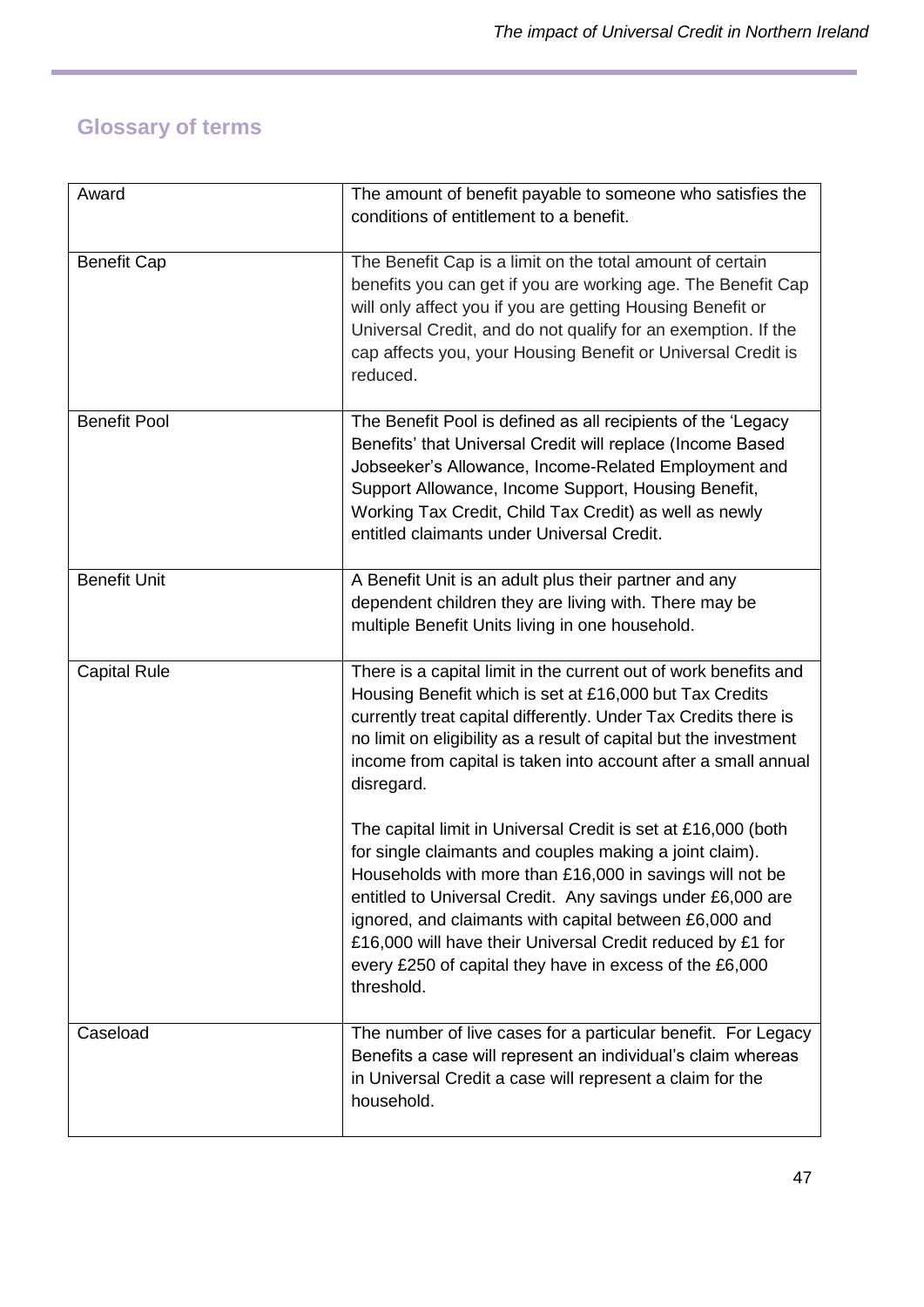## Glossary of terms

| | |
|---|---|
| Award | The amount of benefit payable to someone who satisfies the conditions of entitlement to a benefit. |
| Benefit Cap | The Benefit Cap is a limit on the total amount of certain benefits you can get if you are working age. The Benefit Cap will only affect you if you are getting Housing Benefit or Universal Credit, and do not qualify for an exemption. If the cap affects you, your Housing Benefit or Universal Credit is reduced. |
| Benefit Pool | The Benefit Pool is defined as all recipients of the 'Legacy Benefits' that Universal Credit will replace (Income Based Jobseeker's Allowance, Income-Related Employment and Support Allowance, Income Support, Housing Benefit, Working Tax Credit, Child Tax Credit) as well as newly entitled claimants under Universal Credit. |
| Benefit Unit | A Benefit Unit is an adult plus their partner and any dependent children they are living with. There may be multiple Benefit Units living in one household. |
| Capital Rule | There is a capital limit in the current out of work benefits and Housing Benefit which is set at £16,000 but Tax Credits currently treat capital differently. Under Tax Credits there is no limit on eligibility as a result of capital but the investment income from capital is taken into account after a small annual disregard.<br><br>The capital limit in Universal Credit is set at £16,000 (both for single claimants and couples making a joint claim). Households with more than £16,000 in savings will not be entitled to Universal Credit. Any savings under £6,000 are ignored, and claimants with capital between £6,000 and £16,000 will have their Universal Credit reduced by £1 for every £250 of capital they have in excess of the £6,000 threshold. |
| Caseload | The number of live cases for a particular benefit. For Legacy Benefits a case will represent an individual's claim whereas in Universal Credit a case will represent a claim for the household. |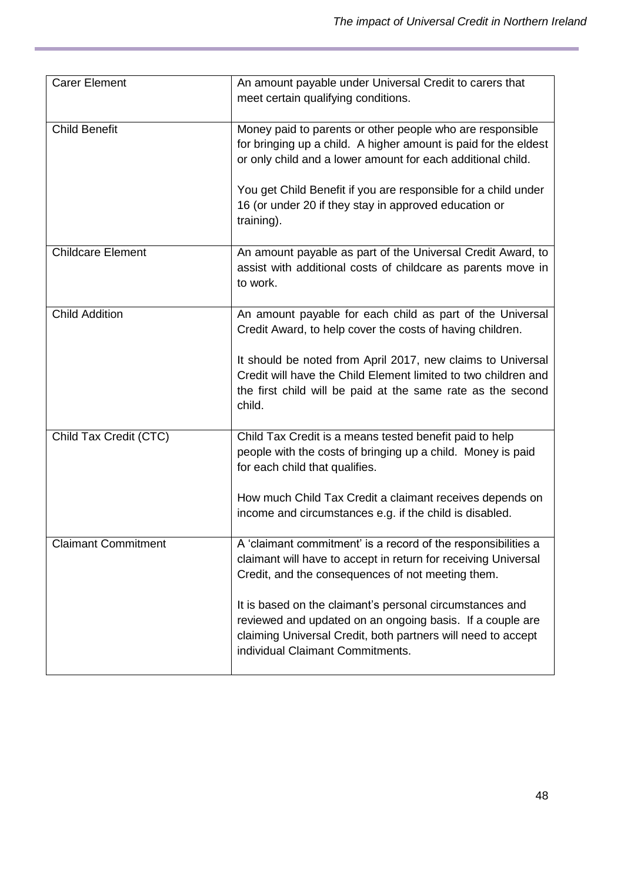| | |
|---|---|
| Carer Element | An amount payable under Universal Credit to carers that meet certain qualifying conditions. |
| Child Benefit | Money paid to parents or other people who are responsible for bringing up a child. A higher amount is paid for the eldest or only child and a lower amount for each additional child.<br><br>You get Child Benefit if you are responsible for a child under 16 (or under 20 if they stay in approved education or training). |
| Childcare Element | An amount payable as part of the Universal Credit Award, to assist with additional costs of childcare as parents move in to work. |
| Child Addition | An amount payable for each child as part of the Universal Credit Award, to help cover the costs of having children.<br><br>It should be noted from April 2017, new claims to Universal Credit will have the Child Element limited to two children and the first child will be paid at the same rate as the second child. |
| Child Tax Credit (CTC) | Child Tax Credit is a means tested benefit paid to help people with the costs of bringing up a child. Money is paid for each child that qualifies.<br><br>How much Child Tax Credit a claimant receives depends on income and circumstances e.g. if the child is disabled. |
| Claimant Commitment | A 'claimant commitment' is a record of the responsibilities a claimant will have to accept in return for receiving Universal Credit, and the consequences of not meeting them.<br><br>It is based on the claimant's personal circumstances and reviewed and updated on an ongoing basis. If a couple are claiming Universal Credit, both partners will need to accept individual Claimant Commitments. |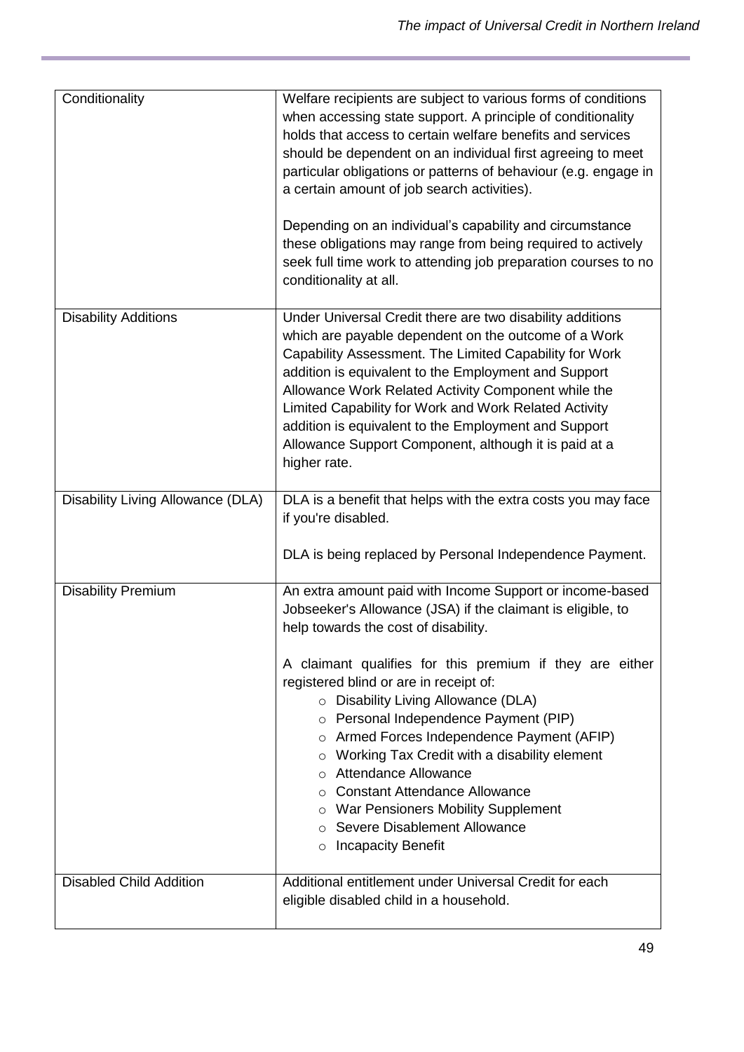| | |
|---|---|
| Conditionality | Welfare recipients are subject to various forms of conditions when accessing state support. A principle of conditionality holds that access to certain welfare benefits and services should be dependent on an individual first agreeing to meet particular obligations or patterns of behaviour (e.g. engage in a certain amount of job search activities).<br><br>Depending on an individual's capability and circumstance these obligations may range from being required to actively seek full time work to attending job preparation courses to no conditionality at all. |
| Disability Additions | Under Universal Credit there are two disability additions which are payable dependent on the outcome of a Work Capability Assessment. The Limited Capability for Work addition is equivalent to the Employment and Support Allowance Work Related Activity Component while the Limited Capability for Work and Work Related Activity addition is equivalent to the Employment and Support Allowance Support Component, although it is paid at a higher rate. |
| Disability Living Allowance (DLA) | DLA is a benefit that helps with the extra costs you may face if you're disabled.<br><br>DLA is being replaced by Personal Independence Payment. |
| Disability Premium | An extra amount paid with Income Support or income-based Jobseeker's Allowance (JSA) if the claimant is eligible, to help towards the cost of disability.<br><br>A claimant qualifies for this premium if they are either registered blind or are in receipt of:<br>o Disability Living Allowance (DLA)<br>o Personal Independence Payment (PIP)<br>o Armed Forces Independence Payment (AFIP)<br>o Working Tax Credit with a disability element<br>o Attendance Allowance<br>o Constant Attendance Allowance<br>o War Pensioners Mobility Supplement<br>o Severe Disablement Allowance<br>o Incapacity Benefit |
| Disabled Child Addition | Additional entitlement under Universal Credit for each eligible disabled child in a household. |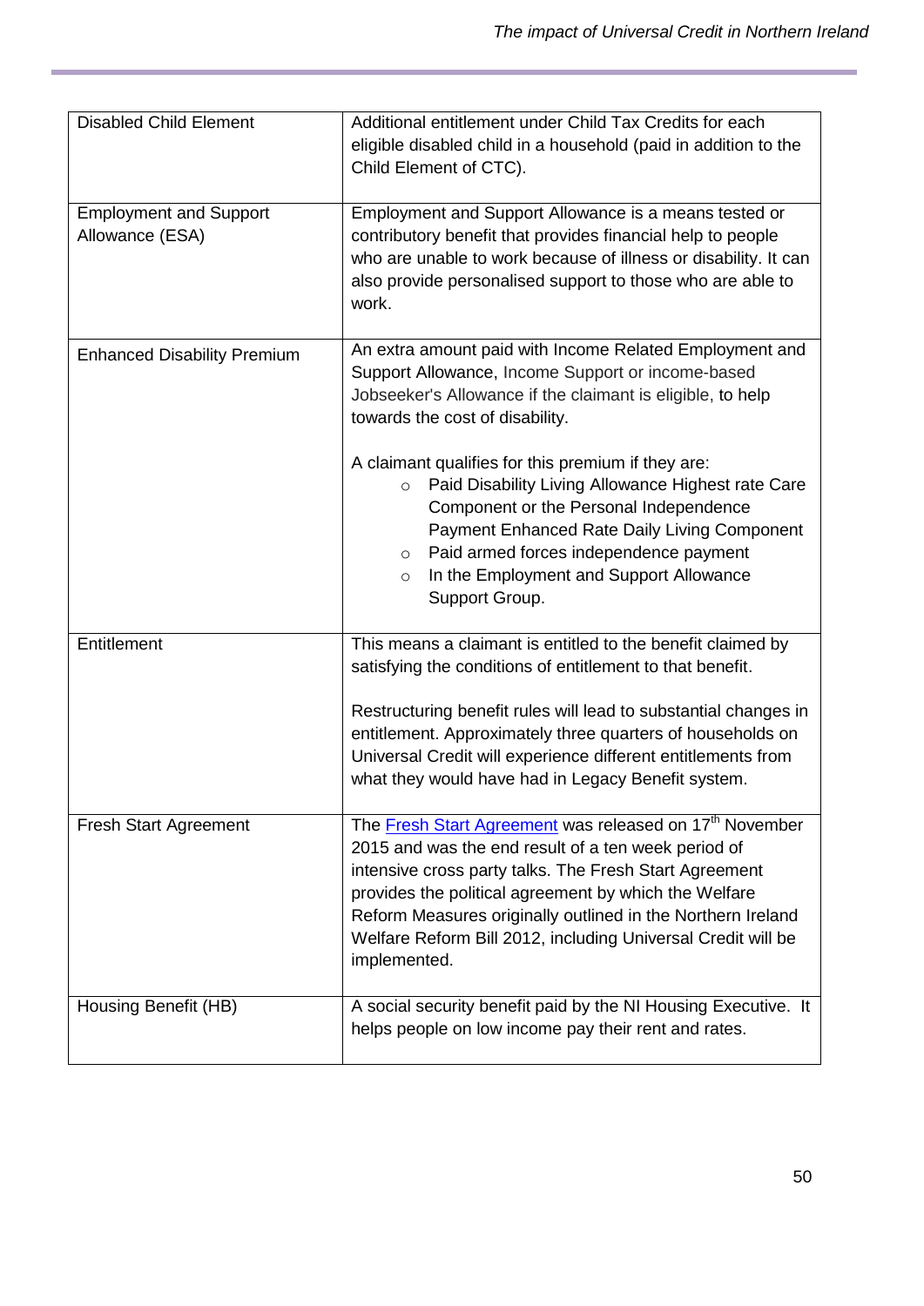| | |
|---|---|
| Disabled Child Element | Additional entitlement under Child Tax Credits for each eligible disabled child in a household (paid in addition to the Child Element of CTC). |
| Employment and Support Allowance (ESA) | Employment and Support Allowance is a means tested or contributory benefit that provides financial help to people who are unable to work because of illness or disability. It can also provide personalised support to those who are able to work. |
| Enhanced Disability Premium | An extra amount paid with Income Related Employment and Support Allowance, Income Support or income-based Jobseeker's Allowance if the claimant is eligible, to help towards the cost of disability.<br><br>A claimant qualifies for this premium if they are:<br>○ Paid Disability Living Allowance Highest rate Care Component or the Personal Independence Payment Enhanced Rate Daily Living Component<br>○ Paid armed forces independence payment<br>○ In the Employment and Support Allowance Support Group. |
| Entitlement | This means a claimant is entitled to the benefit claimed by satisfying the conditions of entitlement to that benefit.<br><br>Restructuring benefit rules will lead to substantial changes in entitlement. Approximately three quarters of households on Universal Credit will experience different entitlements from what they would have had in Legacy Benefit system. |
| Fresh Start Agreement | The Fresh Start Agreement was released on 17th November 2015 and was the end result of a ten week period of intensive cross party talks. The Fresh Start Agreement provides the political agreement by which the Welfare Reform Measures originally outlined in the Northern Ireland Welfare Reform Bill 2012, including Universal Credit will be implemented. |
| Housing Benefit (HB) | A social security benefit paid by the NI Housing Executive. It helps people on low income pay their rent and rates. |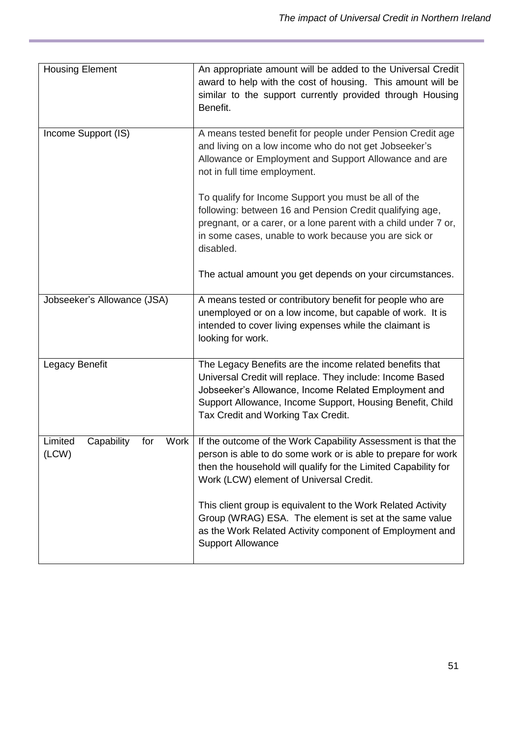| | |
|---|---|
| Housing Element | An appropriate amount will be added to the Universal Credit award to help with the cost of housing. This amount will be similar to the support currently provided through Housing Benefit. |
| Income Support (IS) | A means tested benefit for people under Pension Credit age and living on a low income who do not get Jobseeker's Allowance or Employment and Support Allowance and are not in full time employment.<br><br>To qualify for Income Support you must be all of the following: between 16 and Pension Credit qualifying age, pregnant, or a carer, or a lone parent with a child under 7 or, in some cases, unable to work because you are sick or disabled.<br><br>The actual amount you get depends on your circumstances. |
| Jobseeker's Allowance (JSA) | A means tested or contributory benefit for people who are unemployed or on a low income, but capable of work. It is intended to cover living expenses while the claimant is looking for work. |
| Legacy Benefit | The Legacy Benefits are the income related benefits that Universal Credit will replace. They include: Income Based Jobseeker's Allowance, Income Related Employment and Support Allowance, Income Support, Housing Benefit, Child Tax Credit and Working Tax Credit. |
| Limited Capability for Work (LCW) | If the outcome of the Work Capability Assessment is that the person is able to do some work or is able to prepare for work then the household will qualify for the Limited Capability for Work (LCW) element of Universal Credit.<br><br>This client group is equivalent to the Work Related Activity Group (WRAG) ESA. The element is set at the same value as the Work Related Activity component of Employment and Support Allowance |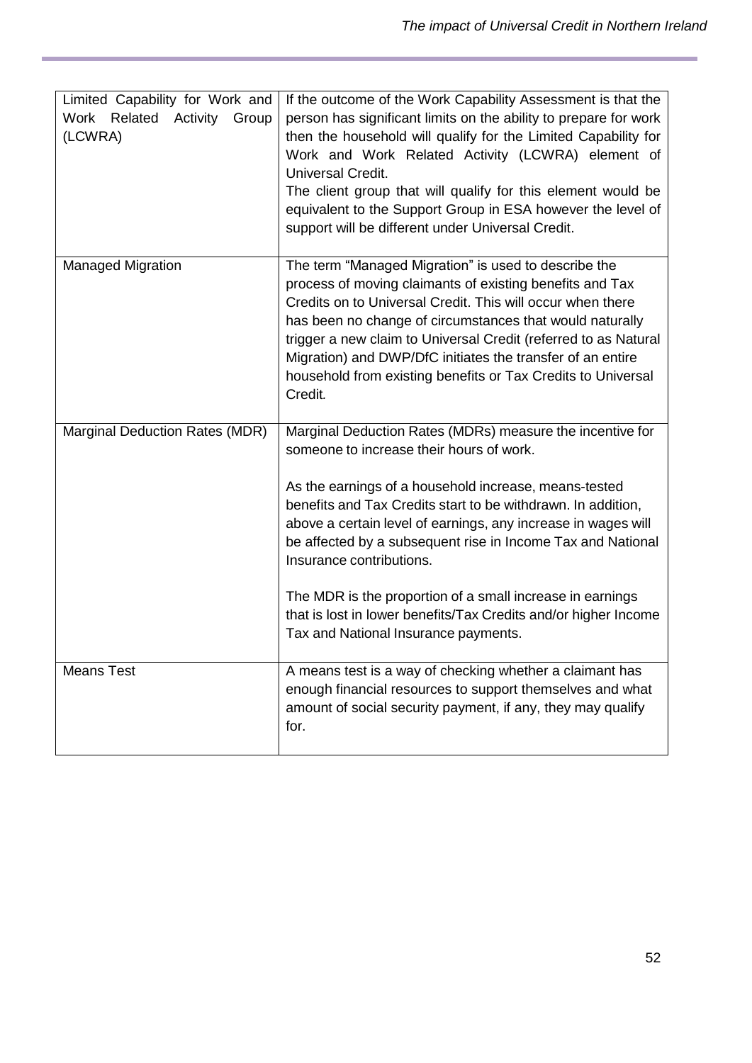| | |
|---|---|
| Limited Capability for Work and Work Related Activity Group (LCWRA) | If the outcome of the Work Capability Assessment is that the person has significant limits on the ability to prepare for work then the household will qualify for the Limited Capability for Work and Work Related Activity (LCWRA) element of Universal Credit.<br>The client group that will qualify for this element would be equivalent to the Support Group in ESA however the level of support will be different under Universal Credit. |
| Managed Migration | The term "Managed Migration" is used to describe the process of moving claimants of existing benefits and Tax Credits on to Universal Credit. This will occur when there has been no change of circumstances that would naturally trigger a new claim to Universal Credit (referred to as Natural Migration) and DWP/DfC initiates the transfer of an entire household from existing benefits or Tax Credits to Universal Credit. |
| Marginal Deduction Rates (MDR) | Marginal Deduction Rates (MDRs) measure the incentive for someone to increase their hours of work.<br><br>As the earnings of a household increase, means-tested benefits and Tax Credits start to be withdrawn. In addition, above a certain level of earnings, any increase in wages will be affected by a subsequent rise in Income Tax and National Insurance contributions.<br><br>The MDR is the proportion of a small increase in earnings that is lost in lower benefits/Tax Credits and/or higher Income Tax and National Insurance payments. |
| Means Test | A means test is a way of checking whether a claimant has enough financial resources to support themselves and what amount of social security payment, if any, they may qualify for. |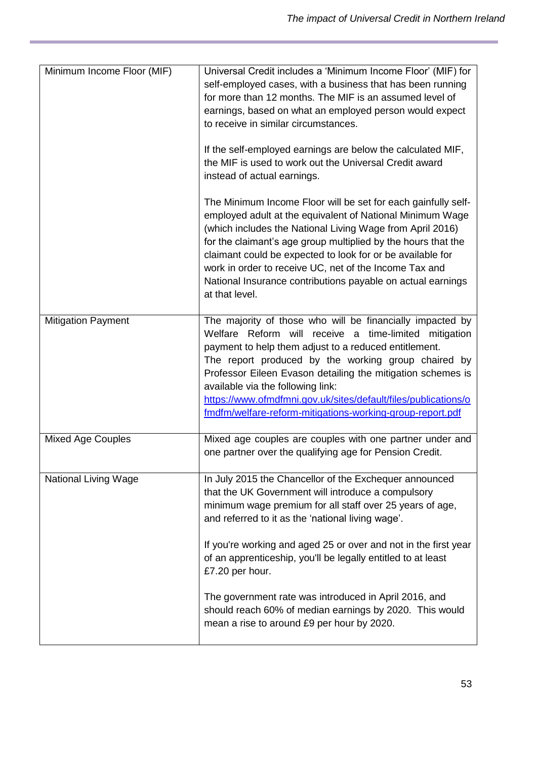| | |
|---|---|
| Minimum Income Floor (MIF) | Universal Credit includes a 'Minimum Income Floor' (MIF) for self-employed cases, with a business that has been running for more than 12 months. The MIF is an assumed level of earnings, based on what an employed person would expect to receive in similar circumstances.<br><br>If the self-employed earnings are below the calculated MIF, the MIF is used to work out the Universal Credit award instead of actual earnings.<br><br>The Minimum Income Floor will be set for each gainfully self-employed adult at the equivalent of National Minimum Wage (which includes the National Living Wage from April 2016) for the claimant's age group multiplied by the hours that the claimant could be expected to look for or be available for work in order to receive UC, net of the Income Tax and National Insurance contributions payable on actual earnings at that level. |
| Mitigation Payment | The majority of those who will be financially impacted by Welfare Reform will receive a time-limited mitigation payment to help them adjust to a reduced entitlement.<br>The report produced by the working group chaired by Professor Eileen Evason detailing the mitigation schemes is available via the following link:<br>[https://www.ofmdfmni.gov.uk/sites/default/files/publications/ofmdfm/welfare-reform-mitigations-working-group-report.pdf](https://www.ofmdfmni.gov.uk/sites/default/files/publications/ofmdfm/welfare-reform-mitigations-working-group-report.pdf) |
| Mixed Age Couples | Mixed age couples are couples with one partner under and one partner over the qualifying age for Pension Credit. |
| National Living Wage | In July 2015 the Chancellor of the Exchequer announced that the UK Government will introduce a compulsory minimum wage premium for all staff over 25 years of age, and referred to it as the 'national living wage'.<br><br>If you're working and aged 25 or over and not in the first year of an apprenticeship, you'll be legally entitled to at least £7.20 per hour.<br><br>The government rate was introduced in April 2016, and should reach 60% of median earnings by 2020. This would mean a rise to around £9 per hour by 2020. |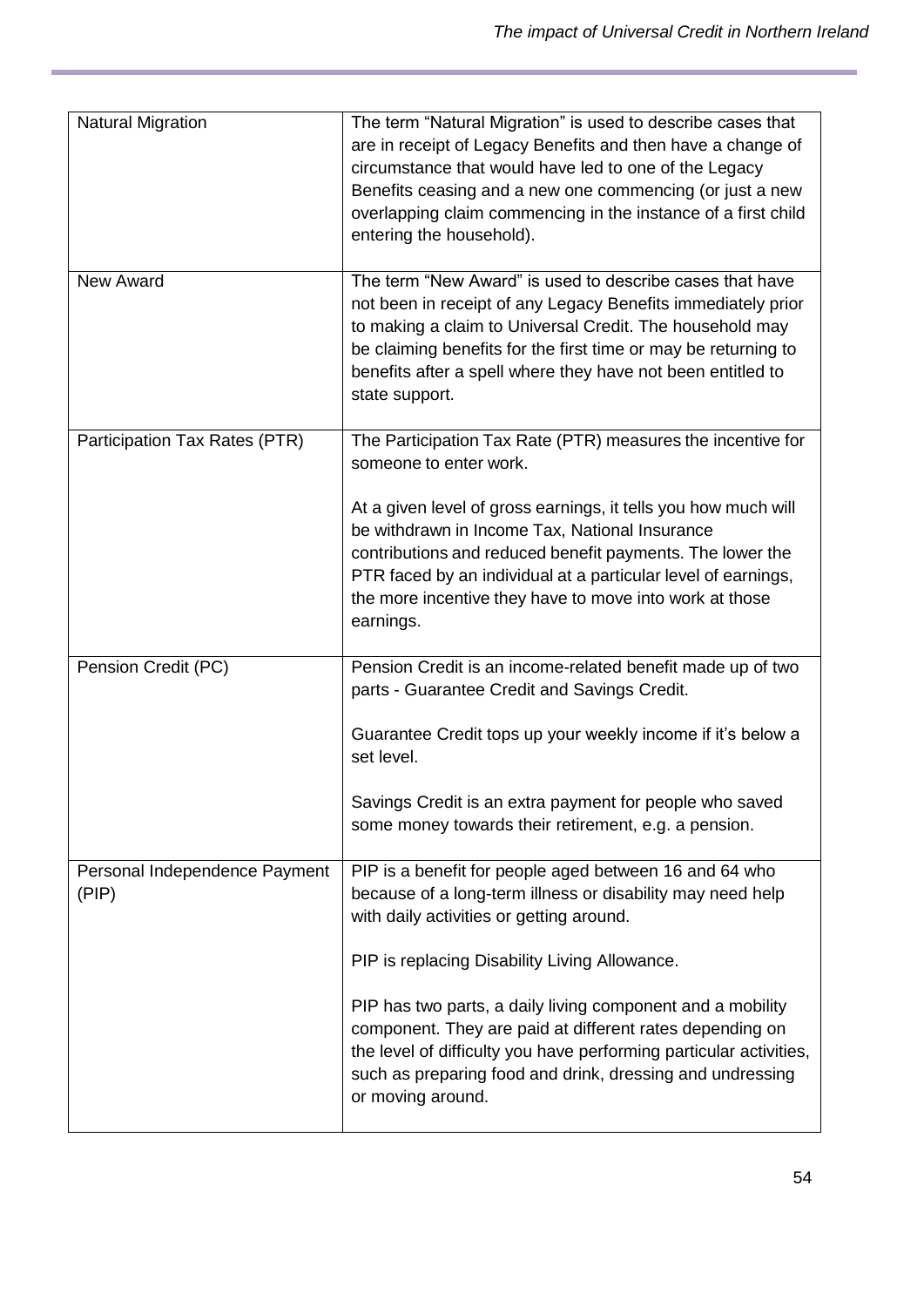| | |
|---|---|
| Natural Migration | The term "Natural Migration" is used to describe cases that are in receipt of Legacy Benefits and then have a change of circumstance that would have led to one of the Legacy Benefits ceasing and a new one commencing (or just a new overlapping claim commencing in the instance of a first child entering the household). |
| New Award | The term "New Award" is used to describe cases that have not been in receipt of any Legacy Benefits immediately prior to making a claim to Universal Credit. The household may be claiming benefits for the first time or may be returning to benefits after a spell where they have not been entitled to state support. |
| Participation Tax Rates (PTR) | The Participation Tax Rate (PTR) measures the incentive for someone to enter work.<br><br>At a given level of gross earnings, it tells you how much will be withdrawn in Income Tax, National Insurance contributions and reduced benefit payments. The lower the PTR faced by an individual at a particular level of earnings, the more incentive they have to move into work at those earnings. |
| Pension Credit (PC) | Pension Credit is an income-related benefit made up of two parts - Guarantee Credit and Savings Credit.<br><br>Guarantee Credit tops up your weekly income if it's below a set level.<br><br>Savings Credit is an extra payment for people who saved some money towards their retirement, e.g. a pension. |
| Personal Independence Payment (PIP) | PIP is a benefit for people aged between 16 and 64 who because of a long-term illness or disability may need help with daily activities or getting around.<br><br>PIP is replacing Disability Living Allowance.<br><br>PIP has two parts, a daily living component and a mobility component. They are paid at different rates depending on the level of difficulty you have performing particular activities, such as preparing food and drink, dressing and undressing or moving around. |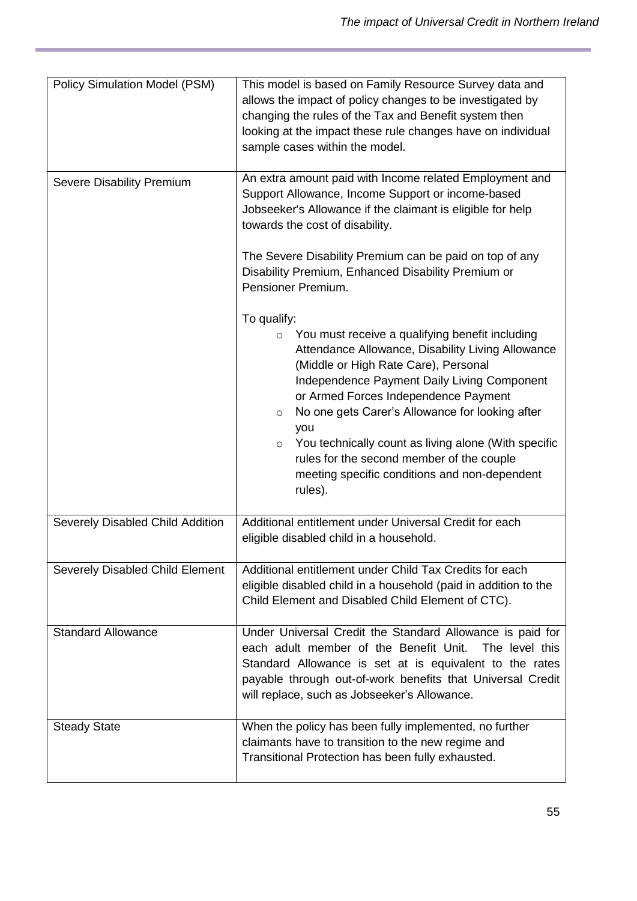| | |
|---|---|
| Policy Simulation Model (PSM) | This model is based on Family Resource Survey data and allows the impact of policy changes to be investigated by changing the rules of the Tax and Benefit system then looking at the impact these rule changes have on individual sample cases within the model. |
| Severe Disability Premium | An extra amount paid with Income related Employment and Support Allowance, Income Support or income-based Jobseeker's Allowance if the claimant is eligible for help towards the cost of disability.<br><br>The Severe Disability Premium can be paid on top of any Disability Premium, Enhanced Disability Premium or Pensioner Premium.<br><br>To qualify:<br>o You must receive a qualifying benefit including Attendance Allowance, Disability Living Allowance (Middle or High Rate Care), Personal Independence Payment Daily Living Component or Armed Forces Independence Payment<br>o No one gets Carer's Allowance for looking after you<br>o You technically count as living alone (With specific rules for the second member of the couple meeting specific conditions and non-dependent rules). |
| Severely Disabled Child Addition | Additional entitlement under Universal Credit for each eligible disabled child in a household. |
| Severely Disabled Child Element | Additional entitlement under Child Tax Credits for each eligible disabled child in a household (paid in addition to the Child Element and Disabled Child Element of CTC). |
| Standard Allowance | Under Universal Credit the Standard Allowance is paid for each adult member of the Benefit Unit. The level this Standard Allowance is set at is equivalent to the rates payable through out-of-work benefits that Universal Credit will replace, such as Jobseeker's Allowance. |
| Steady State | When the policy has been fully implemented, no further claimants have to transition to the new regime and Transitional Protection has been fully exhausted. |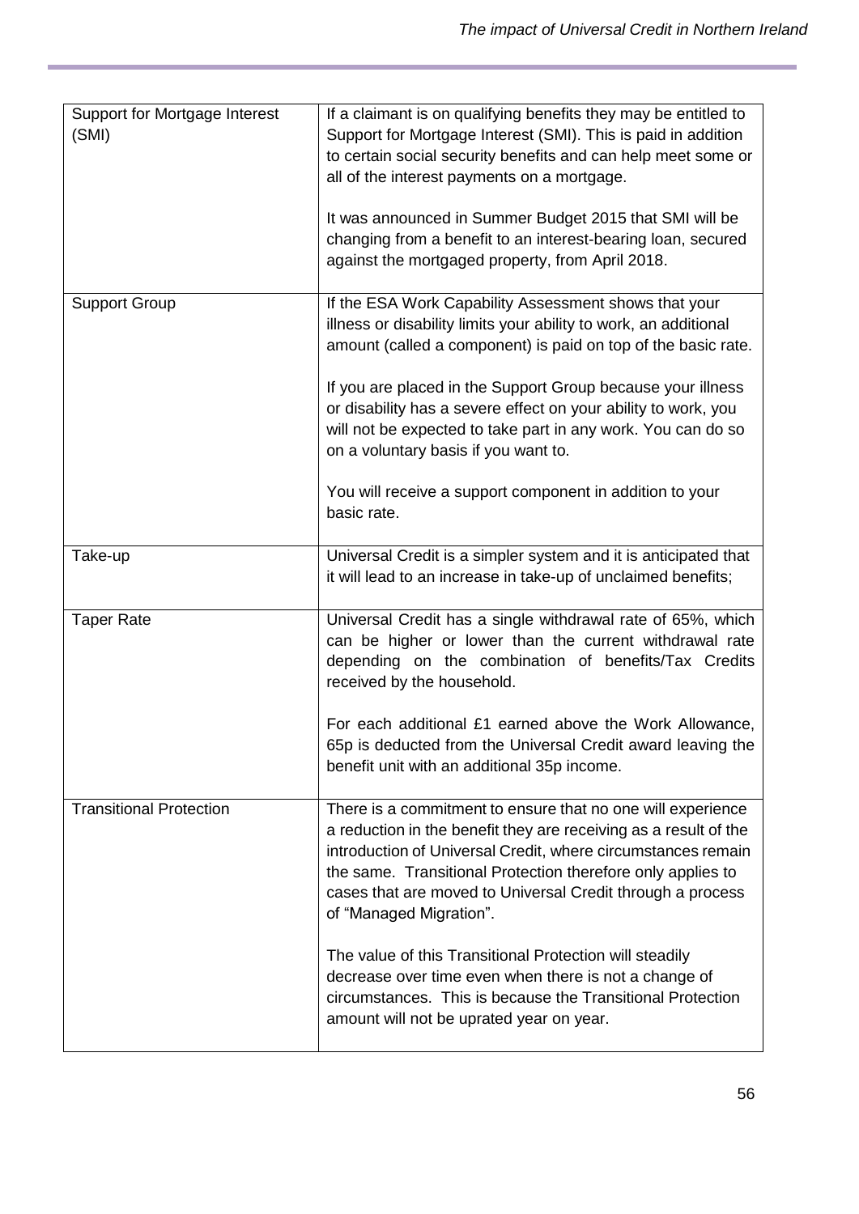| | |
|---|---|
| Support for Mortgage Interest (SMI) | If a claimant is on qualifying benefits they may be entitled to Support for Mortgage Interest (SMI). This is paid in addition to certain social security benefits and can help meet some or all of the interest payments on a mortgage.<br><br>It was announced in Summer Budget 2015 that SMI will be changing from a benefit to an interest-bearing loan, secured against the mortgaged property, from April 2018. |
| Support Group | If the ESA Work Capability Assessment shows that your illness or disability limits your ability to work, an additional amount (called a component) is paid on top of the basic rate.<br><br>If you are placed in the Support Group because your illness or disability has a severe effect on your ability to work, you will not be expected to take part in any work. You can do so on a voluntary basis if you want to.<br><br>You will receive a support component in addition to your basic rate. |
| Take-up | Universal Credit is a simpler system and it is anticipated that it will lead to an increase in take-up of unclaimed benefits; |
| Taper Rate | Universal Credit has a single withdrawal rate of 65%, which can be higher or lower than the current withdrawal rate depending on the combination of benefits/Tax Credits received by the household.<br><br>For each additional £1 earned above the Work Allowance, 65p is deducted from the Universal Credit award leaving the benefit unit with an additional 35p income. |
| Transitional Protection | There is a commitment to ensure that no one will experience a reduction in the benefit they are receiving as a result of the introduction of Universal Credit, where circumstances remain the same. Transitional Protection therefore only applies to cases that are moved to Universal Credit through a process of "Managed Migration".<br><br>The value of this Transitional Protection will steadily decrease over time even when there is not a change of circumstances. This is because the Transitional Protection amount will not be uprated year on year. |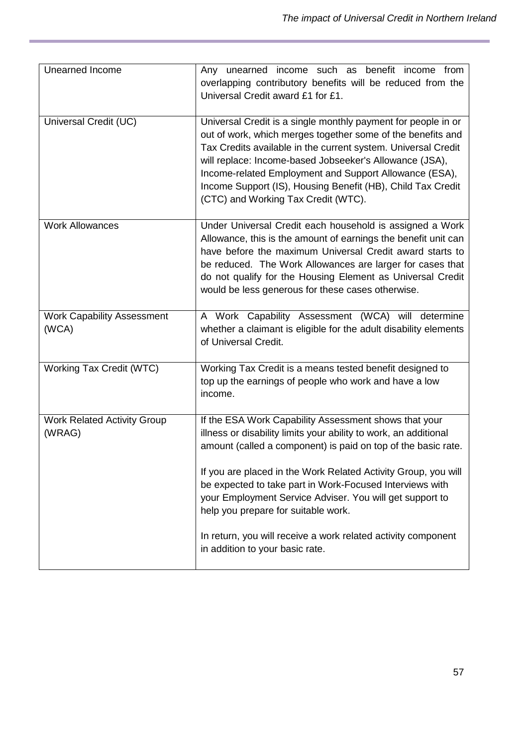| | |
|---|---|
| Unearned Income | Any unearned income such as benefit income from overlapping contributory benefits will be reduced from the Universal Credit award £1 for £1. |
| Universal Credit (UC) | Universal Credit is a single monthly payment for people in or out of work, which merges together some of the benefits and Tax Credits available in the current system. Universal Credit will replace: Income-based Jobseeker's Allowance (JSA), Income-related Employment and Support Allowance (ESA), Income Support (IS), Housing Benefit (HB), Child Tax Credit (CTC) and Working Tax Credit (WTC). |
| Work Allowances | Under Universal Credit each household is assigned a Work Allowance, this is the amount of earnings the benefit unit can have before the maximum Universal Credit award starts to be reduced. The Work Allowances are larger for cases that do not qualify for the Housing Element as Universal Credit would be less generous for these cases otherwise. |
| Work Capability Assessment (WCA) | A Work Capability Assessment (WCA) will determine whether a claimant is eligible for the adult disability elements of Universal Credit. |
| Working Tax Credit (WTC) | Working Tax Credit is a means tested benefit designed to top up the earnings of people who work and have a low income. |
| Work Related Activity Group (WRAG) | If the ESA Work Capability Assessment shows that your illness or disability limits your ability to work, an additional amount (called a component) is paid on top of the basic rate.<br><br>If you are placed in the Work Related Activity Group, you will be expected to take part in Work-Focused Interviews with your Employment Service Adviser. You will get support to help you prepare for suitable work.<br><br>In return, you will receive a work related activity component in addition to your basic rate. |